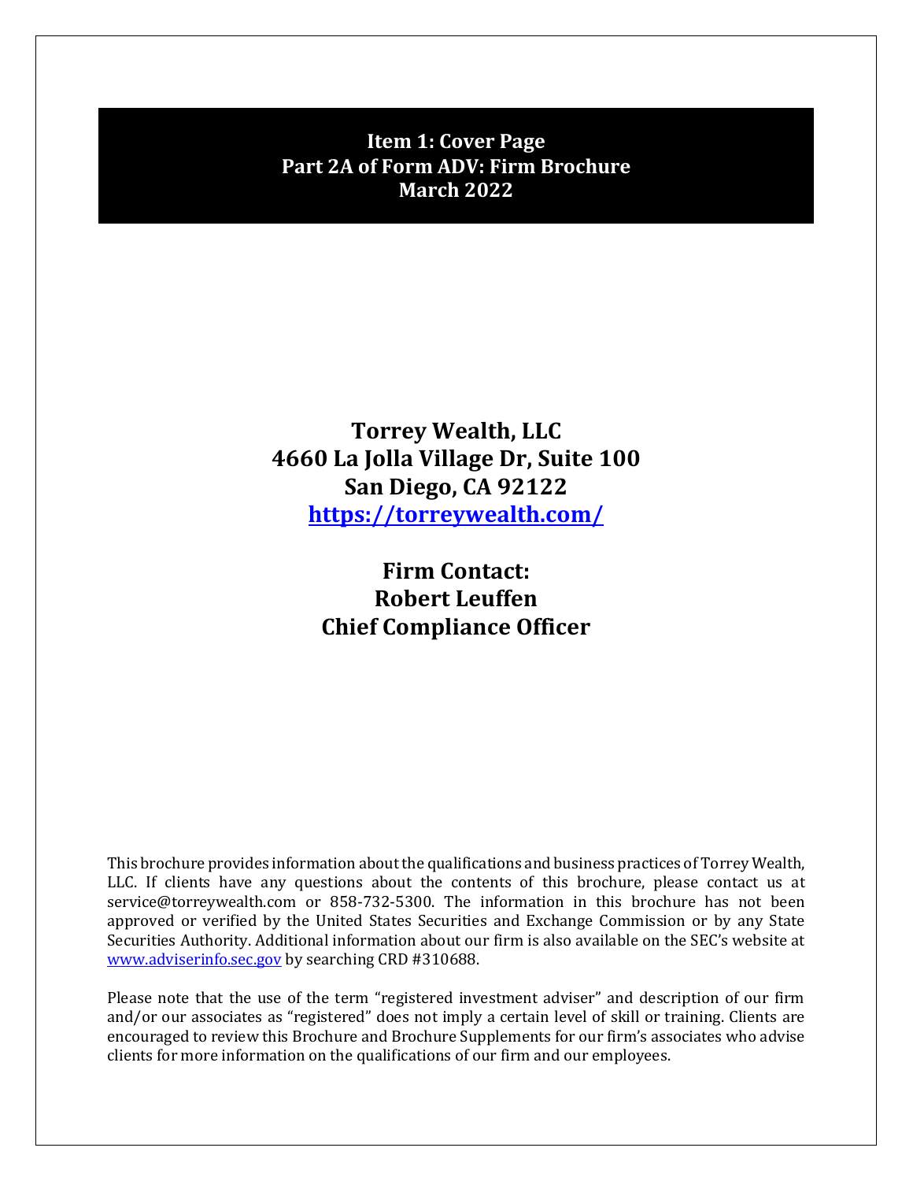# Item 1: Cover Page
## Part 2A of Form ADV: Firm Brochure
## March 2022

**Torrey Wealth, LLC**
**4660 La Jolla Village Dr, Suite 100**
**San Diego, CA 92122**
**https://torreywealth.com/**

**Firm Contact:**
**Robert Leuffen**
**Chief Compliance Officer**

This brochure provides information about the qualifications and business practices of Torrey Wealth, LLC. If clients have any questions about the contents of this brochure, please contact us at service@torreywealth.com or 858-732-5300. The information in this brochure has not been approved or verified by the United States Securities and Exchange Commission or by any State Securities Authority. Additional information about our firm is also available on the SEC's website at www.adviserinfo.sec.gov by searching CRD #310688.

Please note that the use of the term "registered investment adviser" and description of our firm and/or our associates as "registered" does not imply a certain level of skill or training. Clients are encouraged to review this Brochure and Brochure Supplements for our firm's associates who advise clients for more information on the qualifications of our firm and our employees.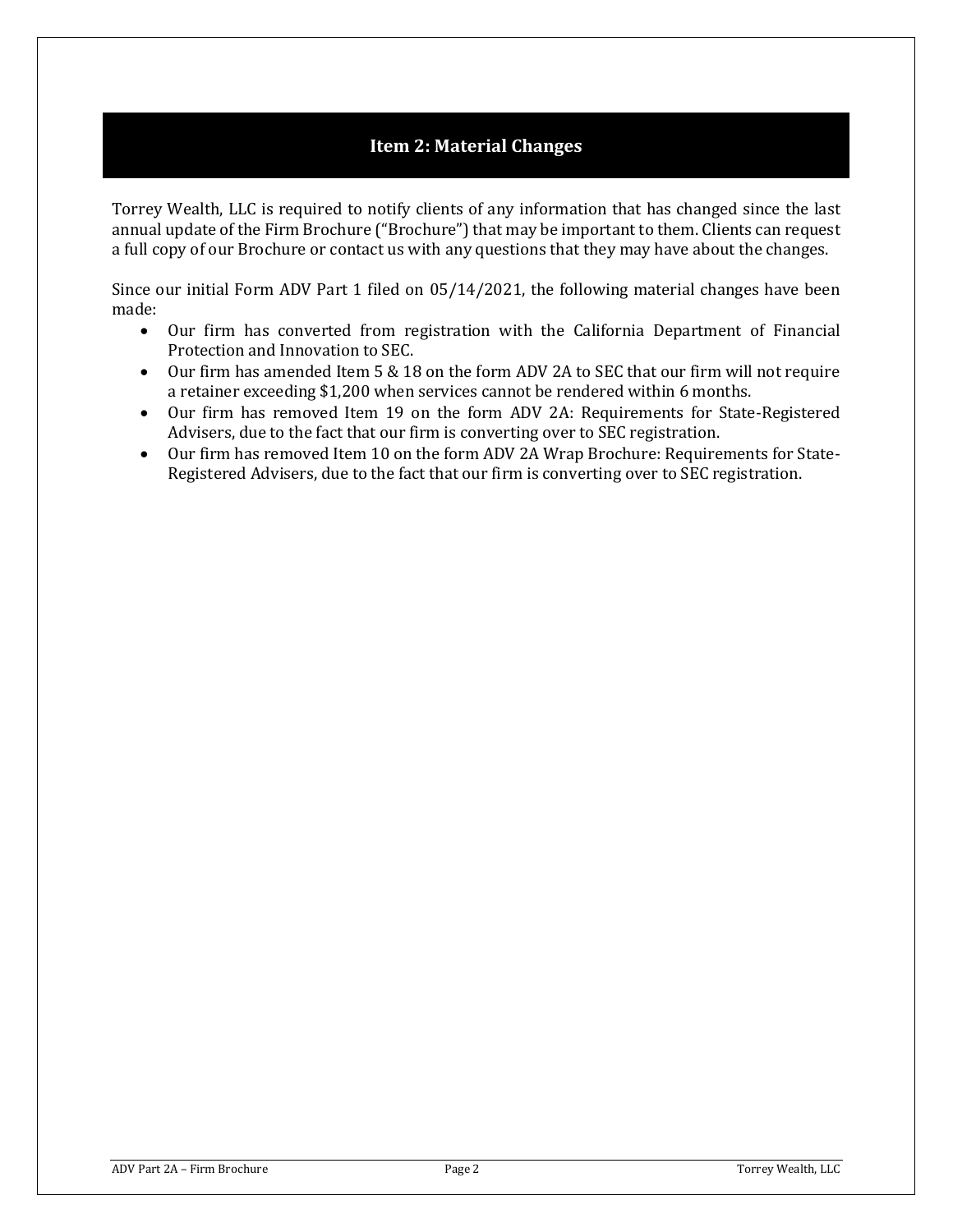## Item 2: Material Changes

Torrey Wealth, LLC is required to notify clients of any information that has changed since the last annual update of the Firm Brochure ("Brochure") that may be important to them. Clients can request a full copy of our Brochure or contact us with any questions that they may have about the changes.

Since our initial Form ADV Part 1 filed on 05/14/2021, the following material changes have been made:

- Our firm has converted from registration with the California Department of Financial Protection and Innovation to SEC.
- Our firm has amended Item 5 & 18 on the form ADV 2A to SEC that our firm will not require a retainer exceeding $1,200 when services cannot be rendered within 6 months.
- Our firm has removed Item 19 on the form ADV 2A: Requirements for State-Registered Advisers, due to the fact that our firm is converting over to SEC registration.
- Our firm has removed Item 10 on the form ADV 2A Wrap Brochure: Requirements for State-Registered Advisers, due to the fact that our firm is converting over to SEC registration.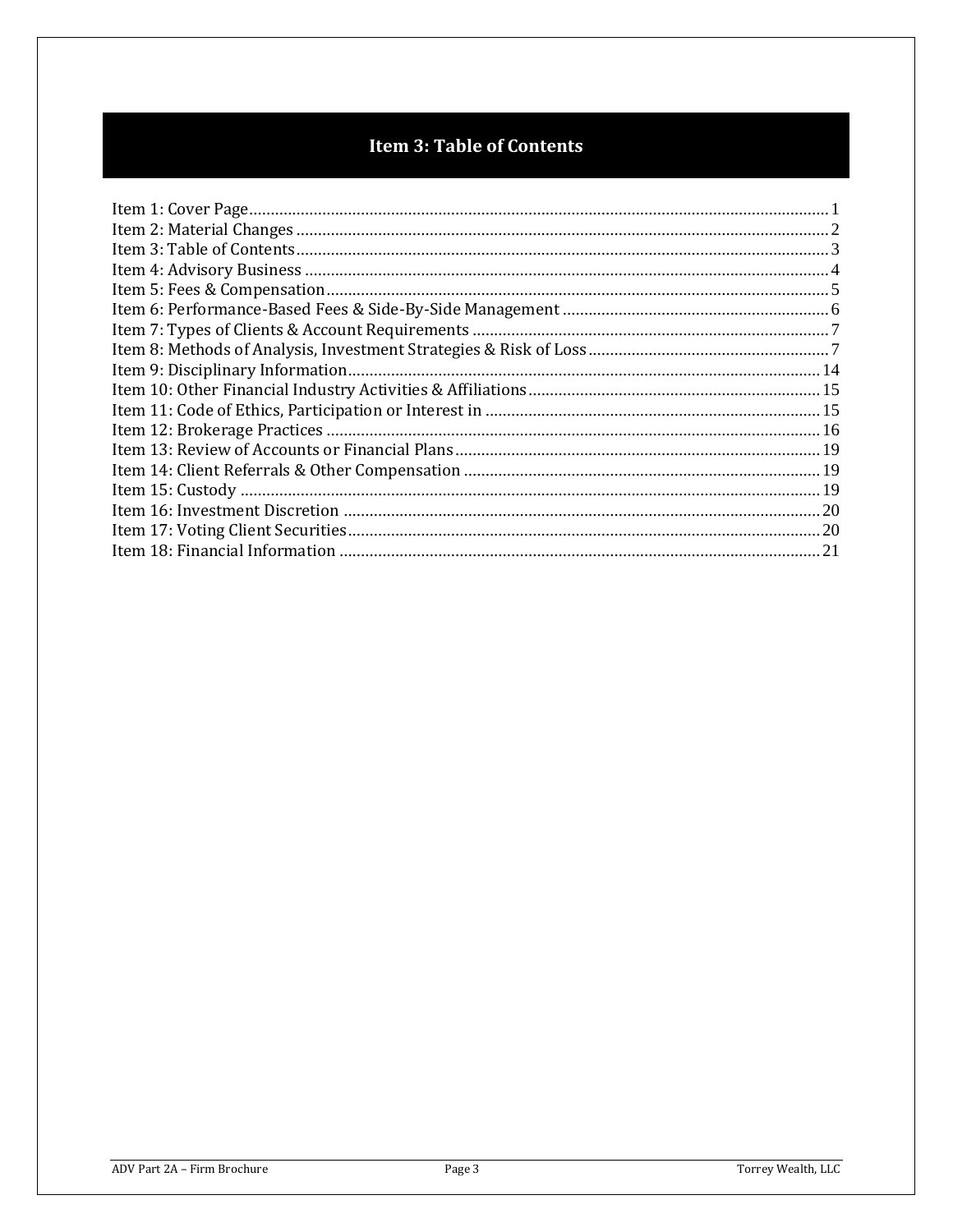## Item 3: Table of Contents

Item 1: Cover Page....................................................................................................................................... 1
Item 2: Material Changes ............................................................................................................................ 2
Item 3: Table of Contents............................................................................................................................ 3
Item 4: Advisory Business .......................................................................................................................... 4
Item 5: Fees & Compensation..................................................................................................................... 5
Item 6: Performance-Based Fees & Side-By-Side Management ............................................................. 6
Item 7: Types of Clients & Account Requirements .................................................................................. 7
Item 8: Methods of Analysis, Investment Strategies & Risk of Loss........................................................ 7
Item 9: Disciplinary Information............................................................................................................. 14
Item 10: Other Financial Industry Activities & Affiliations................................................................... 15
Item 11: Code of Ethics, Participation or Interest in ............................................................................. 15
Item 12: Brokerage Practices ................................................................................................................... 16
Item 13: Review of Accounts or Financial Plans.................................................................................... 19
Item 14: Client Referrals & Other Compensation .................................................................................. 19
Item 15: Custody ....................................................................................................................................... 19
Item 16: Investment Discretion ............................................................................................................... 20
Item 17: Voting Client Securities............................................................................................................. 20
Item 18: Financial Information ............................................................................................................... 21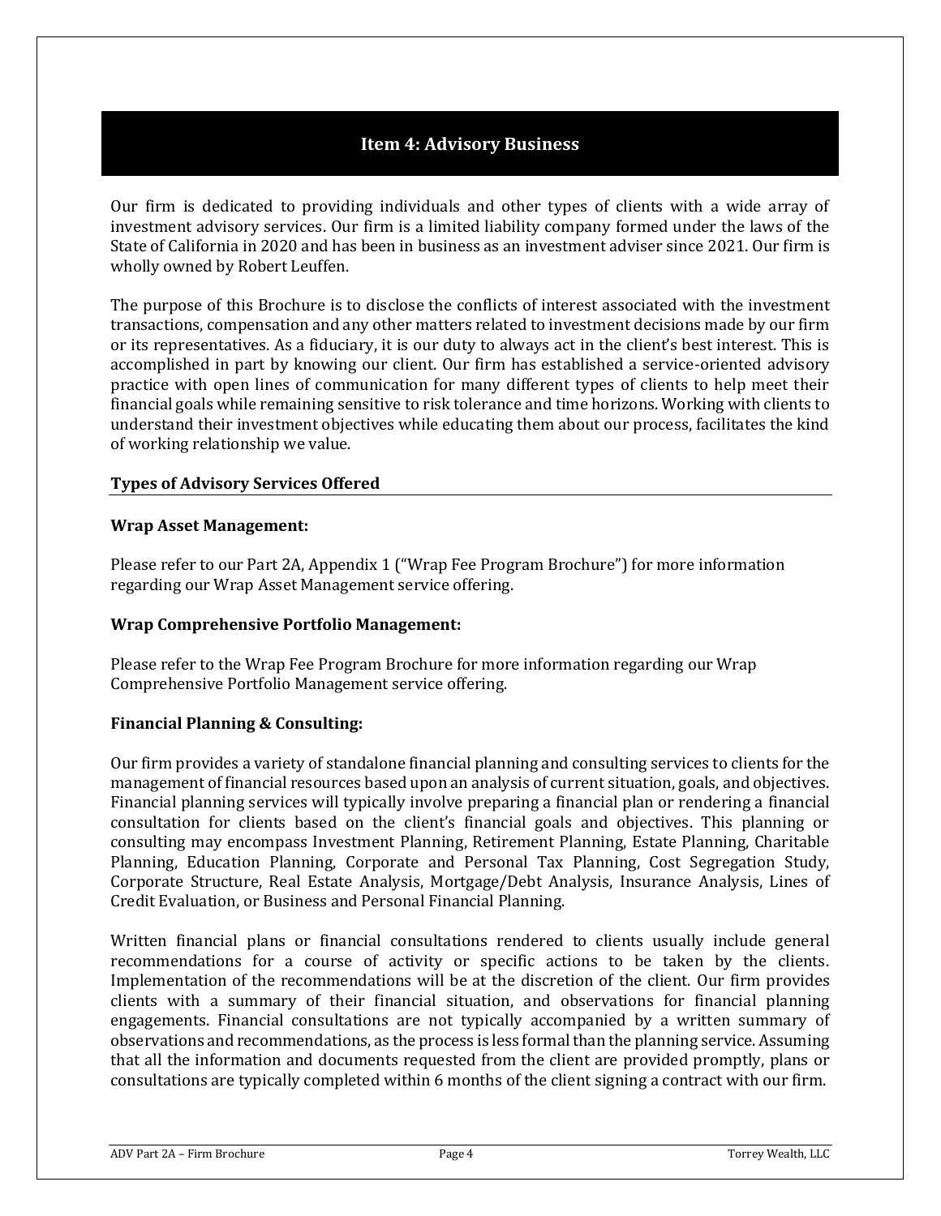## Item 4: Advisory Business

Our firm is dedicated to providing individuals and other types of clients with a wide array of investment advisory services. Our firm is a limited liability company formed under the laws of the State of California in 2020 and has been in business as an investment adviser since 2021. Our firm is wholly owned by Robert Leuffen.

The purpose of this Brochure is to disclose the conflicts of interest associated with the investment transactions, compensation and any other matters related to investment decisions made by our firm or its representatives. As a fiduciary, it is our duty to always act in the client's best interest. This is accomplished in part by knowing our client. Our firm has established a service-oriented advisory practice with open lines of communication for many different types of clients to help meet their financial goals while remaining sensitive to risk tolerance and time horizons. Working with clients to understand their investment objectives while educating them about our process, facilitates the kind of working relationship we value.

### Types of Advisory Services Offered

**Wrap Asset Management:**

Please refer to our Part 2A, Appendix 1 ("Wrap Fee Program Brochure") for more information regarding our Wrap Asset Management service offering.

**Wrap Comprehensive Portfolio Management:**

Please refer to the Wrap Fee Program Brochure for more information regarding our Wrap Comprehensive Portfolio Management service offering.

**Financial Planning & Consulting:**

Our firm provides a variety of standalone financial planning and consulting services to clients for the management of financial resources based upon an analysis of current situation, goals, and objectives. Financial planning services will typically involve preparing a financial plan or rendering a financial consultation for clients based on the client's financial goals and objectives. This planning or consulting may encompass Investment Planning, Retirement Planning, Estate Planning, Charitable Planning, Education Planning, Corporate and Personal Tax Planning, Cost Segregation Study, Corporate Structure, Real Estate Analysis, Mortgage/Debt Analysis, Insurance Analysis, Lines of Credit Evaluation, or Business and Personal Financial Planning.

Written financial plans or financial consultations rendered to clients usually include general recommendations for a course of activity or specific actions to be taken by the clients. Implementation of the recommendations will be at the discretion of the client. Our firm provides clients with a summary of their financial situation, and observations for financial planning engagements. Financial consultations are not typically accompanied by a written summary of observations and recommendations, as the process is less formal than the planning service. Assuming that all the information and documents requested from the client are provided promptly, plans or consultations are typically completed within 6 months of the client signing a contract with our firm.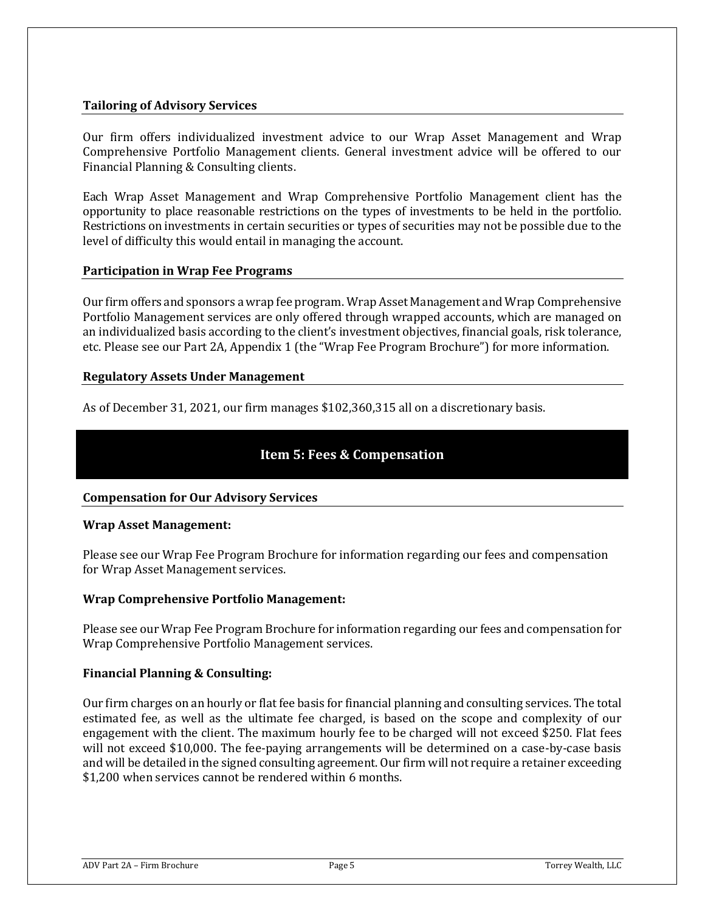### Tailoring of Advisory Services

Our firm offers individualized investment advice to our Wrap Asset Management and Wrap Comprehensive Portfolio Management clients. General investment advice will be offered to our Financial Planning & Consulting clients.

Each Wrap Asset Management and Wrap Comprehensive Portfolio Management client has the opportunity to place reasonable restrictions on the types of investments to be held in the portfolio. Restrictions on investments in certain securities or types of securities may not be possible due to the level of difficulty this would entail in managing the account.

### Participation in Wrap Fee Programs

Our firm offers and sponsors a wrap fee program. Wrap Asset Management and Wrap Comprehensive Portfolio Management services are only offered through wrapped accounts, which are managed on an individualized basis according to the client's investment objectives, financial goals, risk tolerance, etc. Please see our Part 2A, Appendix 1 (the "Wrap Fee Program Brochure") for more information.

### Regulatory Assets Under Management

As of December 31, 2021, our firm manages $102,360,315 all on a discretionary basis.

## Item 5: Fees & Compensation

### Compensation for Our Advisory Services

**Wrap Asset Management:**

Please see our Wrap Fee Program Brochure for information regarding our fees and compensation for Wrap Asset Management services.

**Wrap Comprehensive Portfolio Management:**

Please see our Wrap Fee Program Brochure for information regarding our fees and compensation for Wrap Comprehensive Portfolio Management services.

**Financial Planning & Consulting:**

Our firm charges on an hourly or flat fee basis for financial planning and consulting services. The total estimated fee, as well as the ultimate fee charged, is based on the scope and complexity of our engagement with the client. The maximum hourly fee to be charged will not exceed $250. Flat fees will not exceed $10,000. The fee-paying arrangements will be determined on a case-by-case basis and will be detailed in the signed consulting agreement. Our firm will not require a retainer exceeding $1,200 when services cannot be rendered within 6 months.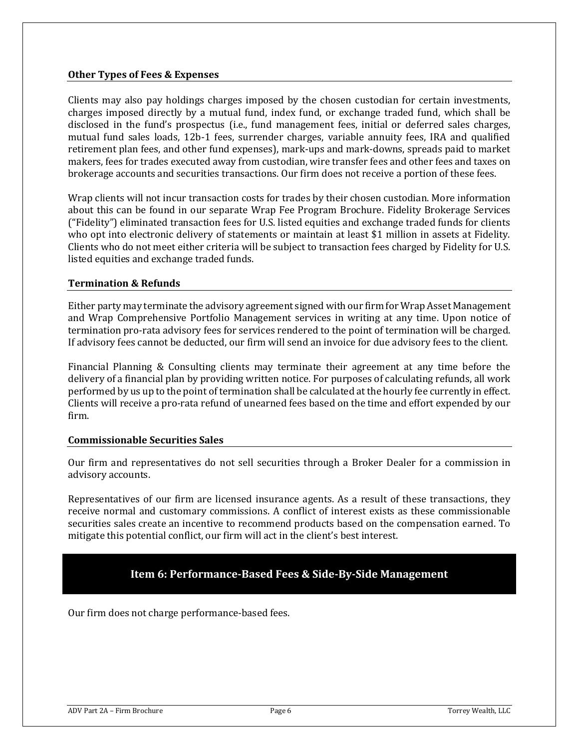### Other Types of Fees & Expenses

Clients may also pay holdings charges imposed by the chosen custodian for certain investments, charges imposed directly by a mutual fund, index fund, or exchange traded fund, which shall be disclosed in the fund's prospectus (i.e., fund management fees, initial or deferred sales charges, mutual fund sales loads, 12b-1 fees, surrender charges, variable annuity fees, IRA and qualified retirement plan fees, and other fund expenses), mark-ups and mark-downs, spreads paid to market makers, fees for trades executed away from custodian, wire transfer fees and other fees and taxes on brokerage accounts and securities transactions. Our firm does not receive a portion of these fees.

Wrap clients will not incur transaction costs for trades by their chosen custodian. More information about this can be found in our separate Wrap Fee Program Brochure. Fidelity Brokerage Services ("Fidelity") eliminated transaction fees for U.S. listed equities and exchange traded funds for clients who opt into electronic delivery of statements or maintain at least $1 million in assets at Fidelity. Clients who do not meet either criteria will be subject to transaction fees charged by Fidelity for U.S. listed equities and exchange traded funds.

### Termination & Refunds

Either party may terminate the advisory agreement signed with our firm for Wrap Asset Management and Wrap Comprehensive Portfolio Management services in writing at any time. Upon notice of termination pro-rata advisory fees for services rendered to the point of termination will be charged. If advisory fees cannot be deducted, our firm will send an invoice for due advisory fees to the client.

Financial Planning & Consulting clients may terminate their agreement at any time before the delivery of a financial plan by providing written notice. For purposes of calculating refunds, all work performed by us up to the point of termination shall be calculated at the hourly fee currently in effect. Clients will receive a pro-rata refund of unearned fees based on the time and effort expended by our firm.

### Commissionable Securities Sales

Our firm and representatives do not sell securities through a Broker Dealer for a commission in advisory accounts.

Representatives of our firm are licensed insurance agents. As a result of these transactions, they receive normal and customary commissions. A conflict of interest exists as these commissionable securities sales create an incentive to recommend products based on the compensation earned. To mitigate this potential conflict, our firm will act in the client's best interest.

## Item 6: Performance-Based Fees & Side-By-Side Management

Our firm does not charge performance-based fees.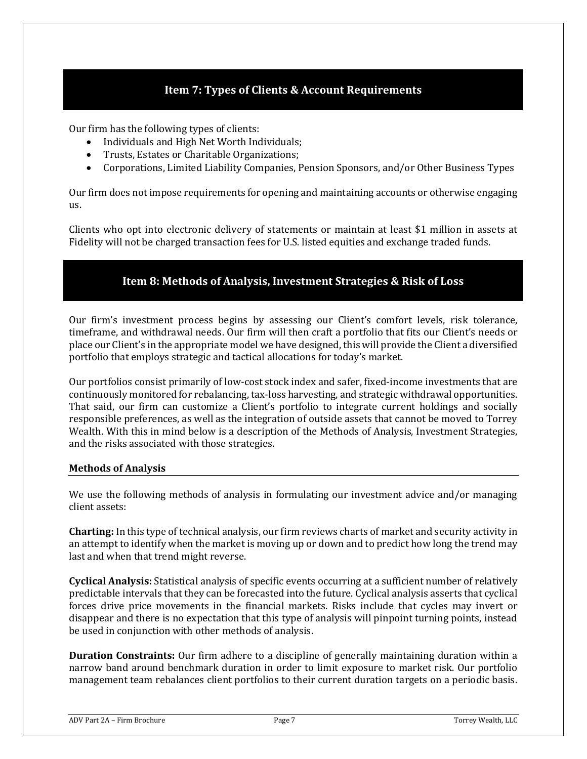## Item 7: Types of Clients & Account Requirements

Our firm has the following types of clients:

- Individuals and High Net Worth Individuals;
- Trusts, Estates or Charitable Organizations;
- Corporations, Limited Liability Companies, Pension Sponsors, and/or Other Business Types

Our firm does not impose requirements for opening and maintaining accounts or otherwise engaging us.

Clients who opt into electronic delivery of statements or maintain at least $1 million in assets at Fidelity will not be charged transaction fees for U.S. listed equities and exchange traded funds.

## Item 8: Methods of Analysis, Investment Strategies & Risk of Loss

Our firm's investment process begins by assessing our Client's comfort levels, risk tolerance, timeframe, and withdrawal needs. Our firm will then craft a portfolio that fits our Client's needs or place our Client's in the appropriate model we have designed, this will provide the Client a diversified portfolio that employs strategic and tactical allocations for today's market.

Our portfolios consist primarily of low-cost stock index and safer, fixed-income investments that are continuously monitored for rebalancing, tax-loss harvesting, and strategic withdrawal opportunities. That said, our firm can customize a Client's portfolio to integrate current holdings and socially responsible preferences, as well as the integration of outside assets that cannot be moved to Torrey Wealth. With this in mind below is a description of the Methods of Analysis, Investment Strategies, and the risks associated with those strategies.

### Methods of Analysis

We use the following methods of analysis in formulating our investment advice and/or managing client assets:

**Charting:** In this type of technical analysis, our firm reviews charts of market and security activity in an attempt to identify when the market is moving up or down and to predict how long the trend may last and when that trend might reverse.

**Cyclical Analysis:** Statistical analysis of specific events occurring at a sufficient number of relatively predictable intervals that they can be forecasted into the future. Cyclical analysis asserts that cyclical forces drive price movements in the financial markets. Risks include that cycles may invert or disappear and there is no expectation that this type of analysis will pinpoint turning points, instead be used in conjunction with other methods of analysis.

**Duration Constraints:** Our firm adhere to a discipline of generally maintaining duration within a narrow band around benchmark duration in order to limit exposure to market risk. Our portfolio management team rebalances client portfolios to their current duration targets on a periodic basis.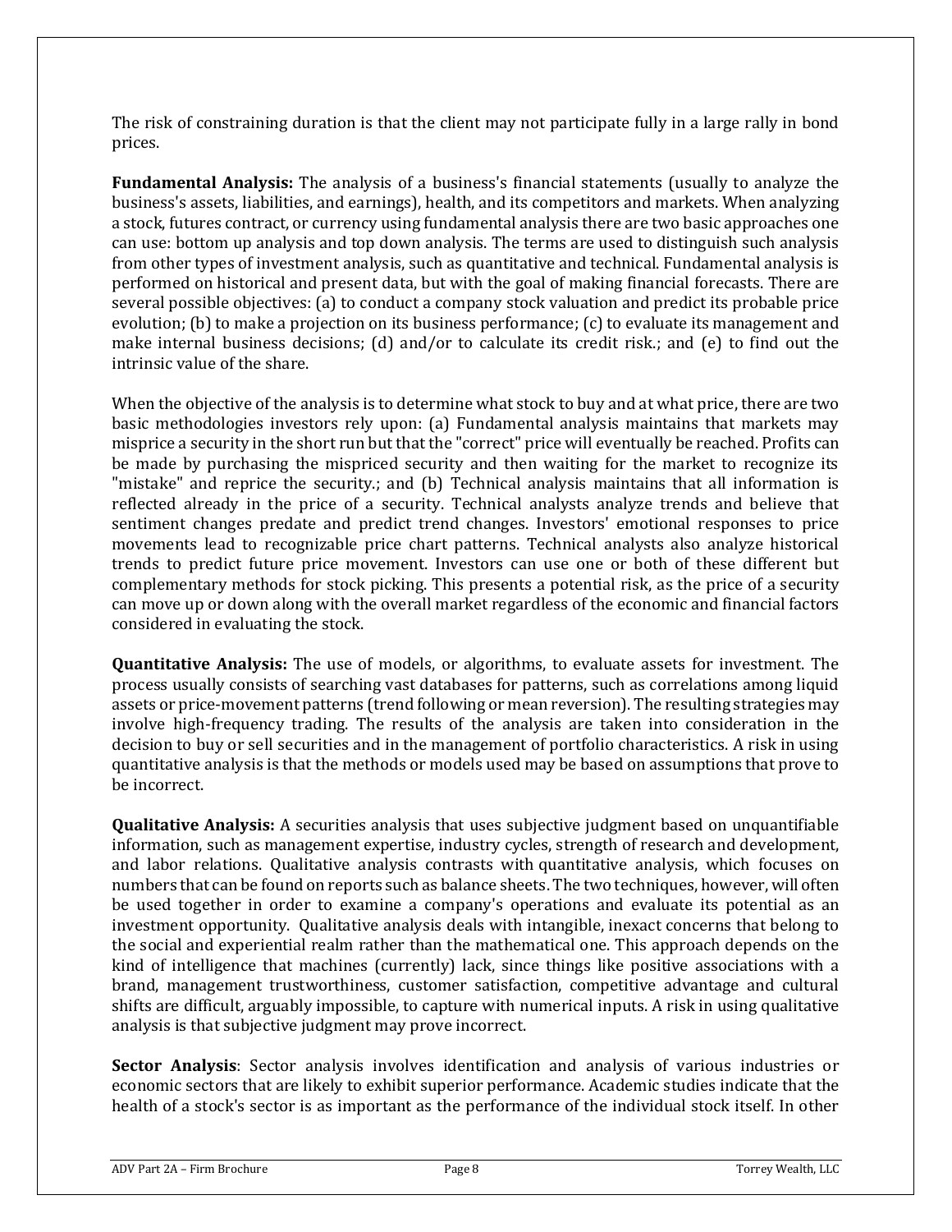The risk of constraining duration is that the client may not participate fully in a large rally in bond prices.

**Fundamental Analysis:** The analysis of a business's financial statements (usually to analyze the business's assets, liabilities, and earnings), health, and its competitors and markets. When analyzing a stock, futures contract, or currency using fundamental analysis there are two basic approaches one can use: bottom up analysis and top down analysis. The terms are used to distinguish such analysis from other types of investment analysis, such as quantitative and technical. Fundamental analysis is performed on historical and present data, but with the goal of making financial forecasts. There are several possible objectives: (a) to conduct a company stock valuation and predict its probable price evolution; (b) to make a projection on its business performance; (c) to evaluate its management and make internal business decisions; (d) and/or to calculate its credit risk.; and (e) to find out the intrinsic value of the share.

When the objective of the analysis is to determine what stock to buy and at what price, there are two basic methodologies investors rely upon: (a) Fundamental analysis maintains that markets may misprice a security in the short run but that the "correct" price will eventually be reached. Profits can be made by purchasing the mispriced security and then waiting for the market to recognize its "mistake" and reprice the security.; and (b) Technical analysis maintains that all information is reflected already in the price of a security. Technical analysts analyze trends and believe that sentiment changes predate and predict trend changes. Investors' emotional responses to price movements lead to recognizable price chart patterns. Technical analysts also analyze historical trends to predict future price movement. Investors can use one or both of these different but complementary methods for stock picking. This presents a potential risk, as the price of a security can move up or down along with the overall market regardless of the economic and financial factors considered in evaluating the stock.

**Quantitative Analysis:** The use of models, or algorithms, to evaluate assets for investment. The process usually consists of searching vast databases for patterns, such as correlations among liquid assets or price-movement patterns (trend following or mean reversion). The resulting strategies may involve high-frequency trading. The results of the analysis are taken into consideration in the decision to buy or sell securities and in the management of portfolio characteristics. A risk in using quantitative analysis is that the methods or models used may be based on assumptions that prove to be incorrect.

**Qualitative Analysis:** A securities analysis that uses subjective judgment based on unquantifiable information, such as management expertise, industry cycles, strength of research and development, and labor relations. Qualitative analysis contrasts with quantitative analysis, which focuses on numbers that can be found on reports such as balance sheets. The two techniques, however, will often be used together in order to examine a company's operations and evaluate its potential as an investment opportunity. Qualitative analysis deals with intangible, inexact concerns that belong to the social and experiential realm rather than the mathematical one. This approach depends on the kind of intelligence that machines (currently) lack, since things like positive associations with a brand, management trustworthiness, customer satisfaction, competitive advantage and cultural shifts are difficult, arguably impossible, to capture with numerical inputs. A risk in using qualitative analysis is that subjective judgment may prove incorrect.

**Sector Analysis**: Sector analysis involves identification and analysis of various industries or economic sectors that are likely to exhibit superior performance. Academic studies indicate that the health of a stock's sector is as important as the performance of the individual stock itself. In other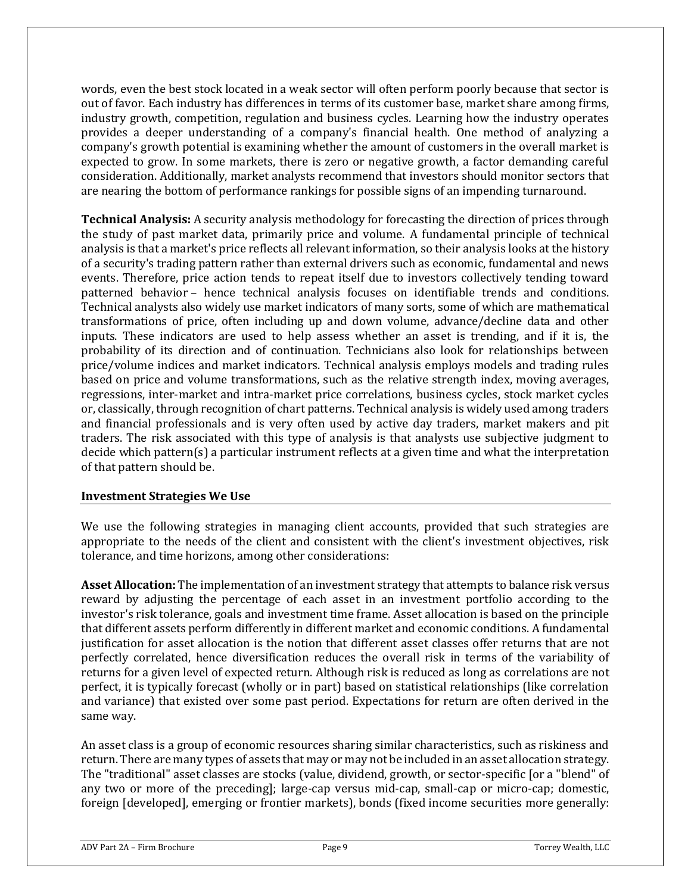words, even the best stock located in a weak sector will often perform poorly because that sector is out of favor. Each industry has differences in terms of its customer base, market share among firms, industry growth, competition, regulation and business cycles. Learning how the industry operates provides a deeper understanding of a company's financial health. One method of analyzing a company's growth potential is examining whether the amount of customers in the overall market is expected to grow. In some markets, there is zero or negative growth, a factor demanding careful consideration. Additionally, market analysts recommend that investors should monitor sectors that are nearing the bottom of performance rankings for possible signs of an impending turnaround.

**Technical Analysis:** A security analysis methodology for forecasting the direction of prices through the study of past market data, primarily price and volume. A fundamental principle of technical analysis is that a market's price reflects all relevant information, so their analysis looks at the history of a security's trading pattern rather than external drivers such as economic, fundamental and news events. Therefore, price action tends to repeat itself due to investors collectively tending toward patterned behavior – hence technical analysis focuses on identifiable trends and conditions. Technical analysts also widely use market indicators of many sorts, some of which are mathematical transformations of price, often including up and down volume, advance/decline data and other inputs. These indicators are used to help assess whether an asset is trending, and if it is, the probability of its direction and of continuation. Technicians also look for relationships between price/volume indices and market indicators. Technical analysis employs models and trading rules based on price and volume transformations, such as the relative strength index, moving averages, regressions, inter-market and intra-market price correlations, business cycles, stock market cycles or, classically, through recognition of chart patterns. Technical analysis is widely used among traders and financial professionals and is very often used by active day traders, market makers and pit traders. The risk associated with this type of analysis is that analysts use subjective judgment to decide which pattern(s) a particular instrument reflects at a given time and what the interpretation of that pattern should be.

## Investment Strategies We Use

We use the following strategies in managing client accounts, provided that such strategies are appropriate to the needs of the client and consistent with the client's investment objectives, risk tolerance, and time horizons, among other considerations:

**Asset Allocation:** The implementation of an investment strategy that attempts to balance risk versus reward by adjusting the percentage of each asset in an investment portfolio according to the investor's risk tolerance, goals and investment time frame. Asset allocation is based on the principle that different assets perform differently in different market and economic conditions. A fundamental justification for asset allocation is the notion that different asset classes offer returns that are not perfectly correlated, hence diversification reduces the overall risk in terms of the variability of returns for a given level of expected return. Although risk is reduced as long as correlations are not perfect, it is typically forecast (wholly or in part) based on statistical relationships (like correlation and variance) that existed over some past period. Expectations for return are often derived in the same way.

An asset class is a group of economic resources sharing similar characteristics, such as riskiness and return. There are many types of assets that may or may not be included in an asset allocation strategy. The "traditional" asset classes are stocks (value, dividend, growth, or sector-specific [or a "blend" of any two or more of the preceding]; large-cap versus mid-cap, small-cap or micro-cap; domestic, foreign [developed], emerging or frontier markets), bonds (fixed income securities more generally: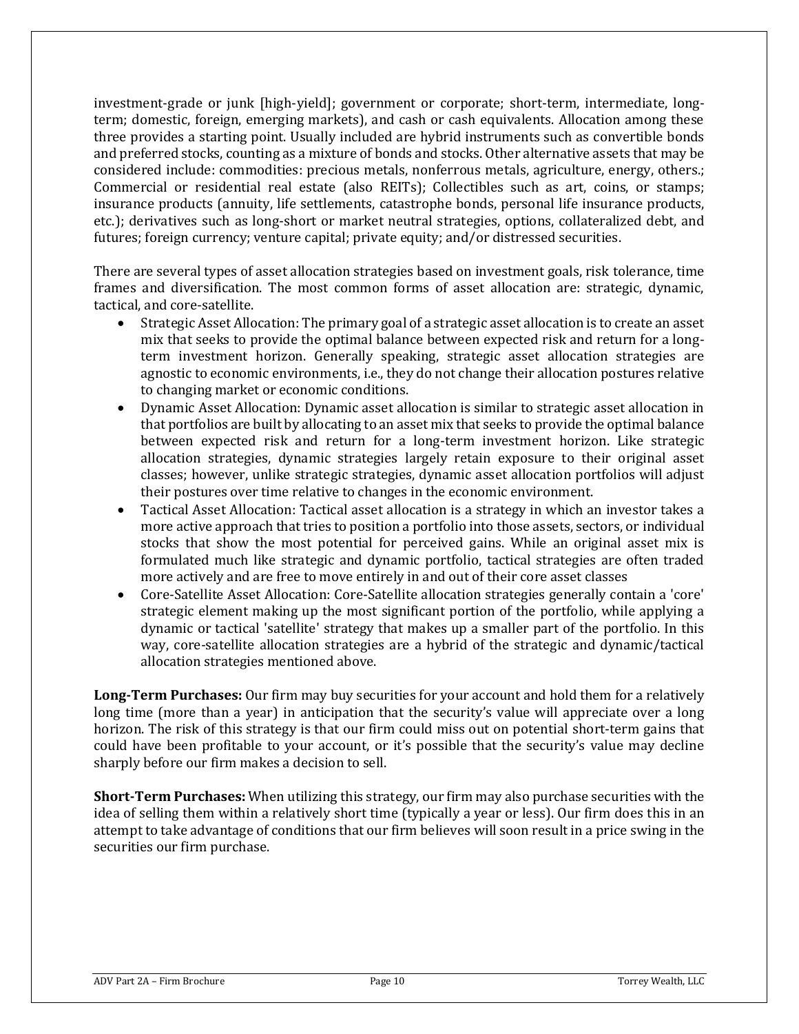investment-grade or junk [high-yield]; government or corporate; short-term, intermediate, long-term; domestic, foreign, emerging markets), and cash or cash equivalents. Allocation among these three provides a starting point. Usually included are hybrid instruments such as convertible bonds and preferred stocks, counting as a mixture of bonds and stocks. Other alternative assets that may be considered include: commodities: precious metals, nonferrous metals, agriculture, energy, others.; Commercial or residential real estate (also REITs); Collectibles such as art, coins, or stamps; insurance products (annuity, life settlements, catastrophe bonds, personal life insurance products, etc.); derivatives such as long-short or market neutral strategies, options, collateralized debt, and futures; foreign currency; venture capital; private equity; and/or distressed securities.

There are several types of asset allocation strategies based on investment goals, risk tolerance, time frames and diversification. The most common forms of asset allocation are: strategic, dynamic, tactical, and core-satellite.

- Strategic Asset Allocation: The primary goal of a strategic asset allocation is to create an asset mix that seeks to provide the optimal balance between expected risk and return for a long-term investment horizon. Generally speaking, strategic asset allocation strategies are agnostic to economic environments, i.e., they do not change their allocation postures relative to changing market or economic conditions.
- Dynamic Asset Allocation: Dynamic asset allocation is similar to strategic asset allocation in that portfolios are built by allocating to an asset mix that seeks to provide the optimal balance between expected risk and return for a long-term investment horizon. Like strategic allocation strategies, dynamic strategies largely retain exposure to their original asset classes; however, unlike strategic strategies, dynamic asset allocation portfolios will adjust their postures over time relative to changes in the economic environment.
- Tactical Asset Allocation: Tactical asset allocation is a strategy in which an investor takes a more active approach that tries to position a portfolio into those assets, sectors, or individual stocks that show the most potential for perceived gains. While an original asset mix is formulated much like strategic and dynamic portfolio, tactical strategies are often traded more actively and are free to move entirely in and out of their core asset classes
- Core-Satellite Asset Allocation: Core-Satellite allocation strategies generally contain a 'core' strategic element making up the most significant portion of the portfolio, while applying a dynamic or tactical 'satellite' strategy that makes up a smaller part of the portfolio. In this way, core-satellite allocation strategies are a hybrid of the strategic and dynamic/tactical allocation strategies mentioned above.

**Long-Term Purchases:** Our firm may buy securities for your account and hold them for a relatively long time (more than a year) in anticipation that the security's value will appreciate over a long horizon. The risk of this strategy is that our firm could miss out on potential short-term gains that could have been profitable to your account, or it's possible that the security's value may decline sharply before our firm makes a decision to sell.

**Short-Term Purchases:** When utilizing this strategy, our firm may also purchase securities with the idea of selling them within a relatively short time (typically a year or less). Our firm does this in an attempt to take advantage of conditions that our firm believes will soon result in a price swing in the securities our firm purchase.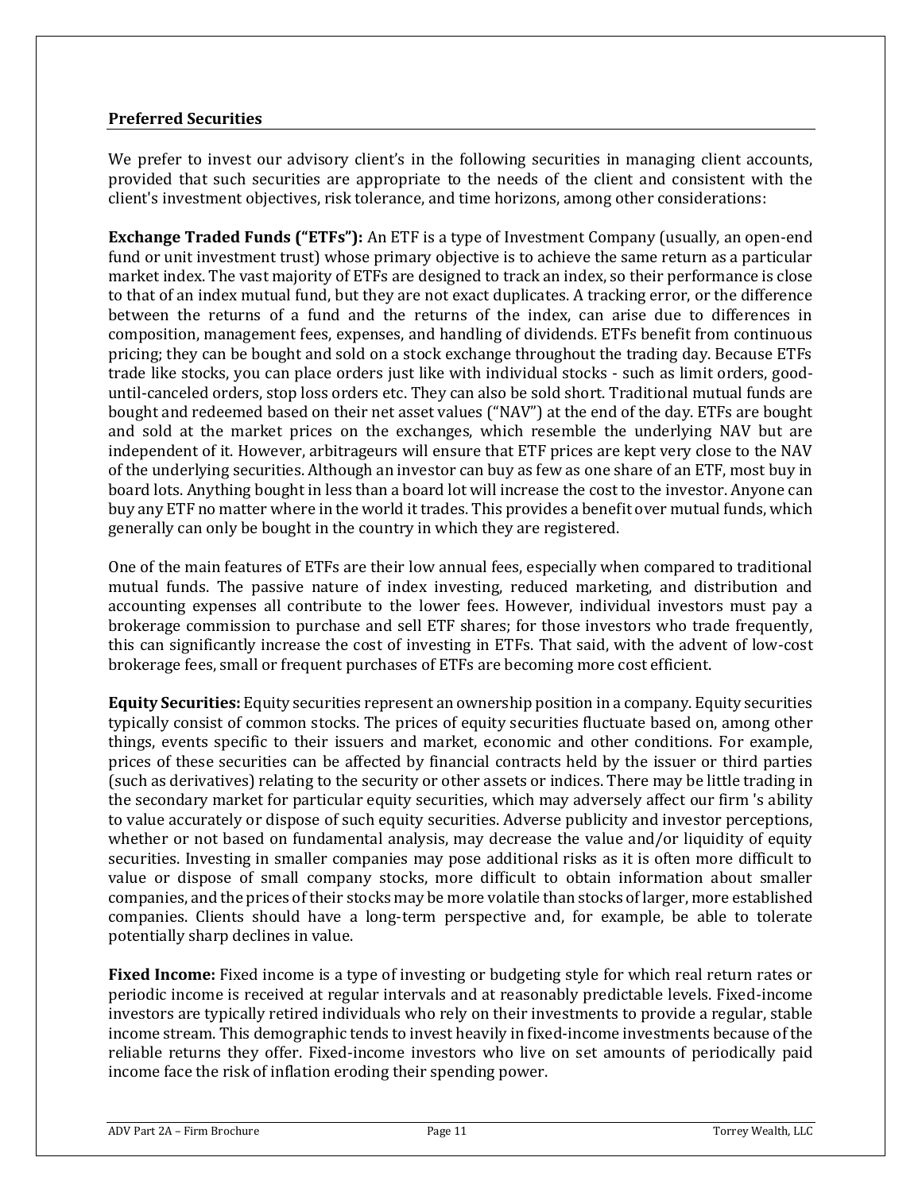## Preferred Securities

We prefer to invest our advisory client's in the following securities in managing client accounts, provided that such securities are appropriate to the needs of the client and consistent with the client's investment objectives, risk tolerance, and time horizons, among other considerations:

**Exchange Traded Funds ("ETFs"):** An ETF is a type of Investment Company (usually, an open-end fund or unit investment trust) whose primary objective is to achieve the same return as a particular market index. The vast majority of ETFs are designed to track an index, so their performance is close to that of an index mutual fund, but they are not exact duplicates. A tracking error, or the difference between the returns of a fund and the returns of the index, can arise due to differences in composition, management fees, expenses, and handling of dividends. ETFs benefit from continuous pricing; they can be bought and sold on a stock exchange throughout the trading day. Because ETFs trade like stocks, you can place orders just like with individual stocks - such as limit orders, good-until-canceled orders, stop loss orders etc. They can also be sold short. Traditional mutual funds are bought and redeemed based on their net asset values ("NAV") at the end of the day. ETFs are bought and sold at the market prices on the exchanges, which resemble the underlying NAV but are independent of it. However, arbitrageurs will ensure that ETF prices are kept very close to the NAV of the underlying securities. Although an investor can buy as few as one share of an ETF, most buy in board lots. Anything bought in less than a board lot will increase the cost to the investor. Anyone can buy any ETF no matter where in the world it trades. This provides a benefit over mutual funds, which generally can only be bought in the country in which they are registered.

One of the main features of ETFs are their low annual fees, especially when compared to traditional mutual funds. The passive nature of index investing, reduced marketing, and distribution and accounting expenses all contribute to the lower fees. However, individual investors must pay a brokerage commission to purchase and sell ETF shares; for those investors who trade frequently, this can significantly increase the cost of investing in ETFs. That said, with the advent of low-cost brokerage fees, small or frequent purchases of ETFs are becoming more cost efficient.

**Equity Securities:** Equity securities represent an ownership position in a company. Equity securities typically consist of common stocks. The prices of equity securities fluctuate based on, among other things, events specific to their issuers and market, economic and other conditions. For example, prices of these securities can be affected by financial contracts held by the issuer or third parties (such as derivatives) relating to the security or other assets or indices. There may be little trading in the secondary market for particular equity securities, which may adversely affect our firm 's ability to value accurately or dispose of such equity securities. Adverse publicity and investor perceptions, whether or not based on fundamental analysis, may decrease the value and/or liquidity of equity securities. Investing in smaller companies may pose additional risks as it is often more difficult to value or dispose of small company stocks, more difficult to obtain information about smaller companies, and the prices of their stocks may be more volatile than stocks of larger, more established companies. Clients should have a long-term perspective and, for example, be able to tolerate potentially sharp declines in value.

**Fixed Income:** Fixed income is a type of investing or budgeting style for which real return rates or periodic income is received at regular intervals and at reasonably predictable levels. Fixed-income investors are typically retired individuals who rely on their investments to provide a regular, stable income stream. This demographic tends to invest heavily in fixed-income investments because of the reliable returns they offer. Fixed-income investors who live on set amounts of periodically paid income face the risk of inflation eroding their spending power.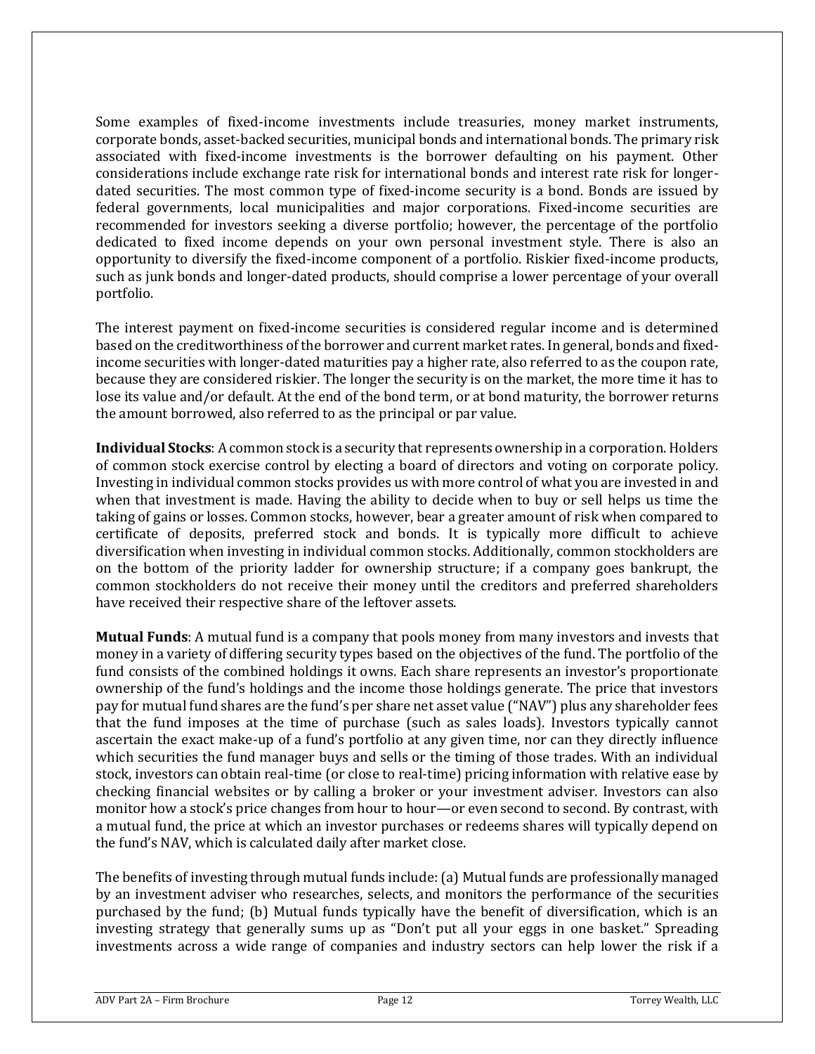Some examples of fixed-income investments include treasuries, money market instruments, corporate bonds, asset-backed securities, municipal bonds and international bonds. The primary risk associated with fixed-income investments is the borrower defaulting on his payment. Other considerations include exchange rate risk for international bonds and interest rate risk for longer-dated securities. The most common type of fixed-income security is a bond. Bonds are issued by federal governments, local municipalities and major corporations. Fixed-income securities are recommended for investors seeking a diverse portfolio; however, the percentage of the portfolio dedicated to fixed income depends on your own personal investment style. There is also an opportunity to diversify the fixed-income component of a portfolio. Riskier fixed-income products, such as junk bonds and longer-dated products, should comprise a lower percentage of your overall portfolio.

The interest payment on fixed-income securities is considered regular income and is determined based on the creditworthiness of the borrower and current market rates. In general, bonds and fixed-income securities with longer-dated maturities pay a higher rate, also referred to as the coupon rate, because they are considered riskier. The longer the security is on the market, the more time it has to lose its value and/or default. At the end of the bond term, or at bond maturity, the borrower returns the amount borrowed, also referred to as the principal or par value.

**Individual Stocks**: A common stock is a security that represents ownership in a corporation. Holders of common stock exercise control by electing a board of directors and voting on corporate policy. Investing in individual common stocks provides us with more control of what you are invested in and when that investment is made. Having the ability to decide when to buy or sell helps us time the taking of gains or losses. Common stocks, however, bear a greater amount of risk when compared to certificate of deposits, preferred stock and bonds. It is typically more difficult to achieve diversification when investing in individual common stocks. Additionally, common stockholders are on the bottom of the priority ladder for ownership structure; if a company goes bankrupt, the common stockholders do not receive their money until the creditors and preferred shareholders have received their respective share of the leftover assets.

**Mutual Funds**: A mutual fund is a company that pools money from many investors and invests that money in a variety of differing security types based on the objectives of the fund. The portfolio of the fund consists of the combined holdings it owns. Each share represents an investor's proportionate ownership of the fund's holdings and the income those holdings generate. The price that investors pay for mutual fund shares are the fund's per share net asset value ("NAV") plus any shareholder fees that the fund imposes at the time of purchase (such as sales loads). Investors typically cannot ascertain the exact make-up of a fund's portfolio at any given time, nor can they directly influence which securities the fund manager buys and sells or the timing of those trades. With an individual stock, investors can obtain real-time (or close to real-time) pricing information with relative ease by checking financial websites or by calling a broker or your investment adviser. Investors can also monitor how a stock's price changes from hour to hour—or even second to second. By contrast, with a mutual fund, the price at which an investor purchases or redeems shares will typically depend on the fund's NAV, which is calculated daily after market close.

The benefits of investing through mutual funds include: (a) Mutual funds are professionally managed by an investment adviser who researches, selects, and monitors the performance of the securities purchased by the fund; (b) Mutual funds typically have the benefit of diversification, which is an investing strategy that generally sums up as "Don't put all your eggs in one basket." Spreading investments across a wide range of companies and industry sectors can help lower the risk if a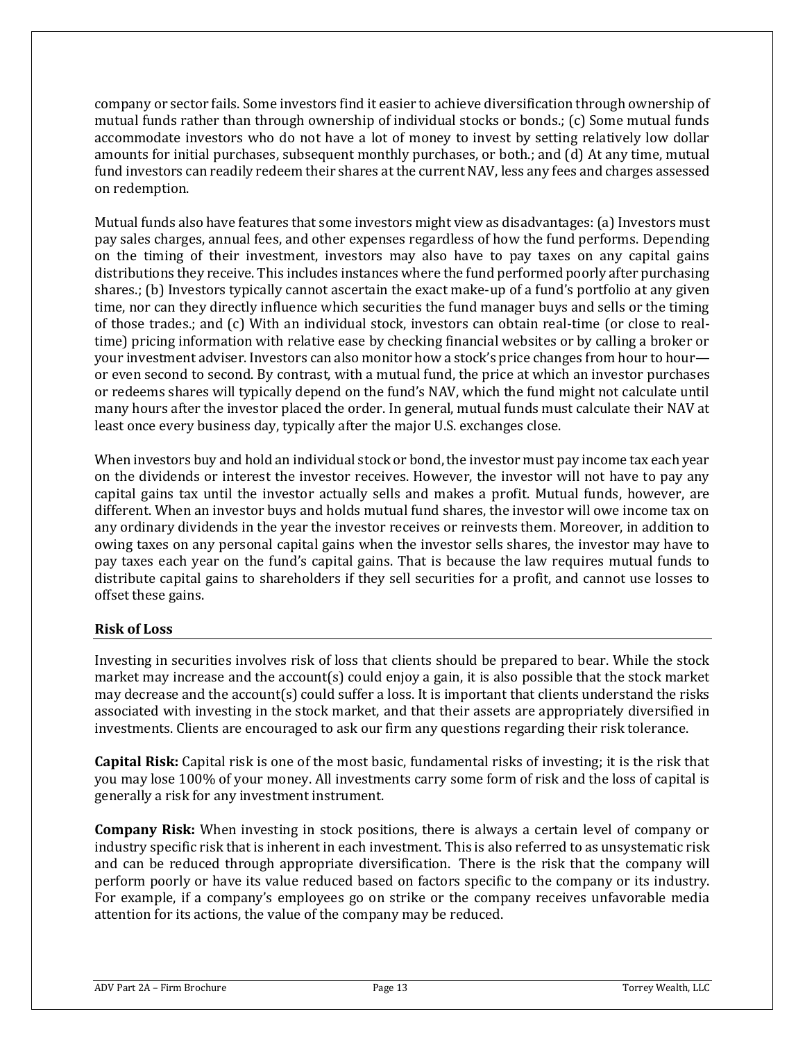company or sector fails. Some investors find it easier to achieve diversification through ownership of mutual funds rather than through ownership of individual stocks or bonds.; (c) Some mutual funds accommodate investors who do not have a lot of money to invest by setting relatively low dollar amounts for initial purchases, subsequent monthly purchases, or both.; and (d) At any time, mutual fund investors can readily redeem their shares at the current NAV, less any fees and charges assessed on redemption.

Mutual funds also have features that some investors might view as disadvantages: (a) Investors must pay sales charges, annual fees, and other expenses regardless of how the fund performs. Depending on the timing of their investment, investors may also have to pay taxes on any capital gains distributions they receive. This includes instances where the fund performed poorly after purchasing shares.; (b) Investors typically cannot ascertain the exact make-up of a fund's portfolio at any given time, nor can they directly influence which securities the fund manager buys and sells or the timing of those trades.; and (c) With an individual stock, investors can obtain real-time (or close to real-time) pricing information with relative ease by checking financial websites or by calling a broker or your investment adviser. Investors can also monitor how a stock's price changes from hour to hour—or even second to second. By contrast, with a mutual fund, the price at which an investor purchases or redeems shares will typically depend on the fund's NAV, which the fund might not calculate until many hours after the investor placed the order. In general, mutual funds must calculate their NAV at least once every business day, typically after the major U.S. exchanges close.

When investors buy and hold an individual stock or bond, the investor must pay income tax each year on the dividends or interest the investor receives. However, the investor will not have to pay any capital gains tax until the investor actually sells and makes a profit. Mutual funds, however, are different. When an investor buys and holds mutual fund shares, the investor will owe income tax on any ordinary dividends in the year the investor receives or reinvests them. Moreover, in addition to owing taxes on any personal capital gains when the investor sells shares, the investor may have to pay taxes each year on the fund's capital gains. That is because the law requires mutual funds to distribute capital gains to shareholders if they sell securities for a profit, and cannot use losses to offset these gains.

## Risk of Loss

Investing in securities involves risk of loss that clients should be prepared to bear. While the stock market may increase and the account(s) could enjoy a gain, it is also possible that the stock market may decrease and the account(s) could suffer a loss. It is important that clients understand the risks associated with investing in the stock market, and that their assets are appropriately diversified in investments. Clients are encouraged to ask our firm any questions regarding their risk tolerance.

**Capital Risk:** Capital risk is one of the most basic, fundamental risks of investing; it is the risk that you may lose 100% of your money. All investments carry some form of risk and the loss of capital is generally a risk for any investment instrument.

**Company Risk:** When investing in stock positions, there is always a certain level of company or industry specific risk that is inherent in each investment. This is also referred to as unsystematic risk and can be reduced through appropriate diversification. There is the risk that the company will perform poorly or have its value reduced based on factors specific to the company or its industry. For example, if a company's employees go on strike or the company receives unfavorable media attention for its actions, the value of the company may be reduced.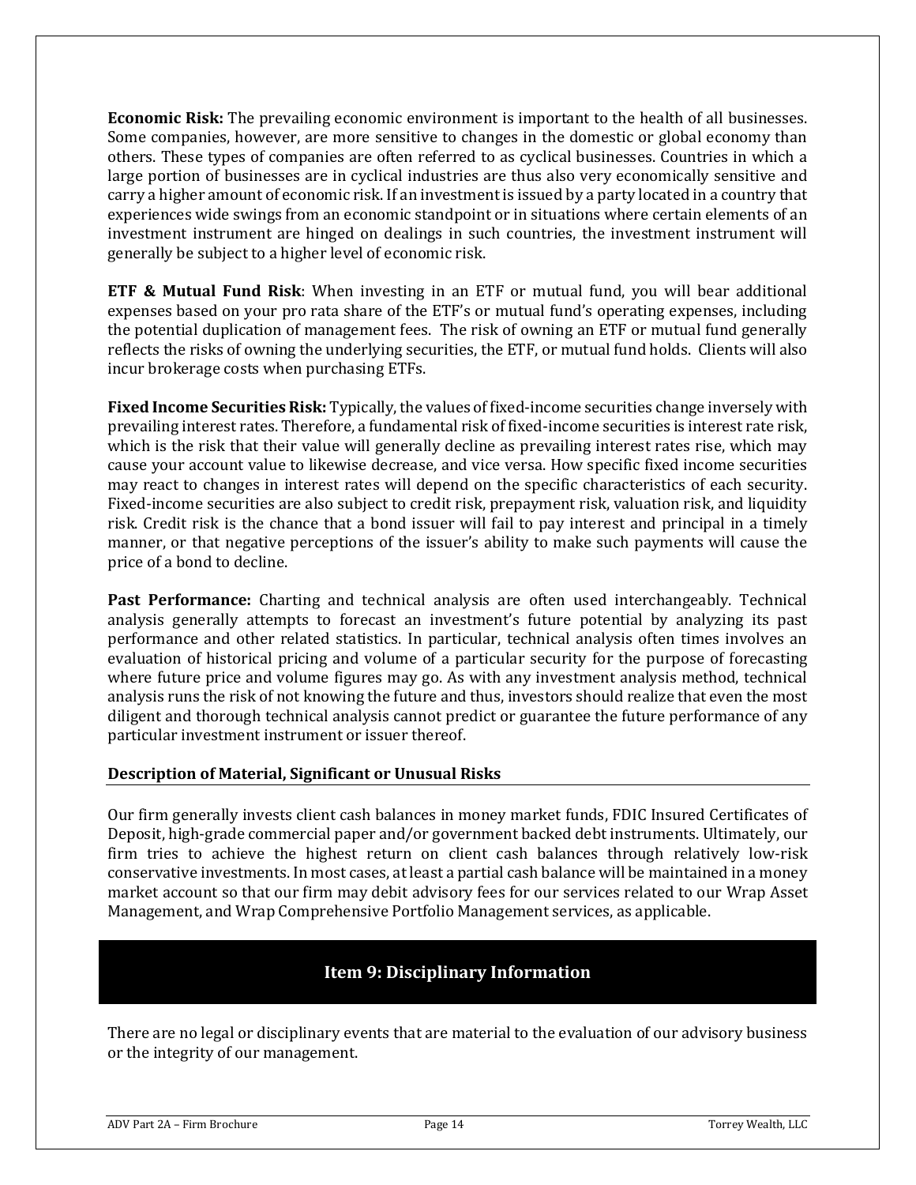**Economic Risk:** The prevailing economic environment is important to the health of all businesses. Some companies, however, are more sensitive to changes in the domestic or global economy than others. These types of companies are often referred to as cyclical businesses. Countries in which a large portion of businesses are in cyclical industries are thus also very economically sensitive and carry a higher amount of economic risk. If an investment is issued by a party located in a country that experiences wide swings from an economic standpoint or in situations where certain elements of an investment instrument are hinged on dealings in such countries, the investment instrument will generally be subject to a higher level of economic risk.

**ETF & Mutual Fund Risk**: When investing in an ETF or mutual fund, you will bear additional expenses based on your pro rata share of the ETF's or mutual fund's operating expenses, including the potential duplication of management fees. The risk of owning an ETF or mutual fund generally reflects the risks of owning the underlying securities, the ETF, or mutual fund holds. Clients will also incur brokerage costs when purchasing ETFs.

**Fixed Income Securities Risk:** Typically, the values of fixed-income securities change inversely with prevailing interest rates. Therefore, a fundamental risk of fixed-income securities is interest rate risk, which is the risk that their value will generally decline as prevailing interest rates rise, which may cause your account value to likewise decrease, and vice versa. How specific fixed income securities may react to changes in interest rates will depend on the specific characteristics of each security. Fixed-income securities are also subject to credit risk, prepayment risk, valuation risk, and liquidity risk. Credit risk is the chance that a bond issuer will fail to pay interest and principal in a timely manner, or that negative perceptions of the issuer's ability to make such payments will cause the price of a bond to decline.

**Past Performance:** Charting and technical analysis are often used interchangeably. Technical analysis generally attempts to forecast an investment's future potential by analyzing its past performance and other related statistics. In particular, technical analysis often times involves an evaluation of historical pricing and volume of a particular security for the purpose of forecasting where future price and volume figures may go. As with any investment analysis method, technical analysis runs the risk of not knowing the future and thus, investors should realize that even the most diligent and thorough technical analysis cannot predict or guarantee the future performance of any particular investment instrument or issuer thereof.

### Description of Material, Significant or Unusual Risks

Our firm generally invests client cash balances in money market funds, FDIC Insured Certificates of Deposit, high-grade commercial paper and/or government backed debt instruments. Ultimately, our firm tries to achieve the highest return on client cash balances through relatively low-risk conservative investments. In most cases, at least a partial cash balance will be maintained in a money market account so that our firm may debit advisory fees for our services related to our Wrap Asset Management, and Wrap Comprehensive Portfolio Management services, as applicable.

## Item 9: Disciplinary Information

There are no legal or disciplinary events that are material to the evaluation of our advisory business or the integrity of our management.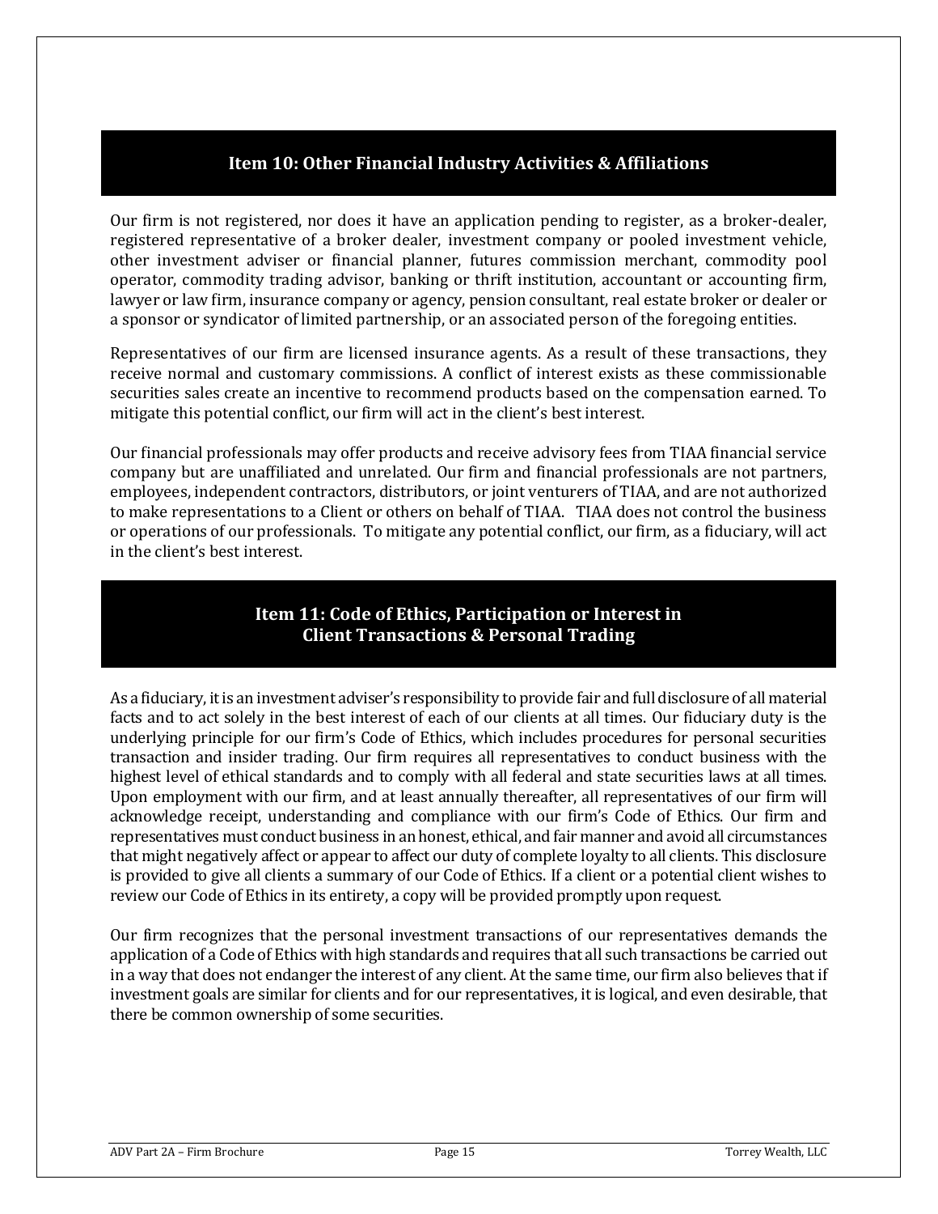## Item 10: Other Financial Industry Activities & Affiliations

Our firm is not registered, nor does it have an application pending to register, as a broker-dealer, registered representative of a broker dealer, investment company or pooled investment vehicle, other investment adviser or financial planner, futures commission merchant, commodity pool operator, commodity trading advisor, banking or thrift institution, accountant or accounting firm, lawyer or law firm, insurance company or agency, pension consultant, real estate broker or dealer or a sponsor or syndicator of limited partnership, or an associated person of the foregoing entities.

Representatives of our firm are licensed insurance agents. As a result of these transactions, they receive normal and customary commissions. A conflict of interest exists as these commissionable securities sales create an incentive to recommend products based on the compensation earned. To mitigate this potential conflict, our firm will act in the client's best interest.

Our financial professionals may offer products and receive advisory fees from TIAA financial service company but are unaffiliated and unrelated. Our firm and financial professionals are not partners, employees, independent contractors, distributors, or joint venturers of TIAA, and are not authorized to make representations to a Client or others on behalf of TIAA. TIAA does not control the business or operations of our professionals. To mitigate any potential conflict, our firm, as a fiduciary, will act in the client's best interest.

## Item 11: Code of Ethics, Participation or Interest in Client Transactions & Personal Trading

As a fiduciary, it is an investment adviser's responsibility to provide fair and full disclosure of all material facts and to act solely in the best interest of each of our clients at all times. Our fiduciary duty is the underlying principle for our firm's Code of Ethics, which includes procedures for personal securities transaction and insider trading. Our firm requires all representatives to conduct business with the highest level of ethical standards and to comply with all federal and state securities laws at all times. Upon employment with our firm, and at least annually thereafter, all representatives of our firm will acknowledge receipt, understanding and compliance with our firm's Code of Ethics. Our firm and representatives must conduct business in an honest, ethical, and fair manner and avoid all circumstances that might negatively affect or appear to affect our duty of complete loyalty to all clients. This disclosure is provided to give all clients a summary of our Code of Ethics. If a client or a potential client wishes to review our Code of Ethics in its entirety, a copy will be provided promptly upon request.

Our firm recognizes that the personal investment transactions of our representatives demands the application of a Code of Ethics with high standards and requires that all such transactions be carried out in a way that does not endanger the interest of any client. At the same time, our firm also believes that if investment goals are similar for clients and for our representatives, it is logical, and even desirable, that there be common ownership of some securities.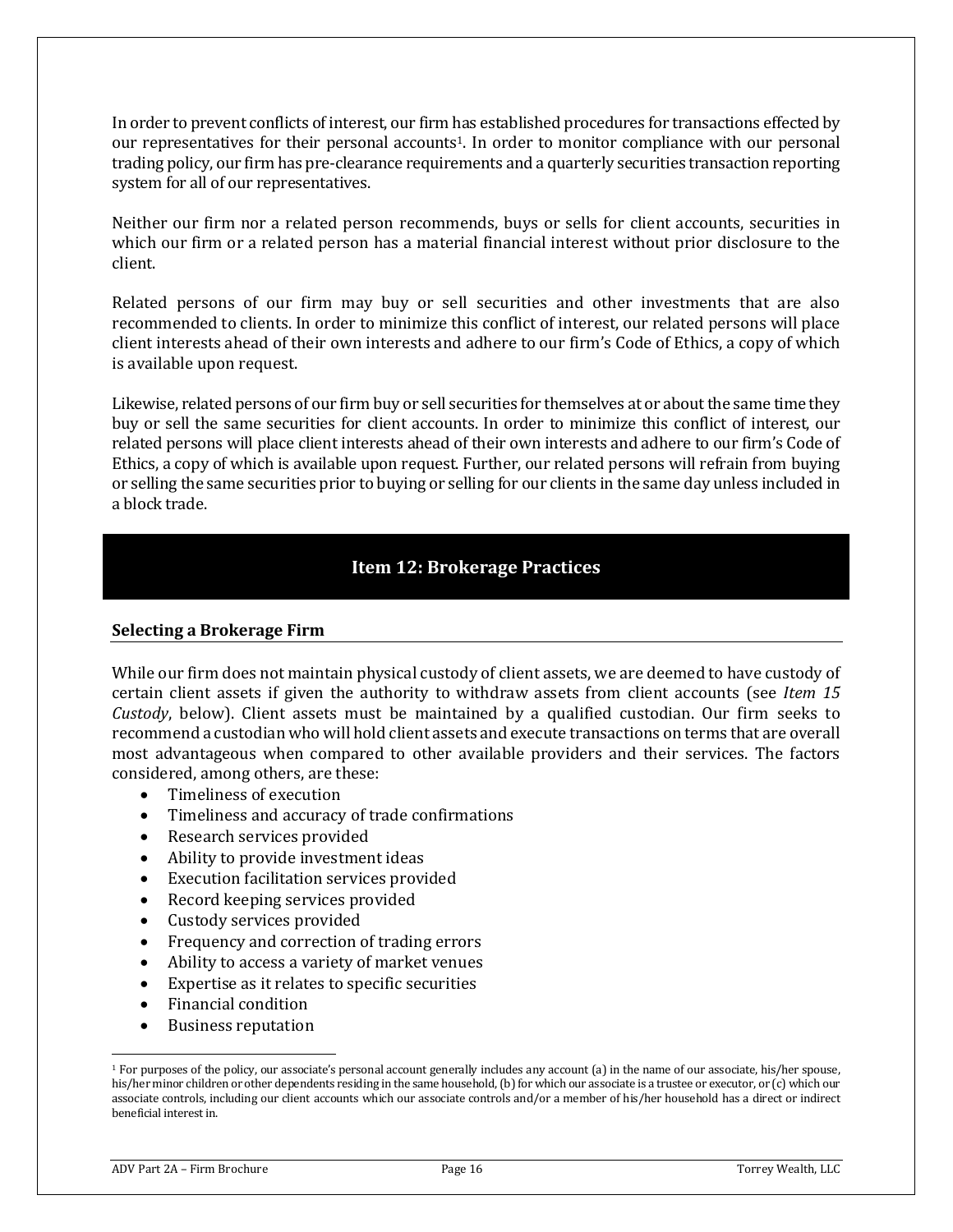In order to prevent conflicts of interest, our firm has established procedures for transactions effected by our representatives for their personal accounts[1]. In order to monitor compliance with our personal trading policy, our firm has pre-clearance requirements and a quarterly securities transaction reporting system for all of our representatives.

Neither our firm nor a related person recommends, buys or sells for client accounts, securities in which our firm or a related person has a material financial interest without prior disclosure to the client.

Related persons of our firm may buy or sell securities and other investments that are also recommended to clients. In order to minimize this conflict of interest, our related persons will place client interests ahead of their own interests and adhere to our firm's Code of Ethics, a copy of which is available upon request.

Likewise, related persons of our firm buy or sell securities for themselves at or about the same time they buy or sell the same securities for client accounts. In order to minimize this conflict of interest, our related persons will place client interests ahead of their own interests and adhere to our firm's Code of Ethics, a copy of which is available upon request. Further, our related persons will refrain from buying or selling the same securities prior to buying or selling for our clients in the same day unless included in a block trade.

## Item 12: Brokerage Practices

### Selecting a Brokerage Firm

While our firm does not maintain physical custody of client assets, we are deemed to have custody of certain client assets if given the authority to withdraw assets from client accounts (see *Item 15 Custody*, below). Client assets must be maintained by a qualified custodian. Our firm seeks to recommend a custodian who will hold client assets and execute transactions on terms that are overall most advantageous when compared to other available providers and their services. The factors considered, among others, are these:

- Timeliness of execution
- Timeliness and accuracy of trade confirmations
- Research services provided
- Ability to provide investment ideas
- Execution facilitation services provided
- Record keeping services provided
- Custody services provided
- Frequency and correction of trading errors
- Ability to access a variety of market venues
- Expertise as it relates to specific securities
- Financial condition
- Business reputation

[1] For purposes of the policy, our associate's personal account generally includes any account (a) in the name of our associate, his/her spouse, his/her minor children or other dependents residing in the same household, (b) for which our associate is a trustee or executor, or (c) which our associate controls, including our client accounts which our associate controls and/or a member of his/her household has a direct or indirect beneficial interest in.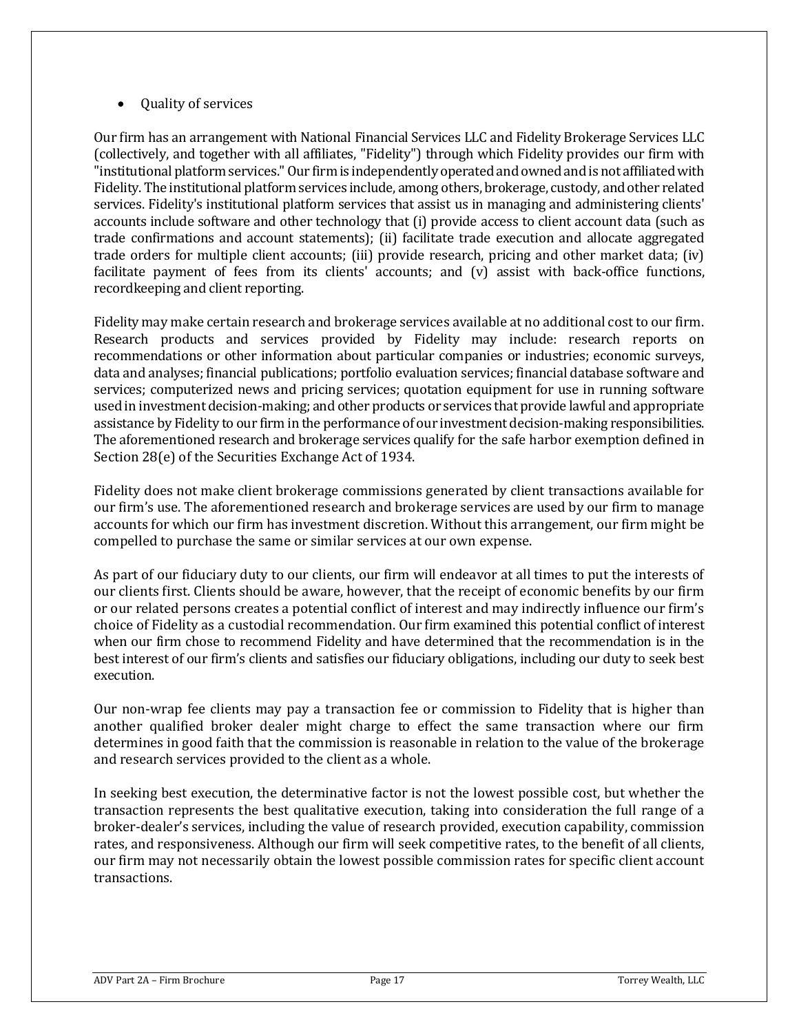- Quality of services

Our firm has an arrangement with National Financial Services LLC and Fidelity Brokerage Services LLC (collectively, and together with all affiliates, "Fidelity") through which Fidelity provides our firm with "institutional platform services." Our firm is independently operated and owned and is not affiliated with Fidelity. The institutional platform services include, among others, brokerage, custody, and other related services. Fidelity's institutional platform services that assist us in managing and administering clients' accounts include software and other technology that (i) provide access to client account data (such as trade confirmations and account statements); (ii) facilitate trade execution and allocate aggregated trade orders for multiple client accounts; (iii) provide research, pricing and other market data; (iv) facilitate payment of fees from its clients' accounts; and (v) assist with back-office functions, recordkeeping and client reporting.

Fidelity may make certain research and brokerage services available at no additional cost to our firm. Research products and services provided by Fidelity may include: research reports on recommendations or other information about particular companies or industries; economic surveys, data and analyses; financial publications; portfolio evaluation services; financial database software and services; computerized news and pricing services; quotation equipment for use in running software used in investment decision-making; and other products or services that provide lawful and appropriate assistance by Fidelity to our firm in the performance of our investment decision-making responsibilities. The aforementioned research and brokerage services qualify for the safe harbor exemption defined in Section 28(e) of the Securities Exchange Act of 1934.

Fidelity does not make client brokerage commissions generated by client transactions available for our firm's use. The aforementioned research and brokerage services are used by our firm to manage accounts for which our firm has investment discretion. Without this arrangement, our firm might be compelled to purchase the same or similar services at our own expense.

As part of our fiduciary duty to our clients, our firm will endeavor at all times to put the interests of our clients first. Clients should be aware, however, that the receipt of economic benefits by our firm or our related persons creates a potential conflict of interest and may indirectly influence our firm's choice of Fidelity as a custodial recommendation. Our firm examined this potential conflict of interest when our firm chose to recommend Fidelity and have determined that the recommendation is in the best interest of our firm's clients and satisfies our fiduciary obligations, including our duty to seek best execution.

Our non-wrap fee clients may pay a transaction fee or commission to Fidelity that is higher than another qualified broker dealer might charge to effect the same transaction where our firm determines in good faith that the commission is reasonable in relation to the value of the brokerage and research services provided to the client as a whole.

In seeking best execution, the determinative factor is not the lowest possible cost, but whether the transaction represents the best qualitative execution, taking into consideration the full range of a broker-dealer's services, including the value of research provided, execution capability, commission rates, and responsiveness. Although our firm will seek competitive rates, to the benefit of all clients, our firm may not necessarily obtain the lowest possible commission rates for specific client account transactions.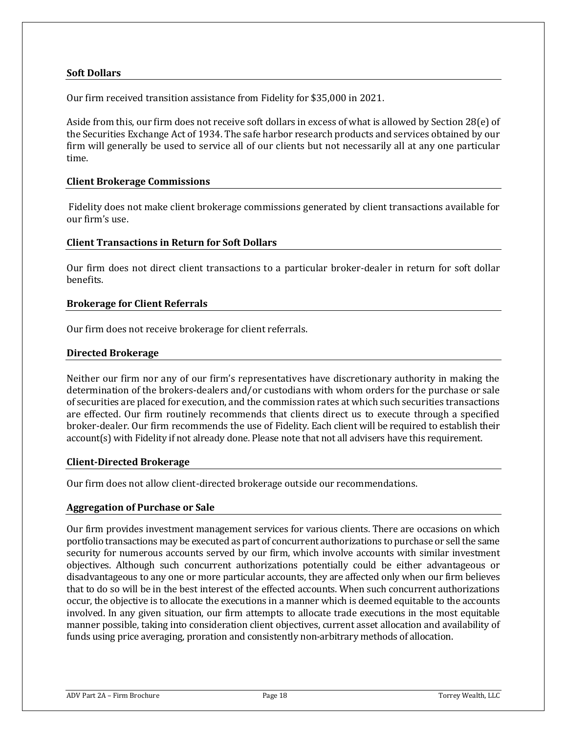### Soft Dollars

Our firm received transition assistance from Fidelity for $35,000 in 2021.

Aside from this, our firm does not receive soft dollars in excess of what is allowed by Section 28(e) of the Securities Exchange Act of 1934. The safe harbor research products and services obtained by our firm will generally be used to service all of our clients but not necessarily all at any one particular time.

### Client Brokerage Commissions

Fidelity does not make client brokerage commissions generated by client transactions available for our firm's use.

### Client Transactions in Return for Soft Dollars

Our firm does not direct client transactions to a particular broker-dealer in return for soft dollar benefits.

### Brokerage for Client Referrals

Our firm does not receive brokerage for client referrals.

### Directed Brokerage

Neither our firm nor any of our firm's representatives have discretionary authority in making the determination of the brokers-dealers and/or custodians with whom orders for the purchase or sale of securities are placed for execution, and the commission rates at which such securities transactions are effected. Our firm routinely recommends that clients direct us to execute through a specified broker-dealer. Our firm recommends the use of Fidelity. Each client will be required to establish their account(s) with Fidelity if not already done. Please note that not all advisers have this requirement.

### Client-Directed Brokerage

Our firm does not allow client-directed brokerage outside our recommendations.

### Aggregation of Purchase or Sale

Our firm provides investment management services for various clients. There are occasions on which portfolio transactions may be executed as part of concurrent authorizations to purchase or sell the same security for numerous accounts served by our firm, which involve accounts with similar investment objectives. Although such concurrent authorizations potentially could be either advantageous or disadvantageous to any one or more particular accounts, they are affected only when our firm believes that to do so will be in the best interest of the effected accounts. When such concurrent authorizations occur, the objective is to allocate the executions in a manner which is deemed equitable to the accounts involved. In any given situation, our firm attempts to allocate trade executions in the most equitable manner possible, taking into consideration client objectives, current asset allocation and availability of funds using price averaging, proration and consistently non-arbitrary methods of allocation.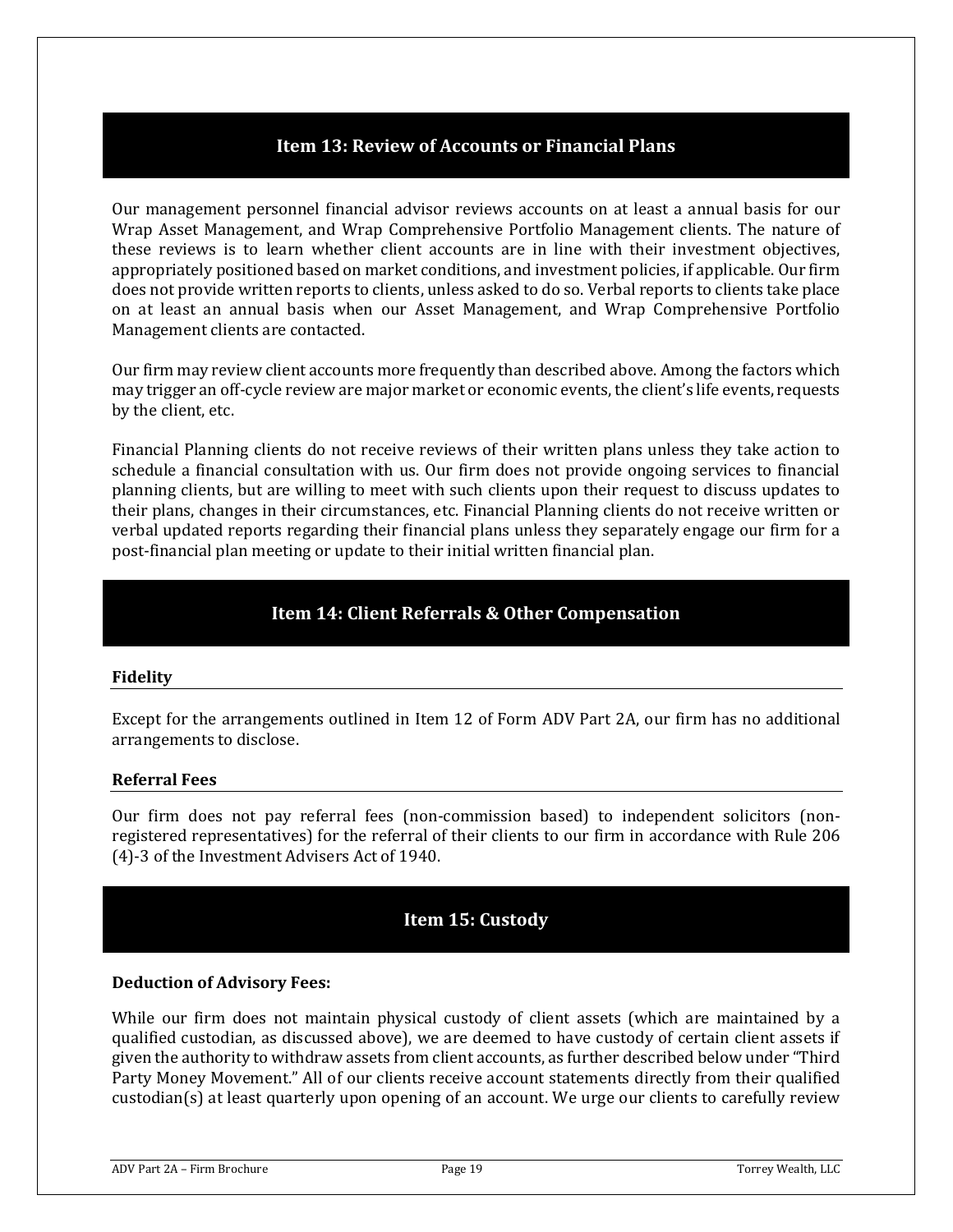## Item 13: Review of Accounts or Financial Plans

Our management personnel financial advisor reviews accounts on at least a annual basis for our Wrap Asset Management, and Wrap Comprehensive Portfolio Management clients. The nature of these reviews is to learn whether client accounts are in line with their investment objectives, appropriately positioned based on market conditions, and investment policies, if applicable. Our firm does not provide written reports to clients, unless asked to do so. Verbal reports to clients take place on at least an annual basis when our Asset Management, and Wrap Comprehensive Portfolio Management clients are contacted.

Our firm may review client accounts more frequently than described above. Among the factors which may trigger an off-cycle review are major market or economic events, the client's life events, requests by the client, etc.

Financial Planning clients do not receive reviews of their written plans unless they take action to schedule a financial consultation with us. Our firm does not provide ongoing services to financial planning clients, but are willing to meet with such clients upon their request to discuss updates to their plans, changes in their circumstances, etc. Financial Planning clients do not receive written or verbal updated reports regarding their financial plans unless they separately engage our firm for a post-financial plan meeting or update to their initial written financial plan.

## Item 14: Client Referrals & Other Compensation

### Fidelity

Except for the arrangements outlined in Item 12 of Form ADV Part 2A, our firm has no additional arrangements to disclose.

### Referral Fees

Our firm does not pay referral fees (non-commission based) to independent solicitors (non-registered representatives) for the referral of their clients to our firm in accordance with Rule 206 (4)-3 of the Investment Advisers Act of 1940.

## Item 15: Custody

**Deduction of Advisory Fees:**

While our firm does not maintain physical custody of client assets (which are maintained by a qualified custodian, as discussed above), we are deemed to have custody of certain client assets if given the authority to withdraw assets from client accounts, as further described below under "Third Party Money Movement." All of our clients receive account statements directly from their qualified custodian(s) at least quarterly upon opening of an account. We urge our clients to carefully review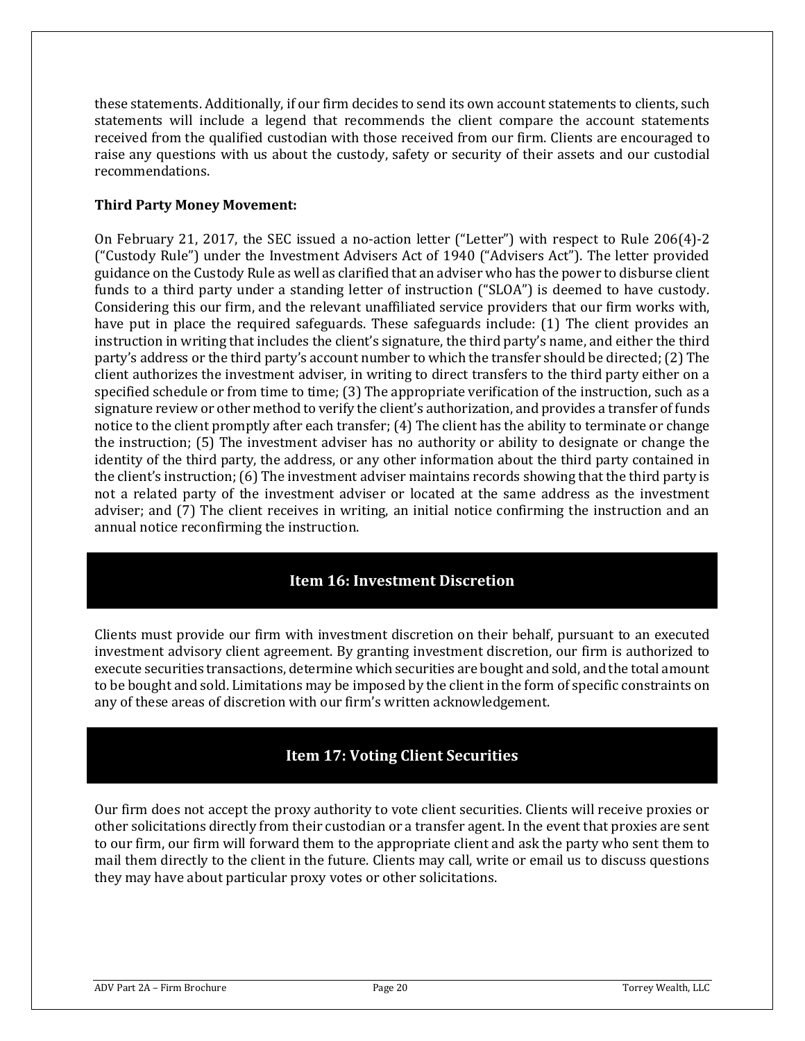these statements. Additionally, if our firm decides to send its own account statements to clients, such statements will include a legend that recommends the client compare the account statements received from the qualified custodian with those received from our firm. Clients are encouraged to raise any questions with us about the custody, safety or security of their assets and our custodial recommendations.

**Third Party Money Movement:**

On February 21, 2017, the SEC issued a no-action letter ("Letter") with respect to Rule 206(4)-2 ("Custody Rule") under the Investment Advisers Act of 1940 ("Advisers Act"). The letter provided guidance on the Custody Rule as well as clarified that an adviser who has the power to disburse client funds to a third party under a standing letter of instruction ("SLOA") is deemed to have custody. Considering this our firm, and the relevant unaffiliated service providers that our firm works with, have put in place the required safeguards. These safeguards include: (1) The client provides an instruction in writing that includes the client's signature, the third party's name, and either the third party's address or the third party's account number to which the transfer should be directed; (2) The client authorizes the investment adviser, in writing to direct transfers to the third party either on a specified schedule or from time to time; (3) The appropriate verification of the instruction, such as a signature review or other method to verify the client's authorization, and provides a transfer of funds notice to the client promptly after each transfer; (4) The client has the ability to terminate or change the instruction; (5) The investment adviser has no authority or ability to designate or change the identity of the third party, the address, or any other information about the third party contained in the client's instruction; (6) The investment adviser maintains records showing that the third party is not a related party of the investment adviser or located at the same address as the investment adviser; and (7) The client receives in writing, an initial notice confirming the instruction and an annual notice reconfirming the instruction.

## Item 16: Investment Discretion

Clients must provide our firm with investment discretion on their behalf, pursuant to an executed investment advisory client agreement. By granting investment discretion, our firm is authorized to execute securities transactions, determine which securities are bought and sold, and the total amount to be bought and sold. Limitations may be imposed by the client in the form of specific constraints on any of these areas of discretion with our firm's written acknowledgement.

## Item 17: Voting Client Securities

Our firm does not accept the proxy authority to vote client securities. Clients will receive proxies or other solicitations directly from their custodian or a transfer agent. In the event that proxies are sent to our firm, our firm will forward them to the appropriate client and ask the party who sent them to mail them directly to the client in the future. Clients may call, write or email us to discuss questions they may have about particular proxy votes or other solicitations.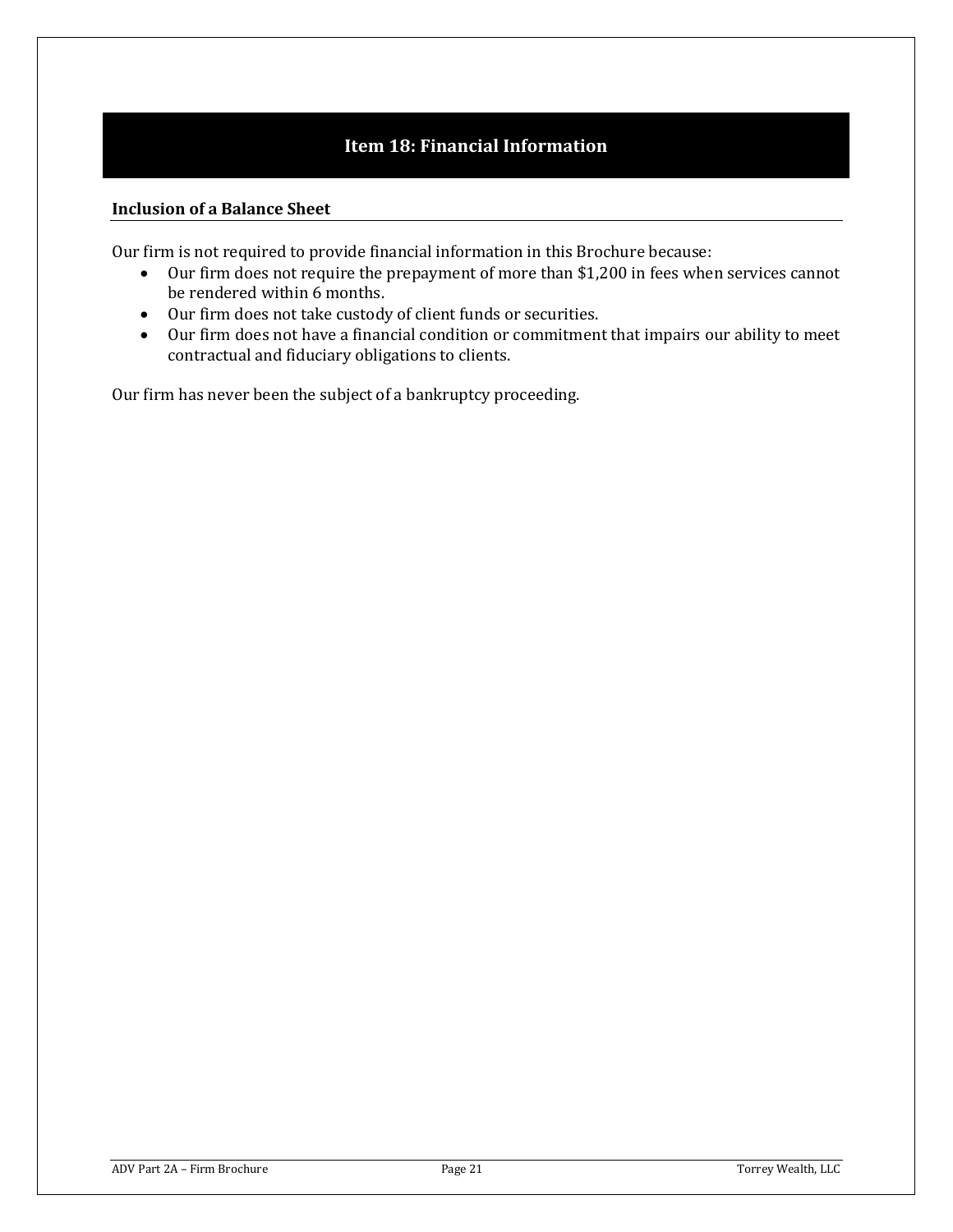## Item 18: Financial Information

### Inclusion of a Balance Sheet

Our firm is not required to provide financial information in this Brochure because:

- Our firm does not require the prepayment of more than $1,200 in fees when services cannot be rendered within 6 months.
- Our firm does not take custody of client funds or securities.
- Our firm does not have a financial condition or commitment that impairs our ability to meet contractual and fiduciary obligations to clients.

Our firm has never been the subject of a bankruptcy proceeding.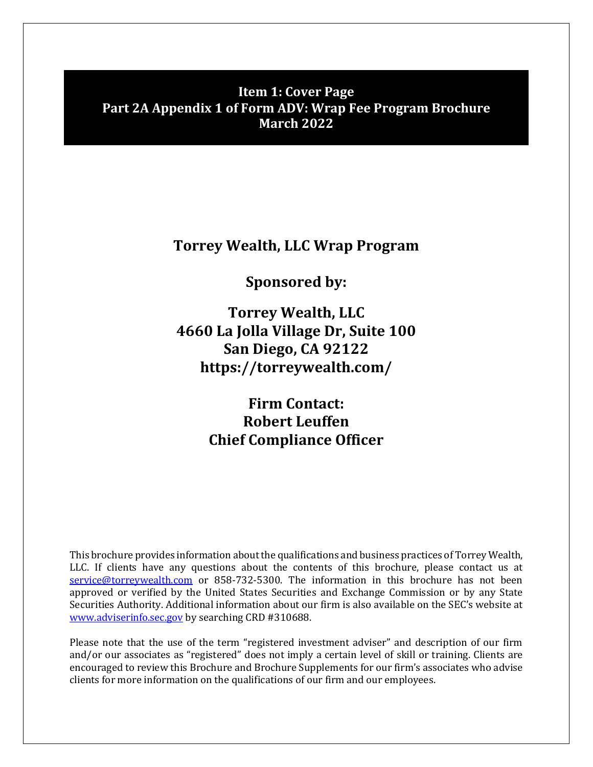# Item 1: Cover Page
# Part 2A Appendix 1 of Form ADV: Wrap Fee Program Brochure
# March 2022

## Torrey Wealth, LLC Wrap Program

## Sponsored by:

## Torrey Wealth, LLC
## 4660 La Jolla Village Dr, Suite 100
## San Diego, CA 92122
## https://torreywealth.com/

## Firm Contact:
## Robert Leuffen
## Chief Compliance Officer

This brochure provides information about the qualifications and business practices of Torrey Wealth, LLC. If clients have any questions about the contents of this brochure, please contact us at service@torreywealth.com or 858-732-5300. The information in this brochure has not been approved or verified by the United States Securities and Exchange Commission or by any State Securities Authority. Additional information about our firm is also available on the SEC's website at www.adviserinfo.sec.gov by searching CRD #310688.

Please note that the use of the term "registered investment adviser" and description of our firm and/or our associates as "registered" does not imply a certain level of skill or training. Clients are encouraged to review this Brochure and Brochure Supplements for our firm's associates who advise clients for more information on the qualifications of our firm and our employees.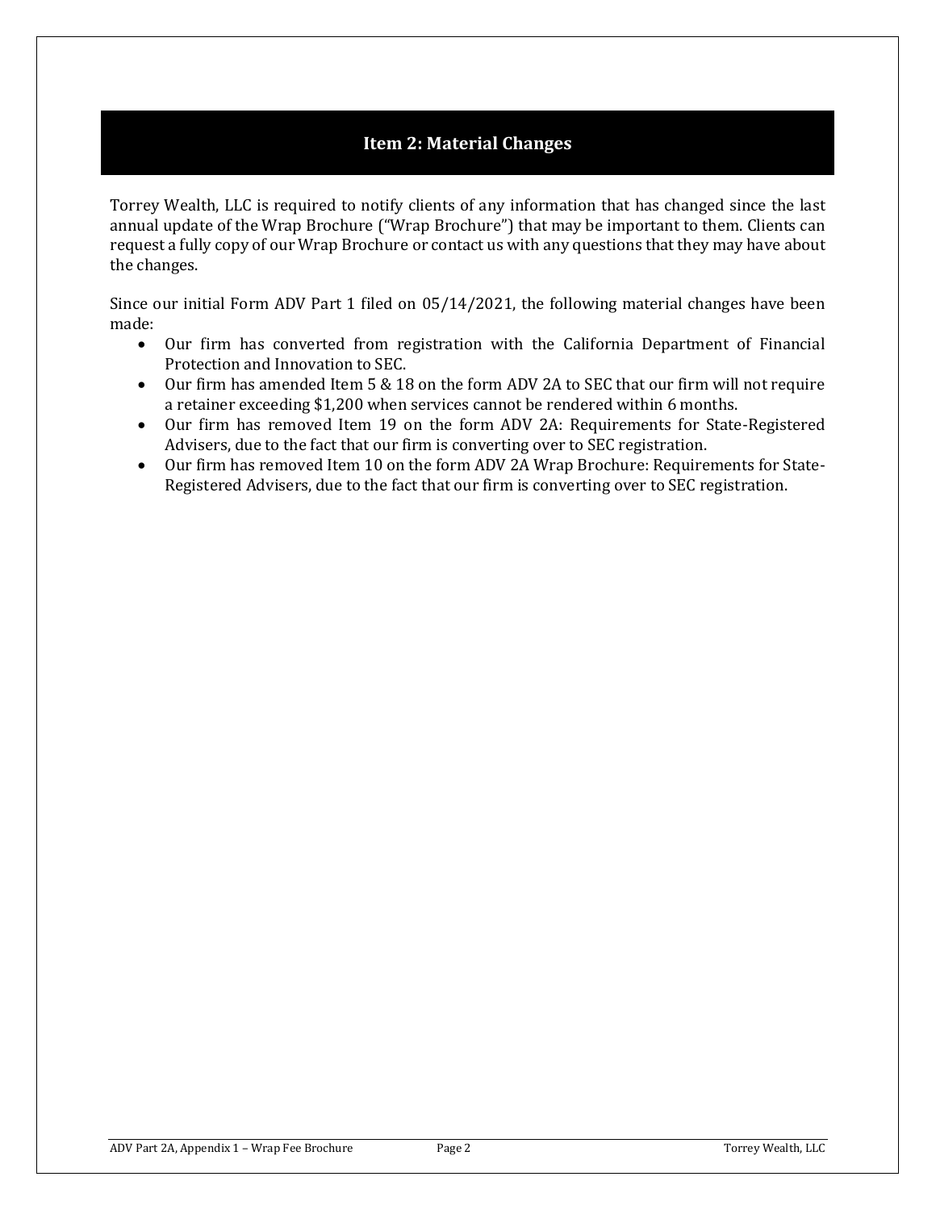## Item 2: Material Changes

Torrey Wealth, LLC is required to notify clients of any information that has changed since the last annual update of the Wrap Brochure ("Wrap Brochure") that may be important to them. Clients can request a fully copy of our Wrap Brochure or contact us with any questions that they may have about the changes.

Since our initial Form ADV Part 1 filed on 05/14/2021, the following material changes have been made:

- Our firm has converted from registration with the California Department of Financial Protection and Innovation to SEC.
- Our firm has amended Item 5 & 18 on the form ADV 2A to SEC that our firm will not require a retainer exceeding $1,200 when services cannot be rendered within 6 months.
- Our firm has removed Item 19 on the form ADV 2A: Requirements for State-Registered Advisers, due to the fact that our firm is converting over to SEC registration.
- Our firm has removed Item 10 on the form ADV 2A Wrap Brochure: Requirements for State-Registered Advisers, due to the fact that our firm is converting over to SEC registration.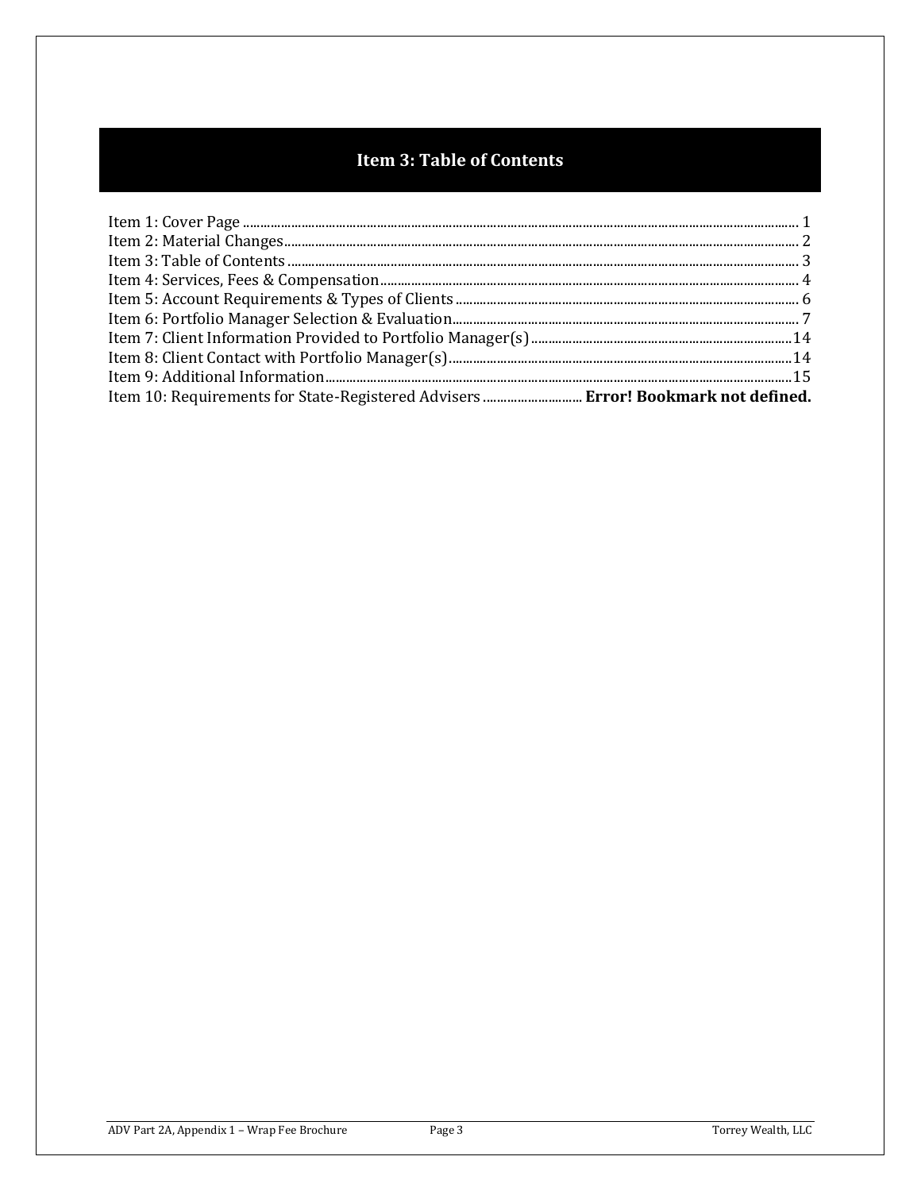## Item 3: Table of Contents

Item 1: Cover Page ........................................................................................................................................................... 1
Item 2: Material Changes.................................................................................................................................................. 2
Item 3: Table of Contents ................................................................................................................................................. 3
Item 4: Services, Fees & Compensation....................................................................................................................... 4
Item 5: Account Requirements & Types of Clients ................................................................................................. 6
Item 6: Portfolio Manager Selection & Evaluation................................................................................................... 7
Item 7: Client Information Provided to Portfolio Manager(s) ..........................................................................14
Item 8: Client Contact with Portfolio Manager(s)..................................................................................................14
Item 9: Additional Information.....................................................................................................................................15
Item 10: Requirements for State-Registered Advisers ............................. **Error! Bookmark not defined.**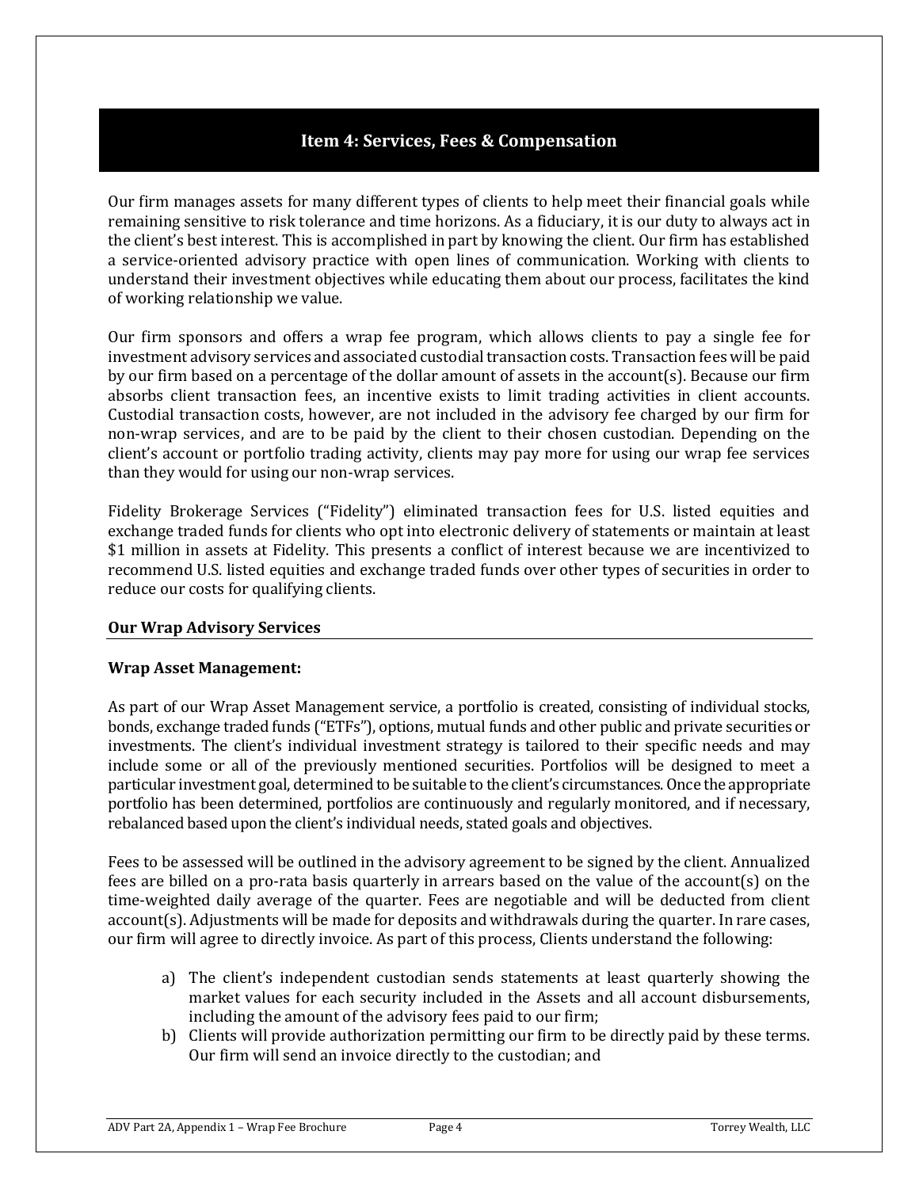## Item 4: Services, Fees & Compensation

Our firm manages assets for many different types of clients to help meet their financial goals while remaining sensitive to risk tolerance and time horizons. As a fiduciary, it is our duty to always act in the client's best interest. This is accomplished in part by knowing the client. Our firm has established a service-oriented advisory practice with open lines of communication. Working with clients to understand their investment objectives while educating them about our process, facilitates the kind of working relationship we value.

Our firm sponsors and offers a wrap fee program, which allows clients to pay a single fee for investment advisory services and associated custodial transaction costs. Transaction fees will be paid by our firm based on a percentage of the dollar amount of assets in the account(s). Because our firm absorbs client transaction fees, an incentive exists to limit trading activities in client accounts. Custodial transaction costs, however, are not included in the advisory fee charged by our firm for non-wrap services, and are to be paid by the client to their chosen custodian. Depending on the client's account or portfolio trading activity, clients may pay more for using our wrap fee services than they would for using our non-wrap services.

Fidelity Brokerage Services ("Fidelity") eliminated transaction fees for U.S. listed equities and exchange traded funds for clients who opt into electronic delivery of statements or maintain at least $1 million in assets at Fidelity. This presents a conflict of interest because we are incentivized to recommend U.S. listed equities and exchange traded funds over other types of securities in order to reduce our costs for qualifying clients.

### Our Wrap Advisory Services

**Wrap Asset Management:**

As part of our Wrap Asset Management service, a portfolio is created, consisting of individual stocks, bonds, exchange traded funds ("ETFs"), options, mutual funds and other public and private securities or investments. The client's individual investment strategy is tailored to their specific needs and may include some or all of the previously mentioned securities. Portfolios will be designed to meet a particular investment goal, determined to be suitable to the client's circumstances. Once the appropriate portfolio has been determined, portfolios are continuously and regularly monitored, and if necessary, rebalanced based upon the client's individual needs, stated goals and objectives.

Fees to be assessed will be outlined in the advisory agreement to be signed by the client. Annualized fees are billed on a pro-rata basis quarterly in arrears based on the value of the account(s) on the time-weighted daily average of the quarter. Fees are negotiable and will be deducted from client account(s). Adjustments will be made for deposits and withdrawals during the quarter. In rare cases, our firm will agree to directly invoice. As part of this process, Clients understand the following:

a) The client's independent custodian sends statements at least quarterly showing the market values for each security included in the Assets and all account disbursements, including the amount of the advisory fees paid to our firm;
b) Clients will provide authorization permitting our firm to be directly paid by these terms. Our firm will send an invoice directly to the custodian; and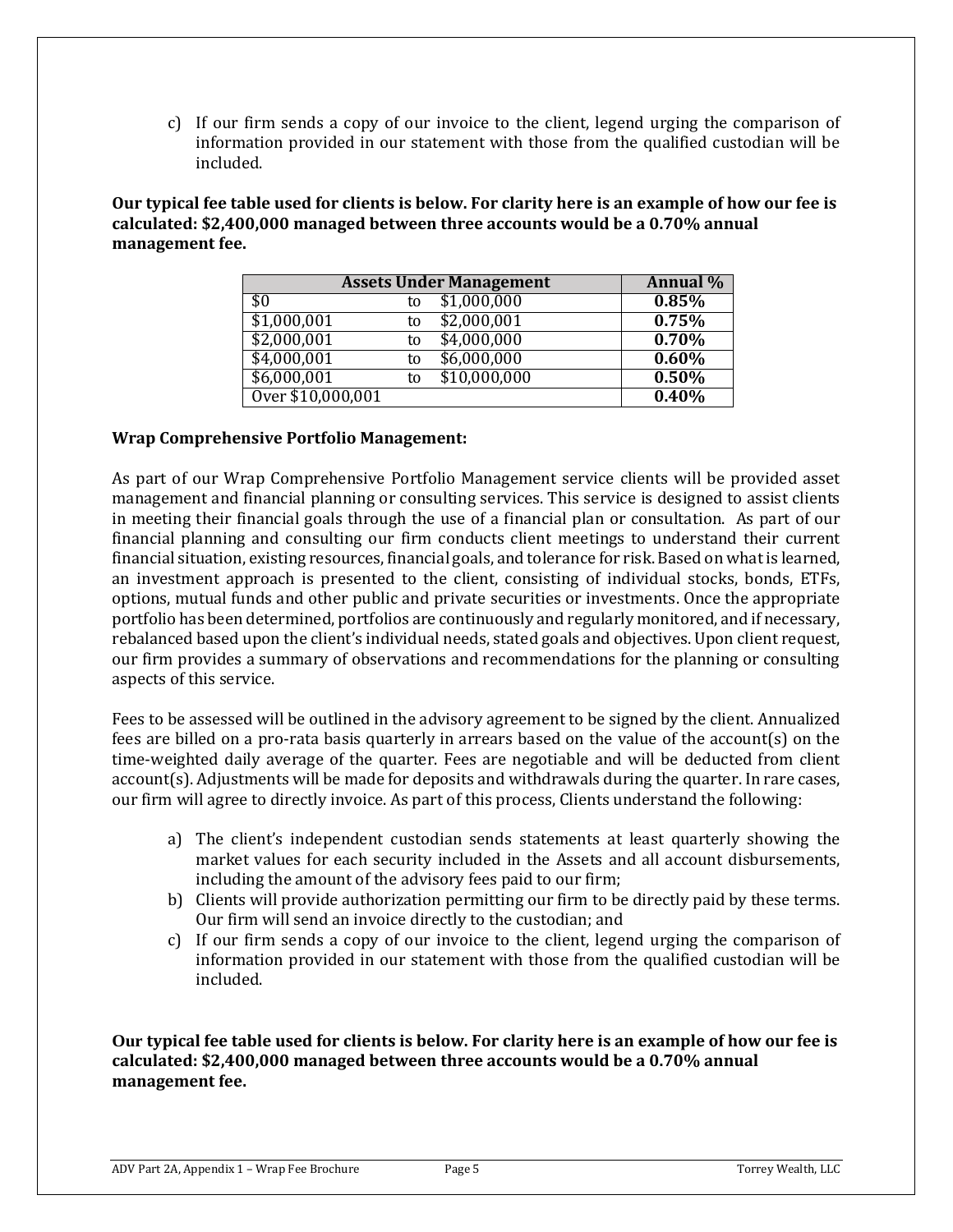c) If our firm sends a copy of our invoice to the client, legend urging the comparison of information provided in our statement with those from the qualified custodian will be included.

**Our typical fee table used for clients is below. For clarity here is an example of how our fee is calculated: $2,400,000 managed between three accounts would be a 0.70% annual management fee.**

| Assets Under Management | | | Annual % |
|---|---|---|---|
| $0 | to | $1,000,000 | **0.85%** |
| $1,000,001 | to | $2,000,001 | **0.75%** |
| $2,000,001 | to | $4,000,000 | **0.70%** |
| $4,000,001 | to | $6,000,000 | **0.60%** |
| $6,000,001 | to | $10,000,000 | **0.50%** |
| Over $10,000,001 | | | **0.40%** |

**Wrap Comprehensive Portfolio Management:**

As part of our Wrap Comprehensive Portfolio Management service clients will be provided asset management and financial planning or consulting services. This service is designed to assist clients in meeting their financial goals through the use of a financial plan or consultation. As part of our financial planning and consulting our firm conducts client meetings to understand their current financial situation, existing resources, financial goals, and tolerance for risk. Based on what is learned, an investment approach is presented to the client, consisting of individual stocks, bonds, ETFs, options, mutual funds and other public and private securities or investments. Once the appropriate portfolio has been determined, portfolios are continuously and regularly monitored, and if necessary, rebalanced based upon the client's individual needs, stated goals and objectives. Upon client request, our firm provides a summary of observations and recommendations for the planning or consulting aspects of this service.

Fees to be assessed will be outlined in the advisory agreement to be signed by the client. Annualized fees are billed on a pro-rata basis quarterly in arrears based on the value of the account(s) on the time-weighted daily average of the quarter. Fees are negotiable and will be deducted from client account(s). Adjustments will be made for deposits and withdrawals during the quarter. In rare cases, our firm will agree to directly invoice. As part of this process, Clients understand the following:

a) The client's independent custodian sends statements at least quarterly showing the market values for each security included in the Assets and all account disbursements, including the amount of the advisory fees paid to our firm;
b) Clients will provide authorization permitting our firm to be directly paid by these terms. Our firm will send an invoice directly to the custodian; and
c) If our firm sends a copy of our invoice to the client, legend urging the comparison of information provided in our statement with those from the qualified custodian will be included.

**Our typical fee table used for clients is below. For clarity here is an example of how our fee is calculated: $2,400,000 managed between three accounts would be a 0.70% annual management fee.**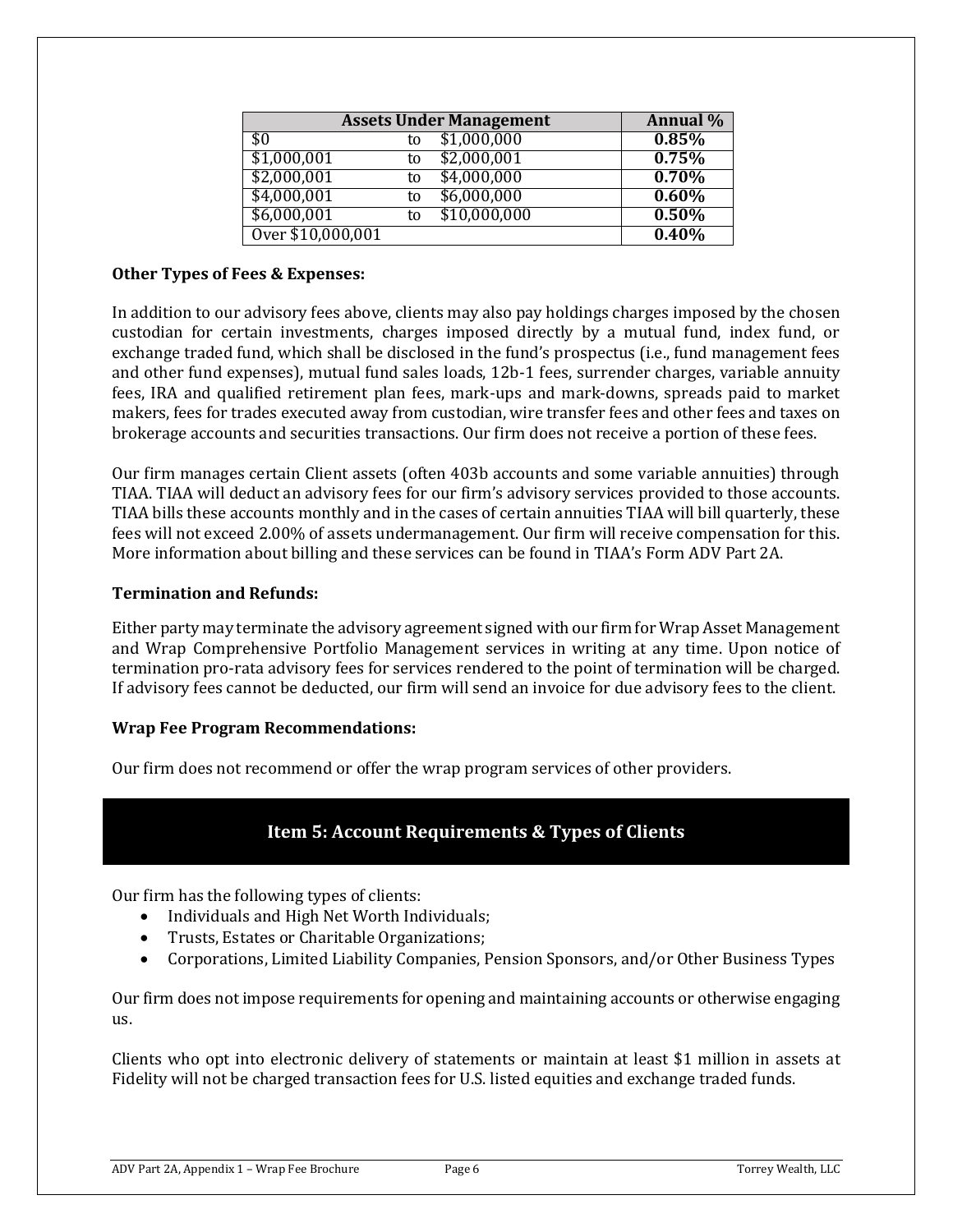| Assets Under Management | | | Annual % |
|---|---|---|---|
| $0 | to | $1,000,000 | **0.85%** |
| $1,000,001 | to | $2,000,001 | **0.75%** |
| $2,000,001 | to | $4,000,000 | **0.70%** |
| $4,000,001 | to | $6,000,000 | **0.60%** |
| $6,000,001 | to | $10,000,000 | **0.50%** |
| Over $10,000,001 | | | **0.40%** |

**Other Types of Fees & Expenses:**

In addition to our advisory fees above, clients may also pay holdings charges imposed by the chosen custodian for certain investments, charges imposed directly by a mutual fund, index fund, or exchange traded fund, which shall be disclosed in the fund's prospectus (i.e., fund management fees and other fund expenses), mutual fund sales loads, 12b-1 fees, surrender charges, variable annuity fees, IRA and qualified retirement plan fees, mark-ups and mark-downs, spreads paid to market makers, fees for trades executed away from custodian, wire transfer fees and other fees and taxes on brokerage accounts and securities transactions. Our firm does not receive a portion of these fees.

Our firm manages certain Client assets (often 403b accounts and some variable annuities) through TIAA. TIAA will deduct an advisory fees for our firm's advisory services provided to those accounts. TIAA bills these accounts monthly and in the cases of certain annuities TIAA will bill quarterly, these fees will not exceed 2.00% of assets undermanagement. Our firm will receive compensation for this. More information about billing and these services can be found in TIAA's Form ADV Part 2A.

**Termination and Refunds:**

Either party may terminate the advisory agreement signed with our firm for Wrap Asset Management and Wrap Comprehensive Portfolio Management services in writing at any time. Upon notice of termination pro-rata advisory fees for services rendered to the point of termination will be charged. If advisory fees cannot be deducted, our firm will send an invoice for due advisory fees to the client.

**Wrap Fee Program Recommendations:**

Our firm does not recommend or offer the wrap program services of other providers.

## Item 5: Account Requirements & Types of Clients

Our firm has the following types of clients:

- Individuals and High Net Worth Individuals;
- Trusts, Estates or Charitable Organizations;
- Corporations, Limited Liability Companies, Pension Sponsors, and/or Other Business Types

Our firm does not impose requirements for opening and maintaining accounts or otherwise engaging us.

Clients who opt into electronic delivery of statements or maintain at least $1 million in assets at Fidelity will not be charged transaction fees for U.S. listed equities and exchange traded funds.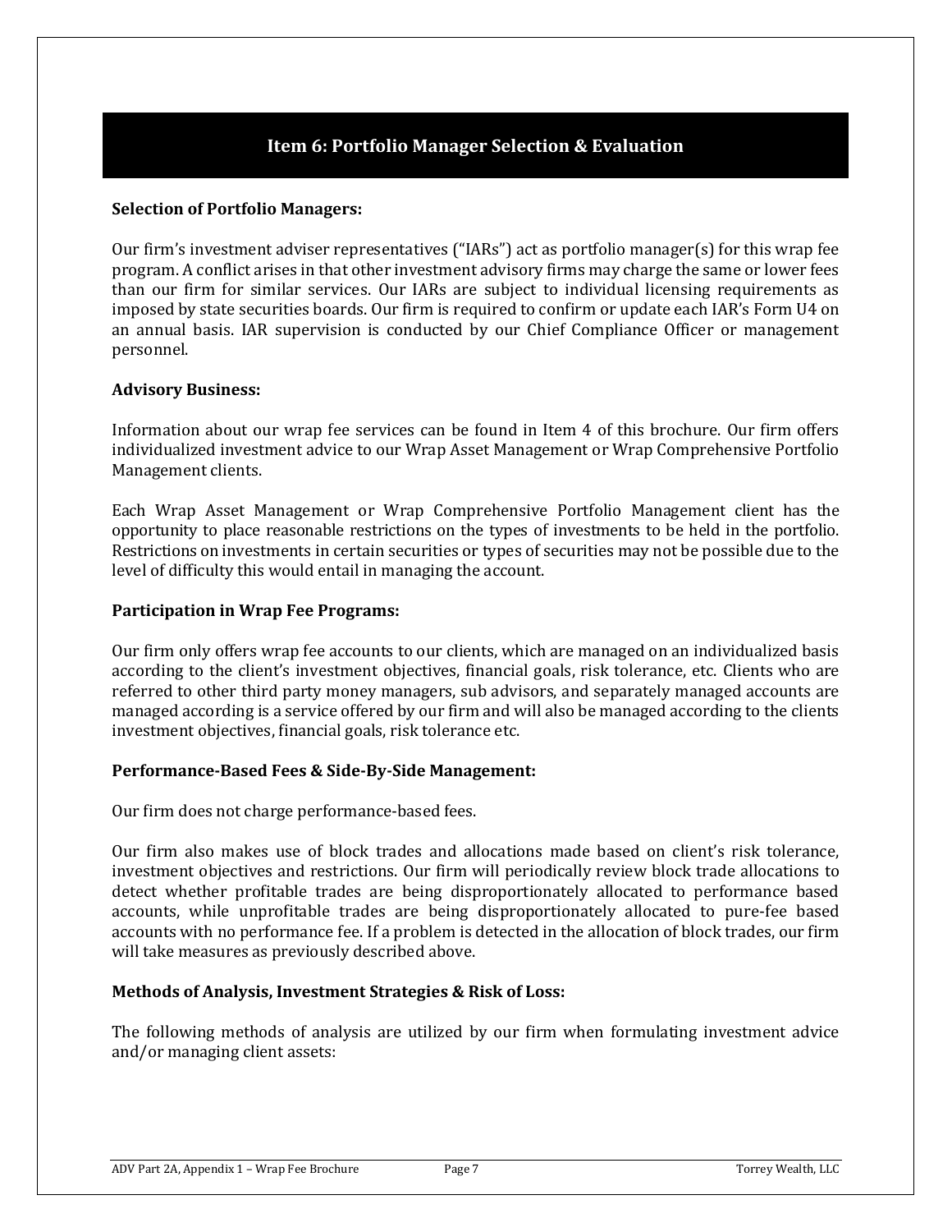## Item 6: Portfolio Manager Selection & Evaluation

**Selection of Portfolio Managers:**

Our firm's investment adviser representatives ("IARs") act as portfolio manager(s) for this wrap fee program. A conflict arises in that other investment advisory firms may charge the same or lower fees than our firm for similar services. Our IARs are subject to individual licensing requirements as imposed by state securities boards. Our firm is required to confirm or update each IAR's Form U4 on an annual basis. IAR supervision is conducted by our Chief Compliance Officer or management personnel.

**Advisory Business:**

Information about our wrap fee services can be found in Item 4 of this brochure. Our firm offers individualized investment advice to our Wrap Asset Management or Wrap Comprehensive Portfolio Management clients.

Each Wrap Asset Management or Wrap Comprehensive Portfolio Management client has the opportunity to place reasonable restrictions on the types of investments to be held in the portfolio. Restrictions on investments in certain securities or types of securities may not be possible due to the level of difficulty this would entail in managing the account.

**Participation in Wrap Fee Programs:**

Our firm only offers wrap fee accounts to our clients, which are managed on an individualized basis according to the client's investment objectives, financial goals, risk tolerance, etc. Clients who are referred to other third party money managers, sub advisors, and separately managed accounts are managed according is a service offered by our firm and will also be managed according to the clients investment objectives, financial goals, risk tolerance etc.

**Performance-Based Fees & Side-By-Side Management:**

Our firm does not charge performance-based fees.

Our firm also makes use of block trades and allocations made based on client's risk tolerance, investment objectives and restrictions. Our firm will periodically review block trade allocations to detect whether profitable trades are being disproportionately allocated to performance based accounts, while unprofitable trades are being disproportionately allocated to pure-fee based accounts with no performance fee. If a problem is detected in the allocation of block trades, our firm will take measures as previously described above.

**Methods of Analysis, Investment Strategies & Risk of Loss:**

The following methods of analysis are utilized by our firm when formulating investment advice and/or managing client assets: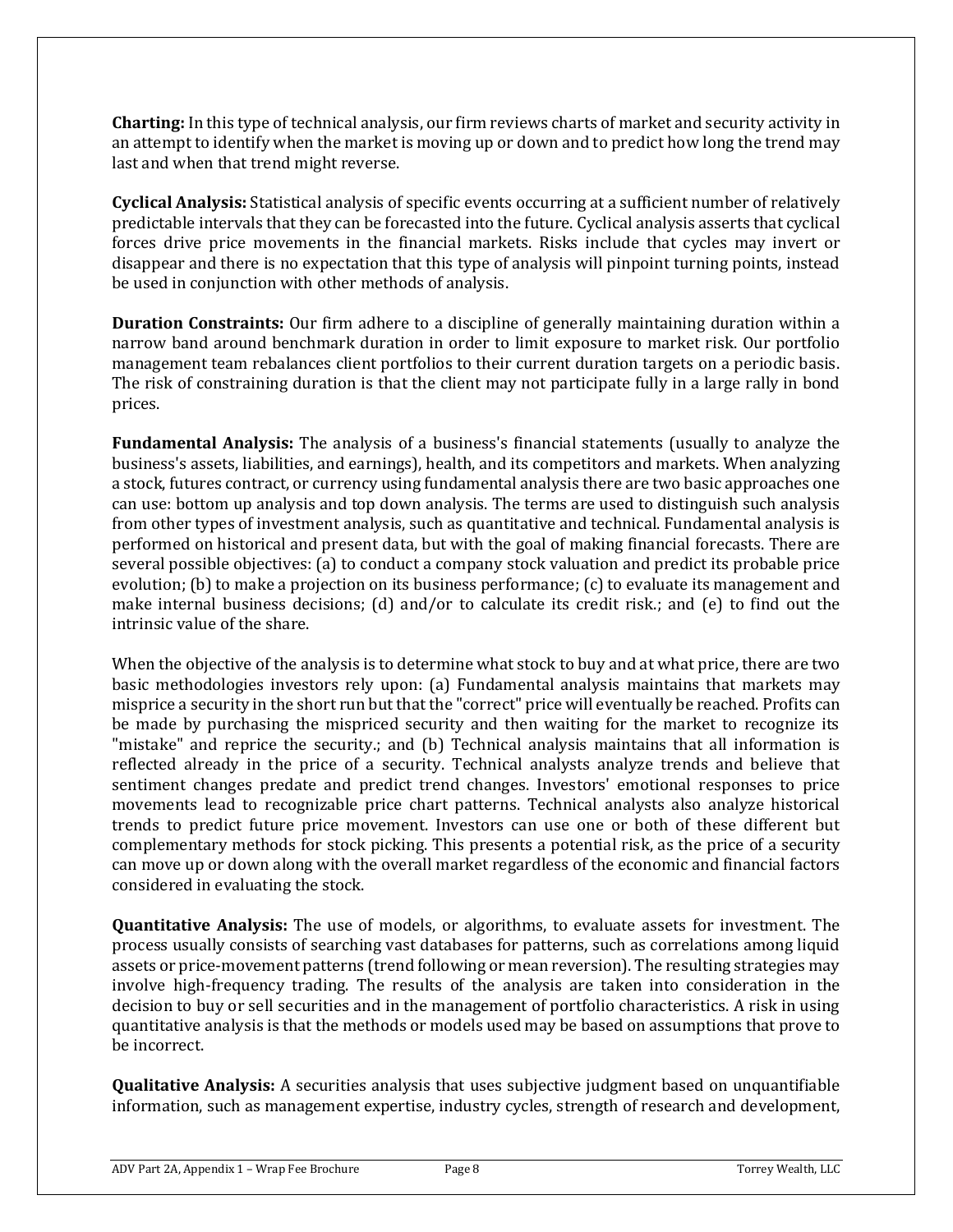**Charting:** In this type of technical analysis, our firm reviews charts of market and security activity in an attempt to identify when the market is moving up or down and to predict how long the trend may last and when that trend might reverse.

**Cyclical Analysis:** Statistical analysis of specific events occurring at a sufficient number of relatively predictable intervals that they can be forecasted into the future. Cyclical analysis asserts that cyclical forces drive price movements in the financial markets. Risks include that cycles may invert or disappear and there is no expectation that this type of analysis will pinpoint turning points, instead be used in conjunction with other methods of analysis.

**Duration Constraints:** Our firm adhere to a discipline of generally maintaining duration within a narrow band around benchmark duration in order to limit exposure to market risk. Our portfolio management team rebalances client portfolios to their current duration targets on a periodic basis. The risk of constraining duration is that the client may not participate fully in a large rally in bond prices.

**Fundamental Analysis:** The analysis of a business's financial statements (usually to analyze the business's assets, liabilities, and earnings), health, and its competitors and markets. When analyzing a stock, futures contract, or currency using fundamental analysis there are two basic approaches one can use: bottom up analysis and top down analysis. The terms are used to distinguish such analysis from other types of investment analysis, such as quantitative and technical. Fundamental analysis is performed on historical and present data, but with the goal of making financial forecasts. There are several possible objectives: (a) to conduct a company stock valuation and predict its probable price evolution; (b) to make a projection on its business performance; (c) to evaluate its management and make internal business decisions; (d) and/or to calculate its credit risk.; and (e) to find out the intrinsic value of the share.

When the objective of the analysis is to determine what stock to buy and at what price, there are two basic methodologies investors rely upon: (a) Fundamental analysis maintains that markets may misprice a security in the short run but that the "correct" price will eventually be reached. Profits can be made by purchasing the mispriced security and then waiting for the market to recognize its "mistake" and reprice the security.; and (b) Technical analysis maintains that all information is reflected already in the price of a security. Technical analysts analyze trends and believe that sentiment changes predate and predict trend changes. Investors' emotional responses to price movements lead to recognizable price chart patterns. Technical analysts also analyze historical trends to predict future price movement. Investors can use one or both of these different but complementary methods for stock picking. This presents a potential risk, as the price of a security can move up or down along with the overall market regardless of the economic and financial factors considered in evaluating the stock.

**Quantitative Analysis:** The use of models, or algorithms, to evaluate assets for investment. The process usually consists of searching vast databases for patterns, such as correlations among liquid assets or price-movement patterns (trend following or mean reversion). The resulting strategies may involve high-frequency trading. The results of the analysis are taken into consideration in the decision to buy or sell securities and in the management of portfolio characteristics. A risk in using quantitative analysis is that the methods or models used may be based on assumptions that prove to be incorrect.

**Qualitative Analysis:** A securities analysis that uses subjective judgment based on unquantifiable information, such as management expertise, industry cycles, strength of research and development,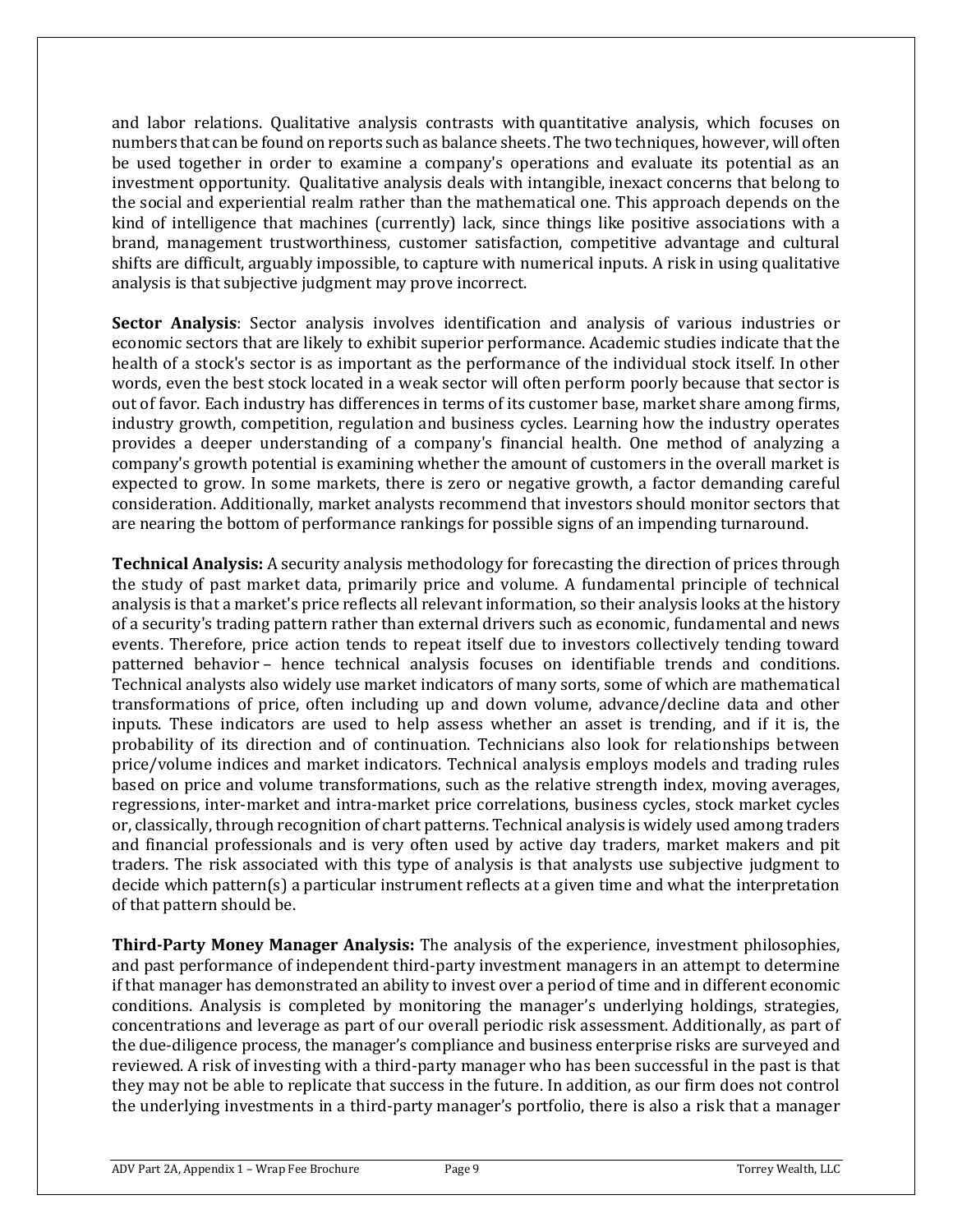and labor relations. Qualitative analysis contrasts with quantitative analysis, which focuses on numbers that can be found on reports such as balance sheets. The two techniques, however, will often be used together in order to examine a company's operations and evaluate its potential as an investment opportunity. Qualitative analysis deals with intangible, inexact concerns that belong to the social and experiential realm rather than the mathematical one. This approach depends on the kind of intelligence that machines (currently) lack, since things like positive associations with a brand, management trustworthiness, customer satisfaction, competitive advantage and cultural shifts are difficult, arguably impossible, to capture with numerical inputs. A risk in using qualitative analysis is that subjective judgment may prove incorrect.

**Sector Analysis**: Sector analysis involves identification and analysis of various industries or economic sectors that are likely to exhibit superior performance. Academic studies indicate that the health of a stock's sector is as important as the performance of the individual stock itself. In other words, even the best stock located in a weak sector will often perform poorly because that sector is out of favor. Each industry has differences in terms of its customer base, market share among firms, industry growth, competition, regulation and business cycles. Learning how the industry operates provides a deeper understanding of a company's financial health. One method of analyzing a company's growth potential is examining whether the amount of customers in the overall market is expected to grow. In some markets, there is zero or negative growth, a factor demanding careful consideration. Additionally, market analysts recommend that investors should monitor sectors that are nearing the bottom of performance rankings for possible signs of an impending turnaround.

**Technical Analysis:** A security analysis methodology for forecasting the direction of prices through the study of past market data, primarily price and volume. A fundamental principle of technical analysis is that a market's price reflects all relevant information, so their analysis looks at the history of a security's trading pattern rather than external drivers such as economic, fundamental and news events. Therefore, price action tends to repeat itself due to investors collectively tending toward patterned behavior – hence technical analysis focuses on identifiable trends and conditions. Technical analysts also widely use market indicators of many sorts, some of which are mathematical transformations of price, often including up and down volume, advance/decline data and other inputs. These indicators are used to help assess whether an asset is trending, and if it is, the probability of its direction and of continuation. Technicians also look for relationships between price/volume indices and market indicators. Technical analysis employs models and trading rules based on price and volume transformations, such as the relative strength index, moving averages, regressions, inter-market and intra-market price correlations, business cycles, stock market cycles or, classically, through recognition of chart patterns. Technical analysis is widely used among traders and financial professionals and is very often used by active day traders, market makers and pit traders. The risk associated with this type of analysis is that analysts use subjective judgment to decide which pattern(s) a particular instrument reflects at a given time and what the interpretation of that pattern should be.

**Third-Party Money Manager Analysis:** The analysis of the experience, investment philosophies, and past performance of independent third-party investment managers in an attempt to determine if that manager has demonstrated an ability to invest over a period of time and in different economic conditions. Analysis is completed by monitoring the manager's underlying holdings, strategies, concentrations and leverage as part of our overall periodic risk assessment. Additionally, as part of the due-diligence process, the manager's compliance and business enterprise risks are surveyed and reviewed. A risk of investing with a third-party manager who has been successful in the past is that they may not be able to replicate that success in the future. In addition, as our firm does not control the underlying investments in a third-party manager's portfolio, there is also a risk that a manager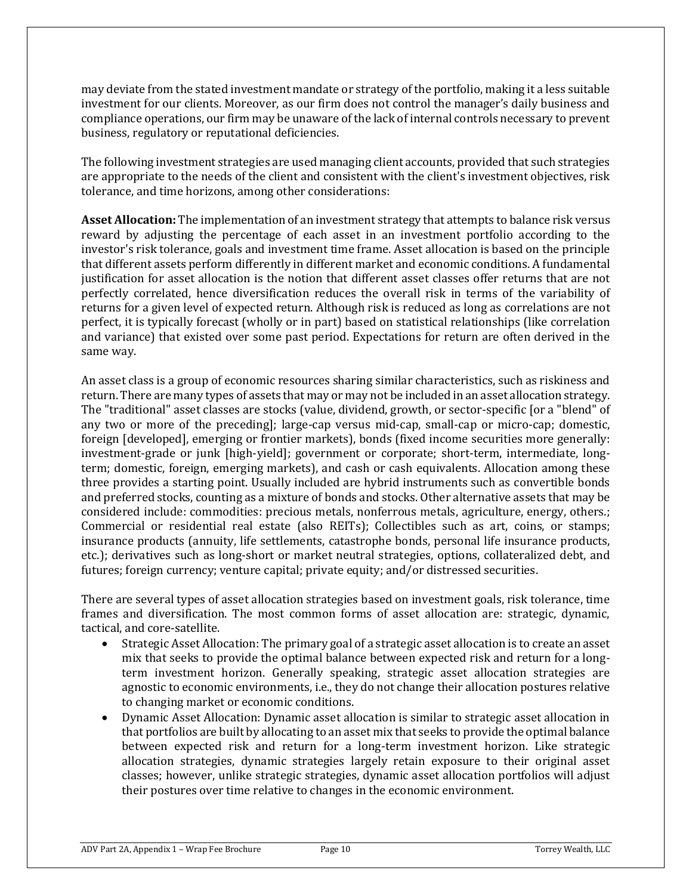may deviate from the stated investment mandate or strategy of the portfolio, making it a less suitable investment for our clients. Moreover, as our firm does not control the manager's daily business and compliance operations, our firm may be unaware of the lack of internal controls necessary to prevent business, regulatory or reputational deficiencies.

The following investment strategies are used managing client accounts, provided that such strategies are appropriate to the needs of the client and consistent with the client's investment objectives, risk tolerance, and time horizons, among other considerations:

**Asset Allocation:** The implementation of an investment strategy that attempts to balance risk versus reward by adjusting the percentage of each asset in an investment portfolio according to the investor's risk tolerance, goals and investment time frame. Asset allocation is based on the principle that different assets perform differently in different market and economic conditions. A fundamental justification for asset allocation is the notion that different asset classes offer returns that are not perfectly correlated, hence diversification reduces the overall risk in terms of the variability of returns for a given level of expected return. Although risk is reduced as long as correlations are not perfect, it is typically forecast (wholly or in part) based on statistical relationships (like correlation and variance) that existed over some past period. Expectations for return are often derived in the same way.

An asset class is a group of economic resources sharing similar characteristics, such as riskiness and return. There are many types of assets that may or may not be included in an asset allocation strategy. The "traditional" asset classes are stocks (value, dividend, growth, or sector-specific [or a "blend" of any two or more of the preceding]; large-cap versus mid-cap, small-cap or micro-cap; domestic, foreign [developed], emerging or frontier markets), bonds (fixed income securities more generally: investment-grade or junk [high-yield]; government or corporate; short-term, intermediate, long-term; domestic, foreign, emerging markets), and cash or cash equivalents. Allocation among these three provides a starting point. Usually included are hybrid instruments such as convertible bonds and preferred stocks, counting as a mixture of bonds and stocks. Other alternative assets that may be considered include: commodities: precious metals, nonferrous metals, agriculture, energy, others.; Commercial or residential real estate (also REITs); Collectibles such as art, coins, or stamps; insurance products (annuity, life settlements, catastrophe bonds, personal life insurance products, etc.); derivatives such as long-short or market neutral strategies, options, collateralized debt, and futures; foreign currency; venture capital; private equity; and/or distressed securities.

There are several types of asset allocation strategies based on investment goals, risk tolerance, time frames and diversification. The most common forms of asset allocation are: strategic, dynamic, tactical, and core-satellite.

- Strategic Asset Allocation: The primary goal of a strategic asset allocation is to create an asset mix that seeks to provide the optimal balance between expected risk and return for a long-term investment horizon. Generally speaking, strategic asset allocation strategies are agnostic to economic environments, i.e., they do not change their allocation postures relative to changing market or economic conditions.
- Dynamic Asset Allocation: Dynamic asset allocation is similar to strategic asset allocation in that portfolios are built by allocating to an asset mix that seeks to provide the optimal balance between expected risk and return for a long-term investment horizon. Like strategic allocation strategies, dynamic strategies largely retain exposure to their original asset classes; however, unlike strategic strategies, dynamic asset allocation portfolios will adjust their postures over time relative to changes in the economic environment.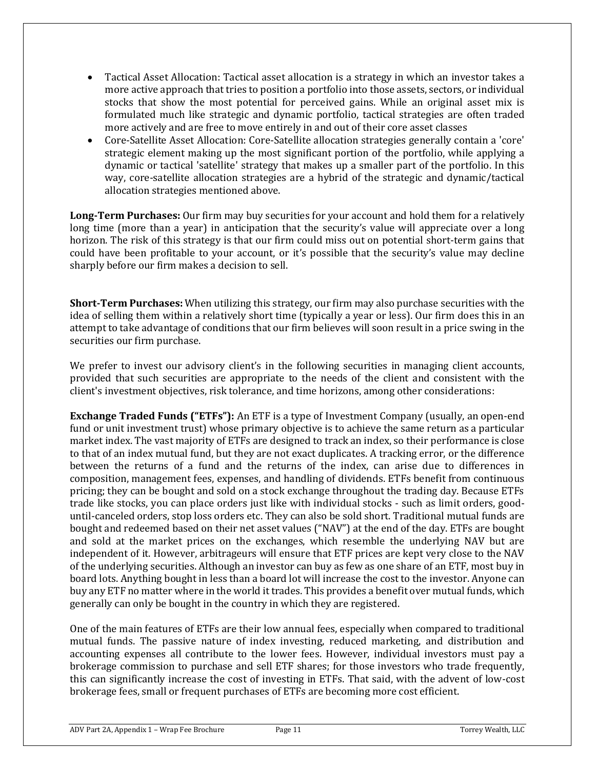- Tactical Asset Allocation: Tactical asset allocation is a strategy in which an investor takes a more active approach that tries to position a portfolio into those assets, sectors, or individual stocks that show the most potential for perceived gains. While an original asset mix is formulated much like strategic and dynamic portfolio, tactical strategies are often traded more actively and are free to move entirely in and out of their core asset classes
- Core-Satellite Asset Allocation: Core-Satellite allocation strategies generally contain a 'core' strategic element making up the most significant portion of the portfolio, while applying a dynamic or tactical 'satellite' strategy that makes up a smaller part of the portfolio. In this way, core-satellite allocation strategies are a hybrid of the strategic and dynamic/tactical allocation strategies mentioned above.

**Long-Term Purchases:** Our firm may buy securities for your account and hold them for a relatively long time (more than a year) in anticipation that the security's value will appreciate over a long horizon. The risk of this strategy is that our firm could miss out on potential short-term gains that could have been profitable to your account, or it's possible that the security's value may decline sharply before our firm makes a decision to sell.

**Short-Term Purchases:** When utilizing this strategy, our firm may also purchase securities with the idea of selling them within a relatively short time (typically a year or less). Our firm does this in an attempt to take advantage of conditions that our firm believes will soon result in a price swing in the securities our firm purchase.

We prefer to invest our advisory client's in the following securities in managing client accounts, provided that such securities are appropriate to the needs of the client and consistent with the client's investment objectives, risk tolerance, and time horizons, among other considerations:

**Exchange Traded Funds ("ETFs"):** An ETF is a type of Investment Company (usually, an open-end fund or unit investment trust) whose primary objective is to achieve the same return as a particular market index. The vast majority of ETFs are designed to track an index, so their performance is close to that of an index mutual fund, but they are not exact duplicates. A tracking error, or the difference between the returns of a fund and the returns of the index, can arise due to differences in composition, management fees, expenses, and handling of dividends. ETFs benefit from continuous pricing; they can be bought and sold on a stock exchange throughout the trading day. Because ETFs trade like stocks, you can place orders just like with individual stocks - such as limit orders, good-until-canceled orders, stop loss orders etc. They can also be sold short. Traditional mutual funds are bought and redeemed based on their net asset values ("NAV") at the end of the day. ETFs are bought and sold at the market prices on the exchanges, which resemble the underlying NAV but are independent of it. However, arbitrageurs will ensure that ETF prices are kept very close to the NAV of the underlying securities. Although an investor can buy as few as one share of an ETF, most buy in board lots. Anything bought in less than a board lot will increase the cost to the investor. Anyone can buy any ETF no matter where in the world it trades. This provides a benefit over mutual funds, which generally can only be bought in the country in which they are registered.

One of the main features of ETFs are their low annual fees, especially when compared to traditional mutual funds. The passive nature of index investing, reduced marketing, and distribution and accounting expenses all contribute to the lower fees. However, individual investors must pay a brokerage commission to purchase and sell ETF shares; for those investors who trade frequently, this can significantly increase the cost of investing in ETFs. That said, with the advent of low-cost brokerage fees, small or frequent purchases of ETFs are becoming more cost efficient.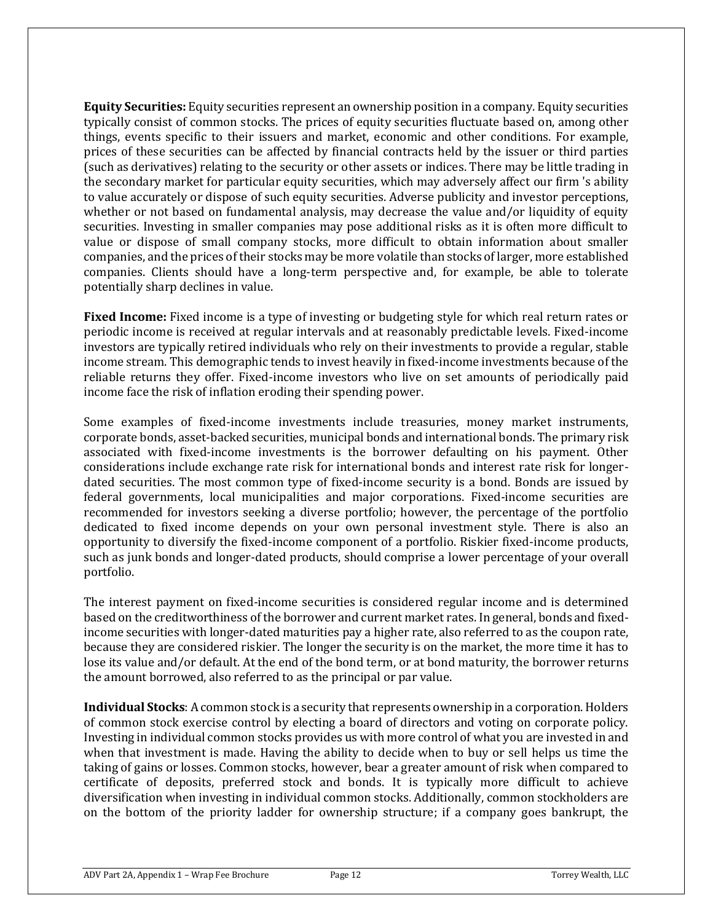**Equity Securities:** Equity securities represent an ownership position in a company. Equity securities typically consist of common stocks. The prices of equity securities fluctuate based on, among other things, events specific to their issuers and market, economic and other conditions. For example, prices of these securities can be affected by financial contracts held by the issuer or third parties (such as derivatives) relating to the security or other assets or indices. There may be little trading in the secondary market for particular equity securities, which may adversely affect our firm 's ability to value accurately or dispose of such equity securities. Adverse publicity and investor perceptions, whether or not based on fundamental analysis, may decrease the value and/or liquidity of equity securities. Investing in smaller companies may pose additional risks as it is often more difficult to value or dispose of small company stocks, more difficult to obtain information about smaller companies, and the prices of their stocks may be more volatile than stocks of larger, more established companies. Clients should have a long-term perspective and, for example, be able to tolerate potentially sharp declines in value.

**Fixed Income:** Fixed income is a type of investing or budgeting style for which real return rates or periodic income is received at regular intervals and at reasonably predictable levels. Fixed-income investors are typically retired individuals who rely on their investments to provide a regular, stable income stream. This demographic tends to invest heavily in fixed-income investments because of the reliable returns they offer. Fixed-income investors who live on set amounts of periodically paid income face the risk of inflation eroding their spending power.

Some examples of fixed-income investments include treasuries, money market instruments, corporate bonds, asset-backed securities, municipal bonds and international bonds. The primary risk associated with fixed-income investments is the borrower defaulting on his payment. Other considerations include exchange rate risk for international bonds and interest rate risk for longer-dated securities. The most common type of fixed-income security is a bond. Bonds are issued by federal governments, local municipalities and major corporations. Fixed-income securities are recommended for investors seeking a diverse portfolio; however, the percentage of the portfolio dedicated to fixed income depends on your own personal investment style. There is also an opportunity to diversify the fixed-income component of a portfolio. Riskier fixed-income products, such as junk bonds and longer-dated products, should comprise a lower percentage of your overall portfolio.

The interest payment on fixed-income securities is considered regular income and is determined based on the creditworthiness of the borrower and current market rates. In general, bonds and fixed-income securities with longer-dated maturities pay a higher rate, also referred to as the coupon rate, because they are considered riskier. The longer the security is on the market, the more time it has to lose its value and/or default. At the end of the bond term, or at bond maturity, the borrower returns the amount borrowed, also referred to as the principal or par value.

**Individual Stocks**: A common stock is a security that represents ownership in a corporation. Holders of common stock exercise control by electing a board of directors and voting on corporate policy. Investing in individual common stocks provides us with more control of what you are invested in and when that investment is made. Having the ability to decide when to buy or sell helps us time the taking of gains or losses. Common stocks, however, bear a greater amount of risk when compared to certificate of deposits, preferred stock and bonds. It is typically more difficult to achieve diversification when investing in individual common stocks. Additionally, common stockholders are on the bottom of the priority ladder for ownership structure; if a company goes bankrupt, the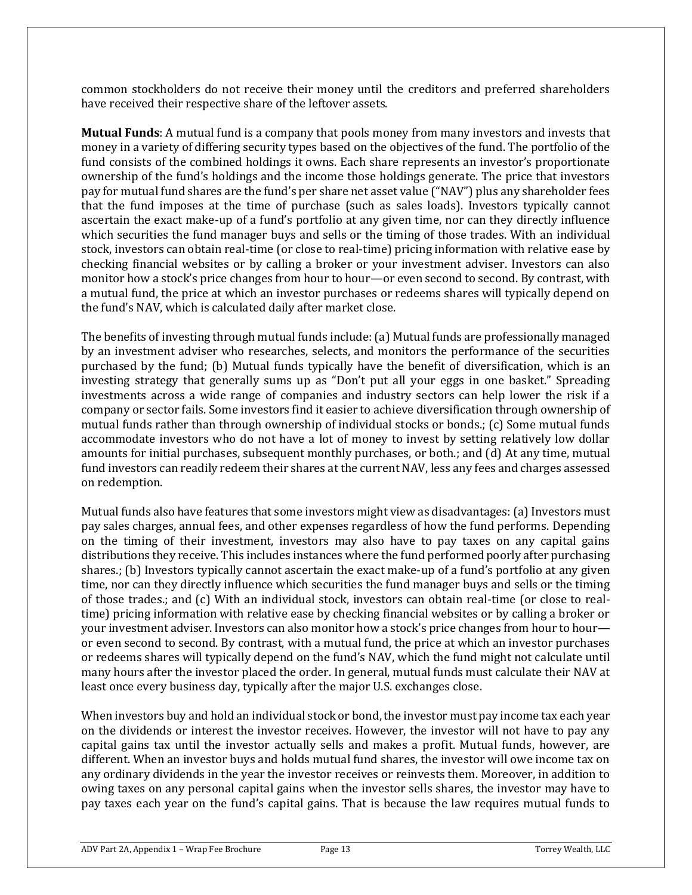common stockholders do not receive their money until the creditors and preferred shareholders have received their respective share of the leftover assets.

**Mutual Funds**: A mutual fund is a company that pools money from many investors and invests that money in a variety of differing security types based on the objectives of the fund. The portfolio of the fund consists of the combined holdings it owns. Each share represents an investor's proportionate ownership of the fund's holdings and the income those holdings generate. The price that investors pay for mutual fund shares are the fund's per share net asset value ("NAV") plus any shareholder fees that the fund imposes at the time of purchase (such as sales loads). Investors typically cannot ascertain the exact make-up of a fund's portfolio at any given time, nor can they directly influence which securities the fund manager buys and sells or the timing of those trades. With an individual stock, investors can obtain real-time (or close to real-time) pricing information with relative ease by checking financial websites or by calling a broker or your investment adviser. Investors can also monitor how a stock's price changes from hour to hour—or even second to second. By contrast, with a mutual fund, the price at which an investor purchases or redeems shares will typically depend on the fund's NAV, which is calculated daily after market close.

The benefits of investing through mutual funds include: (a) Mutual funds are professionally managed by an investment adviser who researches, selects, and monitors the performance of the securities purchased by the fund; (b) Mutual funds typically have the benefit of diversification, which is an investing strategy that generally sums up as "Don't put all your eggs in one basket." Spreading investments across a wide range of companies and industry sectors can help lower the risk if a company or sector fails. Some investors find it easier to achieve diversification through ownership of mutual funds rather than through ownership of individual stocks or bonds.; (c) Some mutual funds accommodate investors who do not have a lot of money to invest by setting relatively low dollar amounts for initial purchases, subsequent monthly purchases, or both.; and (d) At any time, mutual fund investors can readily redeem their shares at the current NAV, less any fees and charges assessed on redemption.

Mutual funds also have features that some investors might view as disadvantages: (a) Investors must pay sales charges, annual fees, and other expenses regardless of how the fund performs. Depending on the timing of their investment, investors may also have to pay taxes on any capital gains distributions they receive. This includes instances where the fund performed poorly after purchasing shares.; (b) Investors typically cannot ascertain the exact make-up of a fund's portfolio at any given time, nor can they directly influence which securities the fund manager buys and sells or the timing of those trades.; and (c) With an individual stock, investors can obtain real-time (or close to real-time) pricing information with relative ease by checking financial websites or by calling a broker or your investment adviser. Investors can also monitor how a stock's price changes from hour to hour—or even second to second. By contrast, with a mutual fund, the price at which an investor purchases or redeems shares will typically depend on the fund's NAV, which the fund might not calculate until many hours after the investor placed the order. In general, mutual funds must calculate their NAV at least once every business day, typically after the major U.S. exchanges close.

When investors buy and hold an individual stock or bond, the investor must pay income tax each year on the dividends or interest the investor receives. However, the investor will not have to pay any capital gains tax until the investor actually sells and makes a profit. Mutual funds, however, are different. When an investor buys and holds mutual fund shares, the investor will owe income tax on any ordinary dividends in the year the investor receives or reinvests them. Moreover, in addition to owing taxes on any personal capital gains when the investor sells shares, the investor may have to pay taxes each year on the fund's capital gains. That is because the law requires mutual funds to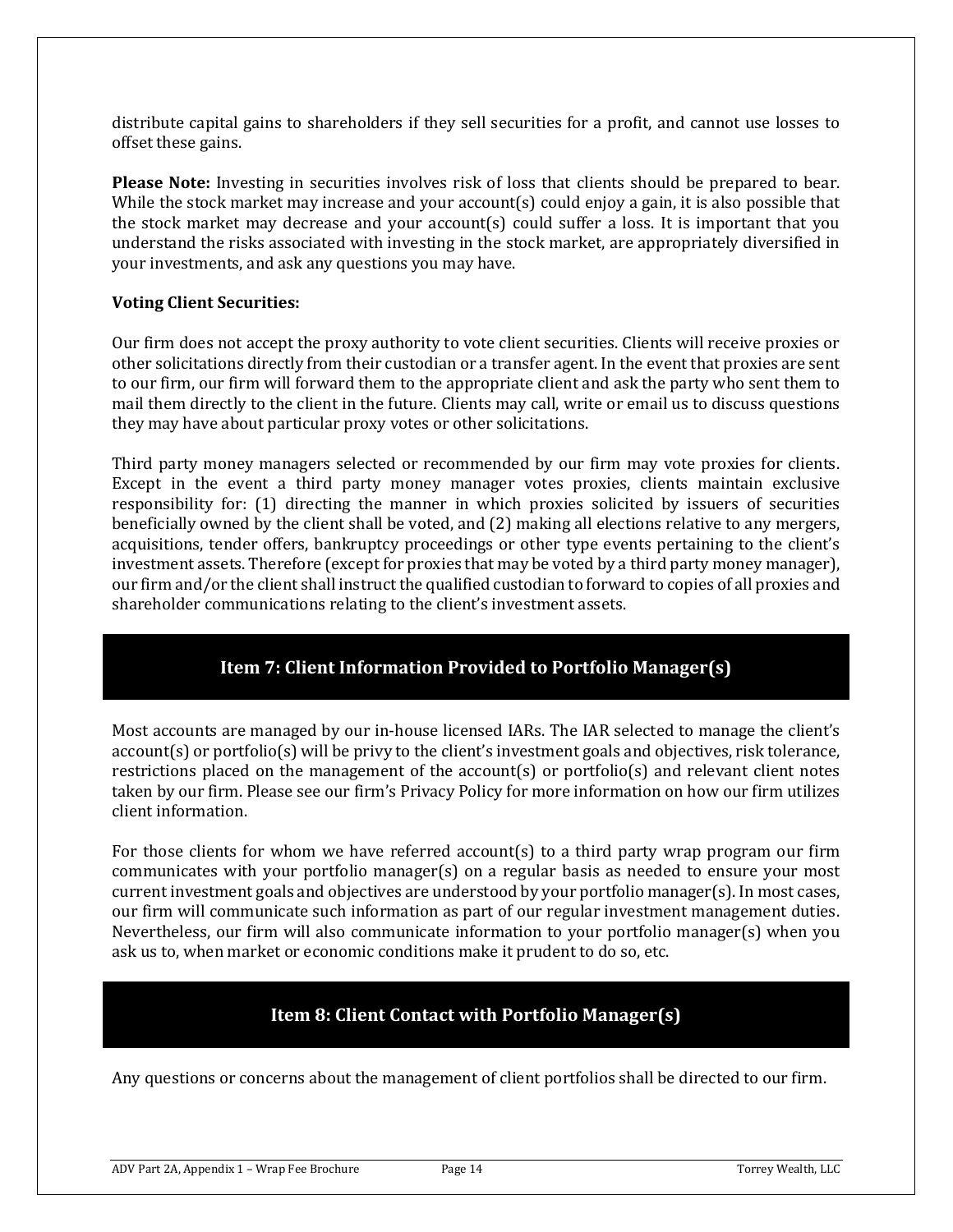distribute capital gains to shareholders if they sell securities for a profit, and cannot use losses to offset these gains.

**Please Note:** Investing in securities involves risk of loss that clients should be prepared to bear. While the stock market may increase and your account(s) could enjoy a gain, it is also possible that the stock market may decrease and your account(s) could suffer a loss. It is important that you understand the risks associated with investing in the stock market, are appropriately diversified in your investments, and ask any questions you may have.

**Voting Client Securities:**

Our firm does not accept the proxy authority to vote client securities. Clients will receive proxies or other solicitations directly from their custodian or a transfer agent. In the event that proxies are sent to our firm, our firm will forward them to the appropriate client and ask the party who sent them to mail them directly to the client in the future. Clients may call, write or email us to discuss questions they may have about particular proxy votes or other solicitations.

Third party money managers selected or recommended by our firm may vote proxies for clients. Except in the event a third party money manager votes proxies, clients maintain exclusive responsibility for: (1) directing the manner in which proxies solicited by issuers of securities beneficially owned by the client shall be voted, and (2) making all elections relative to any mergers, acquisitions, tender offers, bankruptcy proceedings or other type events pertaining to the client's investment assets. Therefore (except for proxies that may be voted by a third party money manager), our firm and/or the client shall instruct the qualified custodian to forward to copies of all proxies and shareholder communications relating to the client's investment assets.

## Item 7: Client Information Provided to Portfolio Manager(s)

Most accounts are managed by our in-house licensed IARs. The IAR selected to manage the client's account(s) or portfolio(s) will be privy to the client's investment goals and objectives, risk tolerance, restrictions placed on the management of the account(s) or portfolio(s) and relevant client notes taken by our firm. Please see our firm's Privacy Policy for more information on how our firm utilizes client information.

For those clients for whom we have referred account(s) to a third party wrap program our firm communicates with your portfolio manager(s) on a regular basis as needed to ensure your most current investment goals and objectives are understood by your portfolio manager(s). In most cases, our firm will communicate such information as part of our regular investment management duties. Nevertheless, our firm will also communicate information to your portfolio manager(s) when you ask us to, when market or economic conditions make it prudent to do so, etc.

## Item 8: Client Contact with Portfolio Manager(s)

Any questions or concerns about the management of client portfolios shall be directed to our firm.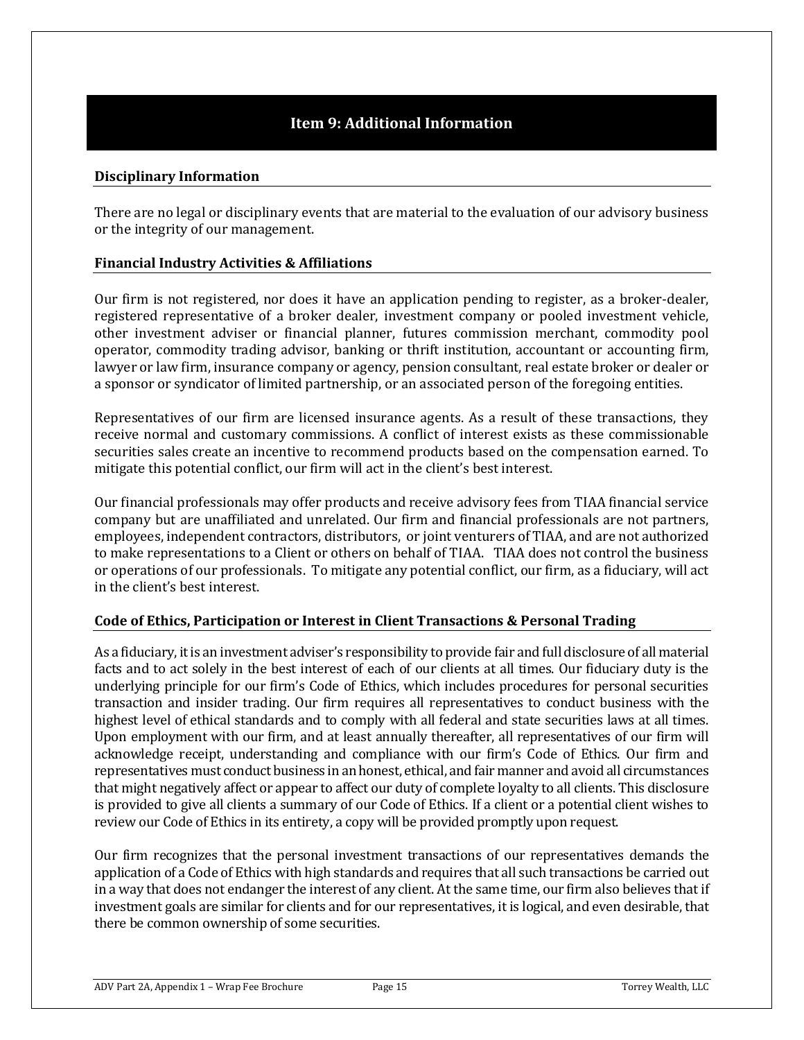## Item 9: Additional Information

### Disciplinary Information

There are no legal or disciplinary events that are material to the evaluation of our advisory business or the integrity of our management.

### Financial Industry Activities & Affiliations

Our firm is not registered, nor does it have an application pending to register, as a broker-dealer, registered representative of a broker dealer, investment company or pooled investment vehicle, other investment adviser or financial planner, futures commission merchant, commodity pool operator, commodity trading advisor, banking or thrift institution, accountant or accounting firm, lawyer or law firm, insurance company or agency, pension consultant, real estate broker or dealer or a sponsor or syndicator of limited partnership, or an associated person of the foregoing entities.

Representatives of our firm are licensed insurance agents. As a result of these transactions, they receive normal and customary commissions. A conflict of interest exists as these commissionable securities sales create an incentive to recommend products based on the compensation earned. To mitigate this potential conflict, our firm will act in the client's best interest.

Our financial professionals may offer products and receive advisory fees from TIAA financial service company but are unaffiliated and unrelated. Our firm and financial professionals are not partners, employees, independent contractors, distributors, or joint venturers of TIAA, and are not authorized to make representations to a Client or others on behalf of TIAA. TIAA does not control the business or operations of our professionals. To mitigate any potential conflict, our firm, as a fiduciary, will act in the client's best interest.

### Code of Ethics, Participation or Interest in Client Transactions & Personal Trading

As a fiduciary, it is an investment adviser's responsibility to provide fair and full disclosure of all material facts and to act solely in the best interest of each of our clients at all times. Our fiduciary duty is the underlying principle for our firm's Code of Ethics, which includes procedures for personal securities transaction and insider trading. Our firm requires all representatives to conduct business with the highest level of ethical standards and to comply with all federal and state securities laws at all times. Upon employment with our firm, and at least annually thereafter, all representatives of our firm will acknowledge receipt, understanding and compliance with our firm's Code of Ethics. Our firm and representatives must conduct business in an honest, ethical, and fair manner and avoid all circumstances that might negatively affect or appear to affect our duty of complete loyalty to all clients. This disclosure is provided to give all clients a summary of our Code of Ethics. If a client or a potential client wishes to review our Code of Ethics in its entirety, a copy will be provided promptly upon request.

Our firm recognizes that the personal investment transactions of our representatives demands the application of a Code of Ethics with high standards and requires that all such transactions be carried out in a way that does not endanger the interest of any client. At the same time, our firm also believes that if investment goals are similar for clients and for our representatives, it is logical, and even desirable, that there be common ownership of some securities.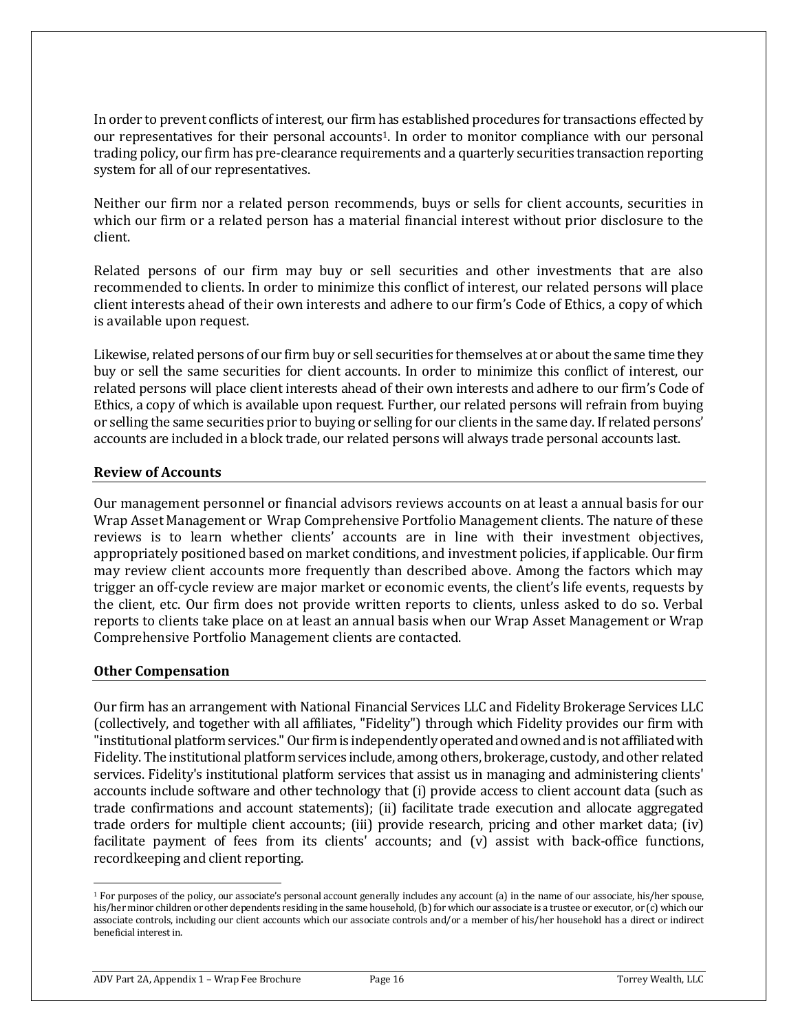In order to prevent conflicts of interest, our firm has established procedures for transactions effected by our representatives for their personal accounts[1]. In order to monitor compliance with our personal trading policy, our firm has pre-clearance requirements and a quarterly securities transaction reporting system for all of our representatives.

Neither our firm nor a related person recommends, buys or sells for client accounts, securities in which our firm or a related person has a material financial interest without prior disclosure to the client.

Related persons of our firm may buy or sell securities and other investments that are also recommended to clients. In order to minimize this conflict of interest, our related persons will place client interests ahead of their own interests and adhere to our firm's Code of Ethics, a copy of which is available upon request.

Likewise, related persons of our firm buy or sell securities for themselves at or about the same time they buy or sell the same securities for client accounts. In order to minimize this conflict of interest, our related persons will place client interests ahead of their own interests and adhere to our firm's Code of Ethics, a copy of which is available upon request. Further, our related persons will refrain from buying or selling the same securities prior to buying or selling for our clients in the same day. If related persons' accounts are included in a block trade, our related persons will always trade personal accounts last.

## Review of Accounts

Our management personnel or financial advisors reviews accounts on at least a annual basis for our Wrap Asset Management or Wrap Comprehensive Portfolio Management clients. The nature of these reviews is to learn whether clients' accounts are in line with their investment objectives, appropriately positioned based on market conditions, and investment policies, if applicable. Our firm may review client accounts more frequently than described above. Among the factors which may trigger an off-cycle review are major market or economic events, the client's life events, requests by the client, etc. Our firm does not provide written reports to clients, unless asked to do so. Verbal reports to clients take place on at least an annual basis when our Wrap Asset Management or Wrap Comprehensive Portfolio Management clients are contacted.

## Other Compensation

Our firm has an arrangement with National Financial Services LLC and Fidelity Brokerage Services LLC (collectively, and together with all affiliates, "Fidelity") through which Fidelity provides our firm with "institutional platform services." Our firm is independently operated and owned and is not affiliated with Fidelity. The institutional platform services include, among others, brokerage, custody, and other related services. Fidelity's institutional platform services that assist us in managing and administering clients' accounts include software and other technology that (i) provide access to client account data (such as trade confirmations and account statements); (ii) facilitate trade execution and allocate aggregated trade orders for multiple client accounts; (iii) provide research, pricing and other market data; (iv) facilitate payment of fees from its clients' accounts; and (v) assist with back-office functions, recordkeeping and client reporting.

---

[1] For purposes of the policy, our associate's personal account generally includes any account (a) in the name of our associate, his/her spouse, his/her minor children or other dependents residing in the same household, (b) for which our associate is a trustee or executor, or (c) which our associate controls, including our client accounts which our associate controls and/or a member of his/her household has a direct or indirect beneficial interest in.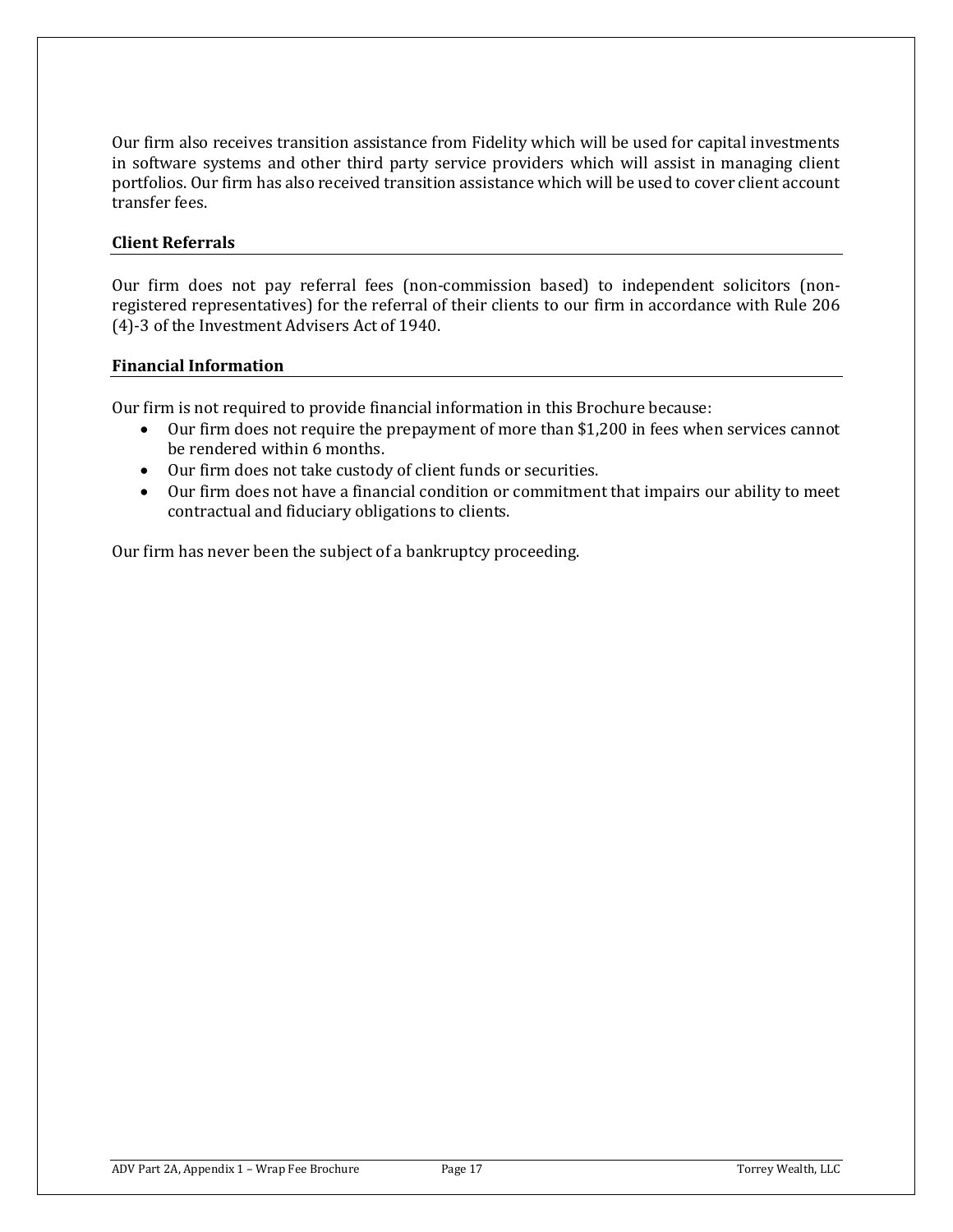Our firm also receives transition assistance from Fidelity which will be used for capital investments in software systems and other third party service providers which will assist in managing client portfolios. Our firm has also received transition assistance which will be used to cover client account transfer fees.

**Client Referrals**

Our firm does not pay referral fees (non-commission based) to independent solicitors (non-registered representatives) for the referral of their clients to our firm in accordance with Rule 206 (4)-3 of the Investment Advisers Act of 1940.

**Financial Information**

Our firm is not required to provide financial information in this Brochure because:

- Our firm does not require the prepayment of more than $1,200 in fees when services cannot be rendered within 6 months.
- Our firm does not take custody of client funds or securities.
- Our firm does not have a financial condition or commitment that impairs our ability to meet contractual and fiduciary obligations to clients.

Our firm has never been the subject of a bankruptcy proceeding.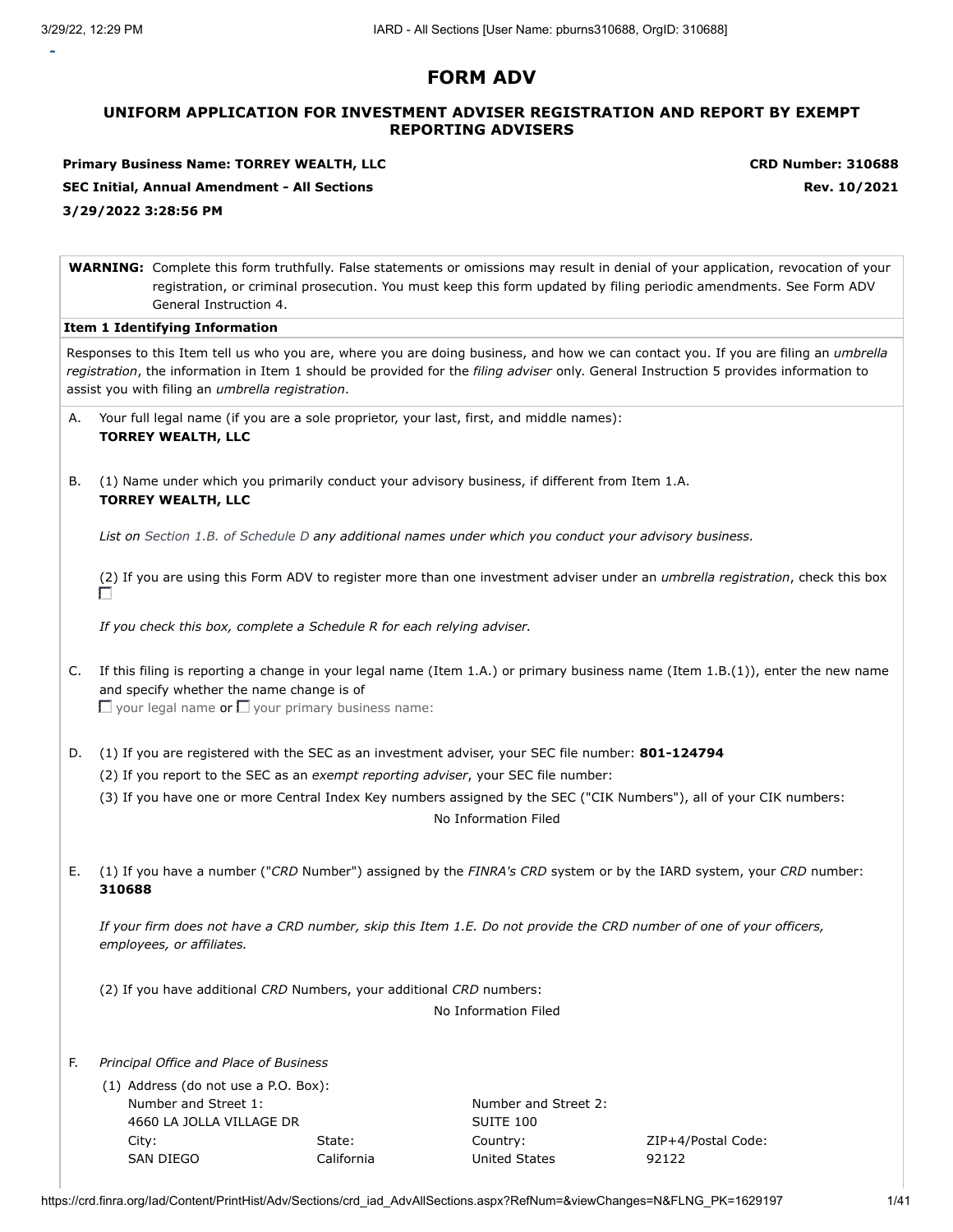# FORM ADV

## UNIFORM APPLICATION FOR INVESTMENT ADVISER REGISTRATION AND REPORT BY EXEMPT REPORTING ADVISERS

**Primary Business Name: TORREY WEALTH, LLC** **CRD Number: 310688**

**SEC Initial, Annual Amendment - All Sections** **Rev. 10/2021**

**3/29/2022 3:28:56 PM**

**WARNING:** Complete this form truthfully. False statements or omissions may result in denial of your application, revocation of your registration, or criminal prosecution. You must keep this form updated by filing periodic amendments. See Form ADV General Instruction 4.

**Item 1 Identifying Information**

Responses to this Item tell us who you are, where you are doing business, and how we can contact you. If you are filing an *umbrella registration*, the information in Item 1 should be provided for the *filing adviser* only. General Instruction 5 provides information to assist you with filing an *umbrella registration*.

A. Your full legal name (if you are a sole proprietor, your last, first, and middle names):
**TORREY WEALTH, LLC**

B. (1) Name under which you primarily conduct your advisory business, if different from Item 1.A.
**TORREY WEALTH, LLC**

*List on Section 1.B. of Schedule D any additional names under which you conduct your advisory business.*

(2) If you are using this Form ADV to register more than one investment adviser under an *umbrella registration*, check this box ☐

*If you check this box, complete a Schedule R for each relying adviser.*

C. If this filing is reporting a change in your legal name (Item 1.A.) or primary business name (Item 1.B.(1)), enter the new name and specify whether the name change is of
☐ your legal name or ☐ your primary business name:

D. (1) If you are registered with the SEC as an investment adviser, your SEC file number: **801-124794**

(2) If you report to the SEC as an *exempt reporting adviser*, your SEC file number:

(3) If you have one or more Central Index Key numbers assigned by the SEC ("CIK Numbers"), all of your CIK numbers:

No Information Filed

E. (1) If you have a number ("*CRD* Number") assigned by the *FINRA's CRD* system or by the IARD system, your *CRD* number: **310688**

*If your firm does not have a CRD number, skip this Item 1.E. Do not provide the CRD number of one of your officers, employees, or affiliates.*

(2) If you have additional *CRD* Numbers, your additional *CRD* numbers:

No Information Filed

F. *Principal Office and Place of Business*

(1) Address (do not use a P.O. Box):

| | | | |
|---|---|---|---|
| Number and Street 1: | | Number and Street 2: | |
| 4660 LA JOLLA VILLAGE DR | | SUITE 100 | |
| City: | State: | Country: | ZIP+4/Postal Code: |
| SAN DIEGO | California | United States | 92122 |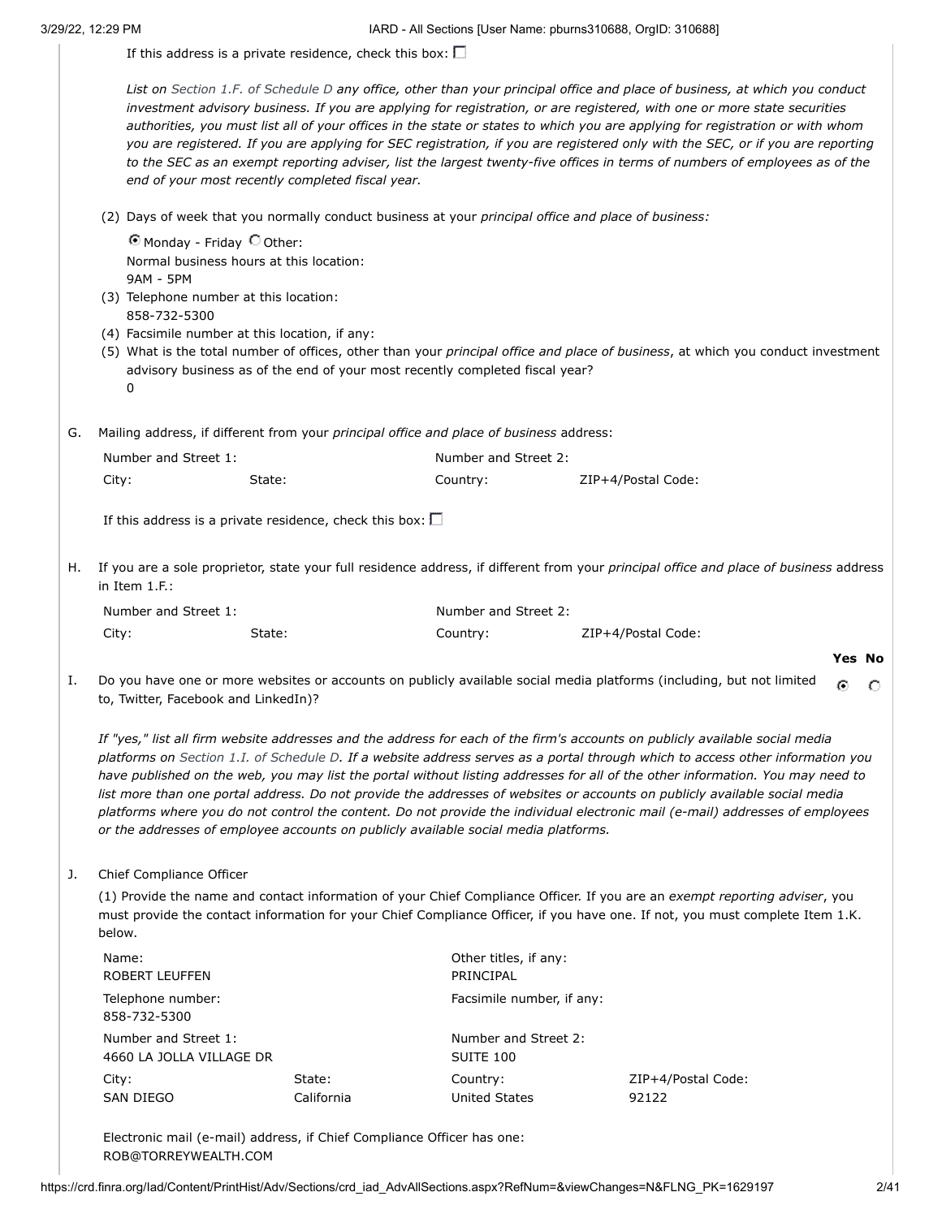If this address is a private residence, check this box: ☐

*List on Section 1.F. of Schedule D any office, other than your principal office and place of business, at which you conduct investment advisory business. If you are applying for registration, or are registered, with one or more state securities authorities, you must list all of your offices in the state or states to which you are applying for registration or with whom you are registered. If you are applying for SEC registration, if you are registered only with the SEC, or if you are reporting to the SEC as an exempt reporting adviser, list the largest twenty-five offices in terms of numbers of employees as of the end of your most recently completed fiscal year.*

(2) Days of week that you normally conduct business at your *principal office and place of business:*

◉ Monday - Friday ○ Other:

Normal business hours at this location:
9AM - 5PM

(3) Telephone number at this location:
858-732-5300

(4) Facsimile number at this location, if any:

(5) What is the total number of offices, other than your *principal office and place of business*, at which you conduct investment advisory business as of the end of your most recently completed fiscal year?
0

G. Mailing address, if different from your *principal office and place of business* address:

| | | | |
|---|---|---|---|
| Number and Street 1: | | Number and Street 2: | |
| City: | State: | Country: | ZIP+4/Postal Code: |

If this address is a private residence, check this box: ☐

H. If you are a sole proprietor, state your full residence address, if different from your *principal office and place of business* address in Item 1.F.:

| | | | |
|---|---|---|---|
| Number and Street 1: | | Number and Street 2: | |
| City: | State: | Country: | ZIP+4/Postal Code: |

| | Yes | No |
|---|---|---|
| I. Do you have one or more websites or accounts on publicly available social media platforms (including, but not limited to, Twitter, Facebook and LinkedIn)? | ◉ | ○ |

*If "yes," list all firm website addresses and the address for each of the firm's accounts on publicly available social media platforms on Section 1.I. of Schedule D. If a website address serves as a portal through which to access other information you have published on the web, you may list the portal without listing addresses for all of the other information. You may need to list more than one portal address. Do not provide the addresses of websites or accounts on publicly available social media platforms where you do not control the content. Do not provide the individual electronic mail (e-mail) addresses of employees or the addresses of employee accounts on publicly available social media platforms.*

J. Chief Compliance Officer

(1) Provide the name and contact information of your Chief Compliance Officer. If you are an *exempt reporting adviser*, you must provide the contact information for your Chief Compliance Officer, if you have one. If not, you must complete Item 1.K. below.

| | | | |
|---|---|---|---|
| Name:<br>ROBERT LEUFFEN | | Other titles, if any:<br>PRINCIPAL | |
| Telephone number:<br>858-732-5300 | | Facsimile number, if any: | |
| Number and Street 1:<br>4660 LA JOLLA VILLAGE DR | | Number and Street 2:<br>SUITE 100 | |
| City:<br>SAN DIEGO | State:<br>California | Country:<br>United States | ZIP+4/Postal Code:<br>92122 |

Electronic mail (e-mail) address, if Chief Compliance Officer has one:
ROB@TORREYWEALTH.COM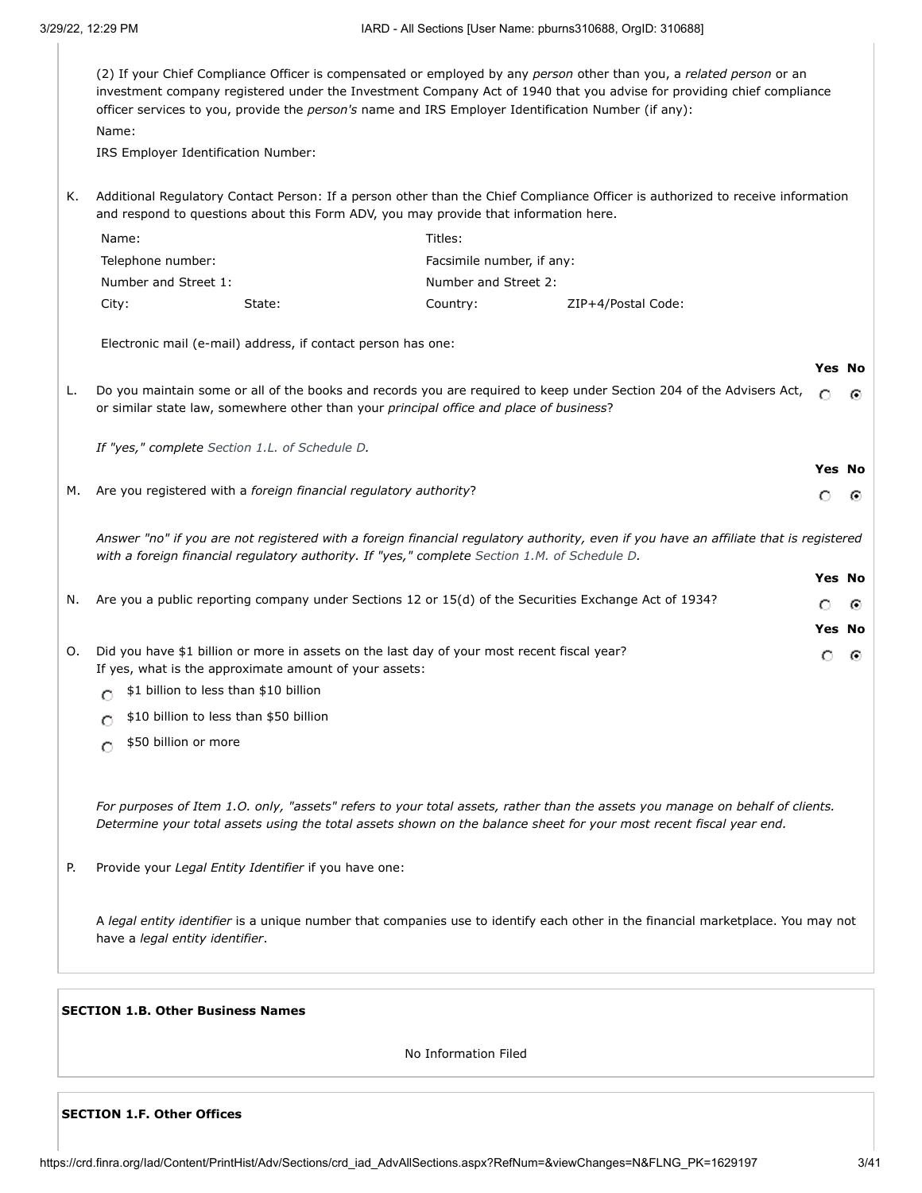(2) If your Chief Compliance Officer is compensated or employed by any *person* other than you, a *related person* or an investment company registered under the Investment Company Act of 1940 that you advise for providing chief compliance officer services to you, provide the *person's* name and IRS Employer Identification Number (if any):

Name:

IRS Employer Identification Number:

K. Additional Regulatory Contact Person: If a person other than the Chief Compliance Officer is authorized to receive information and respond to questions about this Form ADV, you may provide that information here.

| | | | |
|---|---|---|---|
| Name: | | Titles: | |
| Telephone number: | | Facsimile number, if any: | |
| Number and Street 1: | | Number and Street 2: | |
| City: | State: | Country: | ZIP+4/Postal Code: |

Electronic mail (e-mail) address, if contact person has one:

| | | Yes | No |
|---|---|---|---|
| L. | Do you maintain some or all of the books and records you are required to keep under Section 204 of the Advisers Act, or similar state law, somewhere other than your *principal office and place of business*? | ○ | ◉ |

*If "yes," complete Section 1.L. of Schedule D.*

| | | Yes | No |
|---|---|---|---|
| M. | Are you registered with a *foreign financial regulatory authority*? | ○ | ◉ |

*Answer "no" if you are not registered with a foreign financial regulatory authority, even if you have an affiliate that is registered with a foreign financial regulatory authority. If "yes," complete Section 1.M. of Schedule D.*

| | | Yes | No |
|---|---|---|---|
| N. | Are you a public reporting company under Sections 12 or 15(d) of the Securities Exchange Act of 1934? | ○ | ◉ |
| O. | Did you have $1 billion or more in assets on the last day of your most recent fiscal year? If yes, what is the approximate amount of your assets: | ○ | ◉ |

- ○ $1 billion to less than $10 billion
- ○ $10 billion to less than $50 billion
- ○ $50 billion or more

*For purposes of Item 1.O. only, "assets" refers to your total assets, rather than the assets you manage on behalf of clients. Determine your total assets using the total assets shown on the balance sheet for your most recent fiscal year end.*

P. Provide your *Legal Entity Identifier* if you have one:

A *legal entity identifier* is a unique number that companies use to identify each other in the financial marketplace. You may not have a *legal entity identifier*.

**SECTION 1.B. Other Business Names**

No Information Filed

**SECTION 1.F. Other Offices**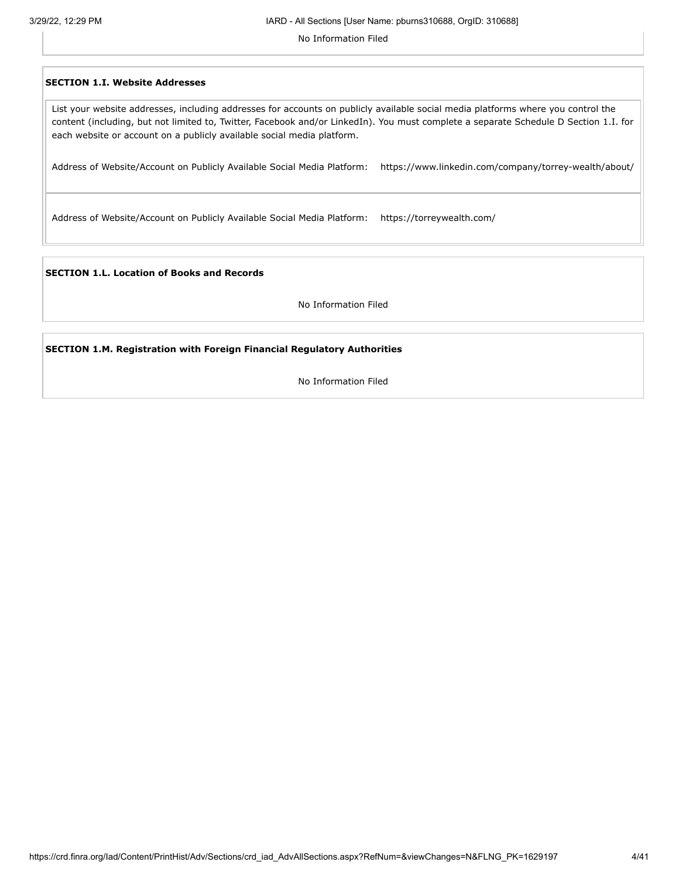No Information Filed

**SECTION 1.I. Website Addresses**

List your website addresses, including addresses for accounts on publicly available social media platforms where you control the content (including, but not limited to, Twitter, Facebook and/or LinkedIn). You must complete a separate Schedule D Section 1.I. for each website or account on a publicly available social media platform.

Address of Website/Account on Publicly Available Social Media Platform: https://www.linkedin.com/company/torrey-wealth/about/

Address of Website/Account on Publicly Available Social Media Platform: https://torreywealth.com/

**SECTION 1.L. Location of Books and Records**

No Information Filed

**SECTION 1.M. Registration with Foreign Financial Regulatory Authorities**

No Information Filed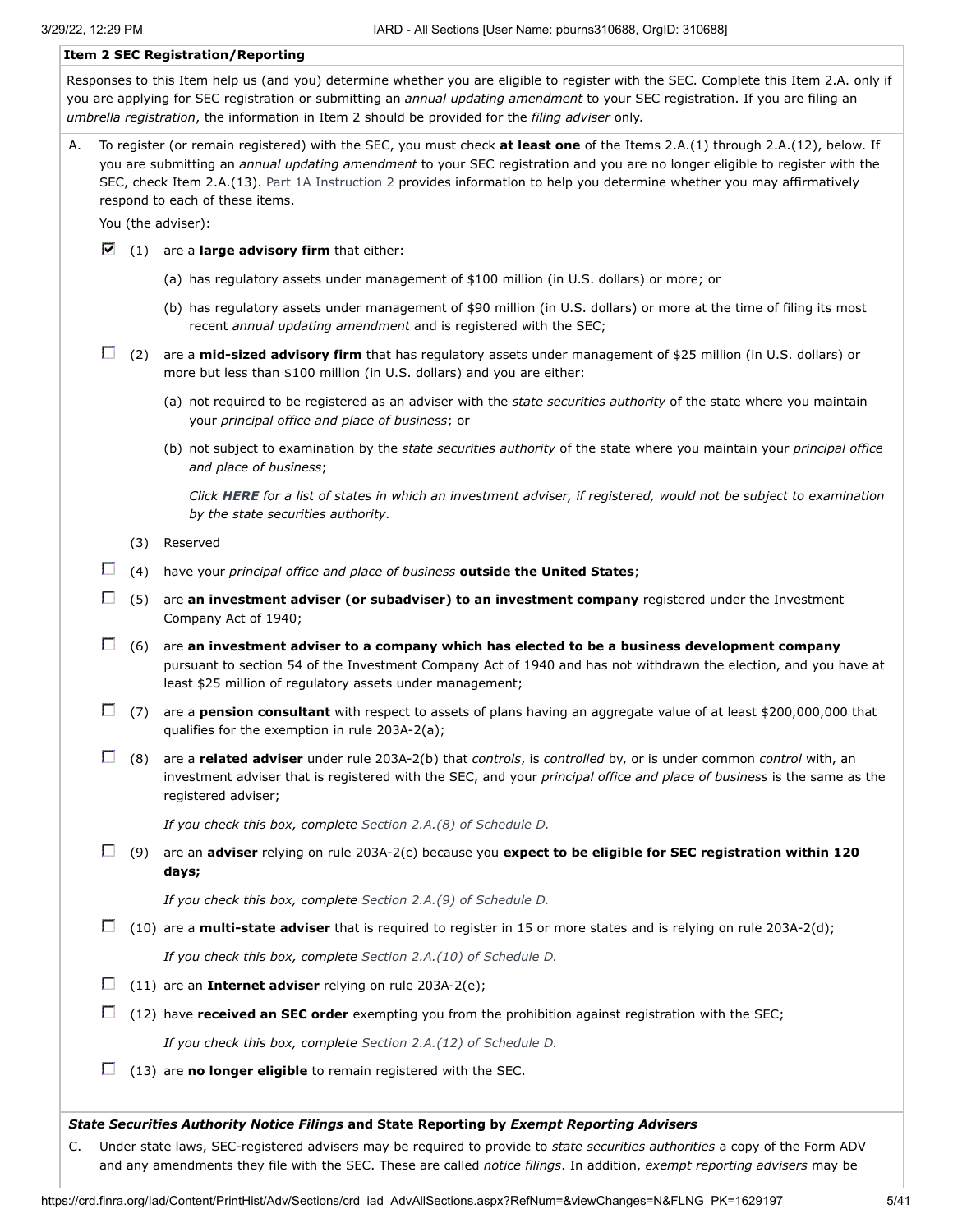**Item 2 SEC Registration/Reporting**

Responses to this Item help us (and you) determine whether you are eligible to register with the SEC. Complete this Item 2.A. only if you are applying for SEC registration or submitting an *annual updating amendment* to your SEC registration. If you are filing an *umbrella registration*, the information in Item 2 should be provided for the *filing adviser* only.

A. To register (or remain registered) with the SEC, you must check **at least one** of the Items 2.A.(1) through 2.A.(12), below. If you are submitting an *annual updating amendment* to your SEC registration and you are no longer eligible to register with the SEC, check Item 2.A.(13). Part 1A Instruction 2 provides information to help you determine whether you may affirmatively respond to each of these items.

You (the adviser):

☑ (1) are a **large advisory firm** that either:

(a) has regulatory assets under management of $100 million (in U.S. dollars) or more; or

(b) has regulatory assets under management of $90 million (in U.S. dollars) or more at the time of filing its most recent *annual updating amendment* and is registered with the SEC;

☐ (2) are a **mid-sized advisory firm** that has regulatory assets under management of $25 million (in U.S. dollars) or more but less than $100 million (in U.S. dollars) and you are either:

(a) not required to be registered as an adviser with the *state securities authority* of the state where you maintain your *principal office and place of business*; or

(b) not subject to examination by the *state securities authority* of the state where you maintain your *principal office and place of business*;

*Click **HERE** for a list of states in which an investment adviser, if registered, would not be subject to examination by the state securities authority.*

(3) Reserved

☐ (4) have your *principal office and place of business* **outside the United States**;

☐ (5) are **an investment adviser (or subadviser) to an investment company** registered under the Investment Company Act of 1940;

☐ (6) are **an investment adviser to a company which has elected to be a business development company** pursuant to section 54 of the Investment Company Act of 1940 and has not withdrawn the election, and you have at least $25 million of regulatory assets under management;

☐ (7) are a **pension consultant** with respect to assets of plans having an aggregate value of at least $200,000,000 that qualifies for the exemption in rule 203A-2(a);

☐ (8) are a **related adviser** under rule 203A-2(b) that *controls*, is *controlled* by, or is under common *control* with, an investment adviser that is registered with the SEC, and your *principal office and place of business* is the same as the registered adviser;

*If you check this box, complete Section 2.A.(8) of Schedule D.*

☐ (9) are an **adviser** relying on rule 203A-2(c) because you **expect to be eligible for SEC registration within 120 days;**

*If you check this box, complete Section 2.A.(9) of Schedule D.*

☐ (10) are a **multi-state adviser** that is required to register in 15 or more states and is relying on rule 203A-2(d);

*If you check this box, complete Section 2.A.(10) of Schedule D.*

☐ (11) are an **Internet adviser** relying on rule 203A-2(e);

☐ (12) have **received an SEC order** exempting you from the prohibition against registration with the SEC;

*If you check this box, complete Section 2.A.(12) of Schedule D.*

☐ (13) are **no longer eligible** to remain registered with the SEC.

***State Securities Authority Notice Filings* and State Reporting by *Exempt Reporting Advisers***

C. Under state laws, SEC-registered advisers may be required to provide to *state securities authorities* a copy of the Form ADV and any amendments they file with the SEC. These are called *notice filings*. In addition, *exempt reporting advisers* may be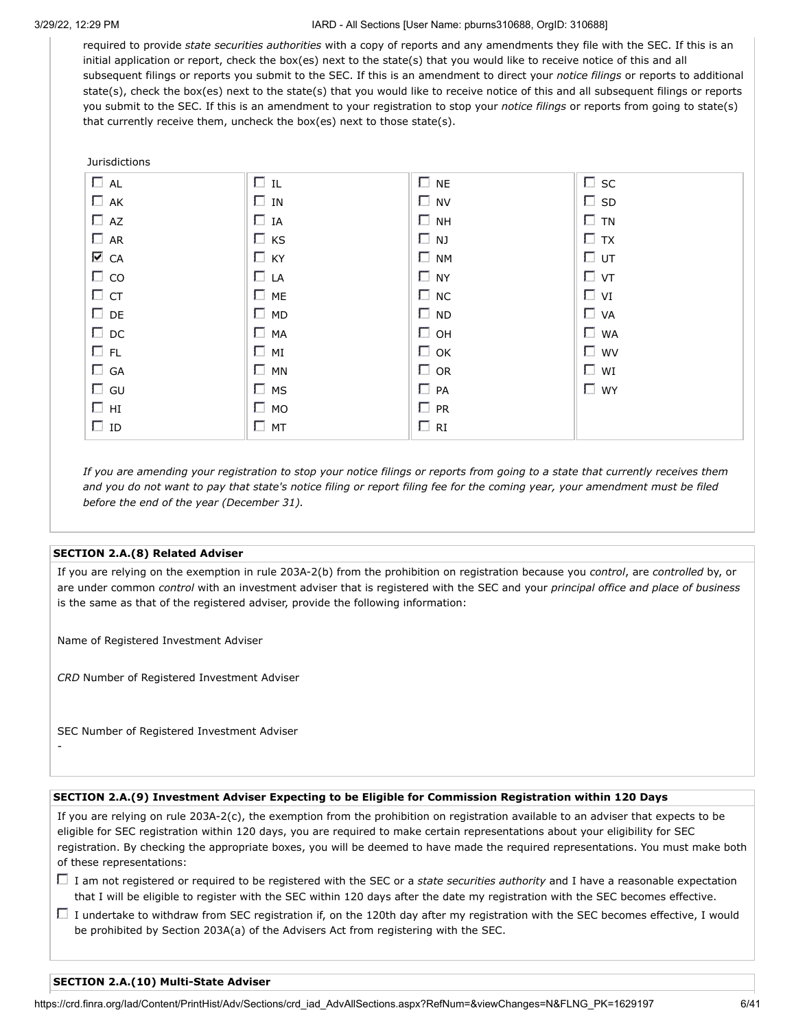required to provide *state securities authorities* with a copy of reports and any amendments they file with the SEC. If this is an initial application or report, check the box(es) next to the state(s) that you would like to receive notice of this and all subsequent filings or reports you submit to the SEC. If this is an amendment to direct your *notice filings* or reports to additional state(s), check the box(es) next to the state(s) that you would like to receive notice of this and all subsequent filings or reports you submit to the SEC. If this is an amendment to your registration to stop your *notice filings* or reports from going to state(s) that currently receive them, uncheck the box(es) next to those state(s).

Jurisdictions

| | | | |
|---|---|---|---|
| ☐ AL | ☐ IL | ☐ NE | ☐ SC |
| ☐ AK | ☐ IN | ☐ NV | ☐ SD |
| ☐ AZ | ☐ IA | ☐ NH | ☐ TN |
| ☐ AR | ☐ KS | ☐ NJ | ☐ TX |
| ☑ CA | ☐ KY | ☐ NM | ☐ UT |
| ☐ CO | ☐ LA | ☐ NY | ☐ VT |
| ☐ CT | ☐ ME | ☐ NC | ☐ VI |
| ☐ DE | ☐ MD | ☐ ND | ☐ VA |
| ☐ DC | ☐ MA | ☐ OH | ☐ WA |
| ☐ FL | ☐ MI | ☐ OK | ☐ WV |
| ☐ GA | ☐ MN | ☐ OR | ☐ WI |
| ☐ GU | ☐ MS | ☐ PA | ☐ WY |
| ☐ HI | ☐ MO | ☐ PR | |
| ☐ ID | ☐ MT | ☐ RI | |

*If you are amending your registration to stop your notice filings or reports from going to a state that currently receives them and you do not want to pay that state's notice filing or report filing fee for the coming year, your amendment must be filed before the end of the year (December 31).*

**SECTION 2.A.(8) Related Adviser**

If you are relying on the exemption in rule 203A-2(b) from the prohibition on registration because you *control*, are *controlled* by, or are under common *control* with an investment adviser that is registered with the SEC and your *principal office and place of business* is the same as that of the registered adviser, provide the following information:

Name of Registered Investment Adviser

*CRD* Number of Registered Investment Adviser

SEC Number of Registered Investment Adviser

-

**SECTION 2.A.(9) Investment Adviser Expecting to be Eligible for Commission Registration within 120 Days**

If you are relying on rule 203A-2(c), the exemption from the prohibition on registration available to an adviser that expects to be eligible for SEC registration within 120 days, you are required to make certain representations about your eligibility for SEC registration. By checking the appropriate boxes, you will be deemed to have made the required representations. You must make both of these representations:

☐ I am not registered or required to be registered with the SEC or a *state securities authority* and I have a reasonable expectation that I will be eligible to register with the SEC within 120 days after the date my registration with the SEC becomes effective.

☐ I undertake to withdraw from SEC registration if, on the 120th day after my registration with the SEC becomes effective, I would be prohibited by Section 203A(a) of the Advisers Act from registering with the SEC.

**SECTION 2.A.(10) Multi-State Adviser**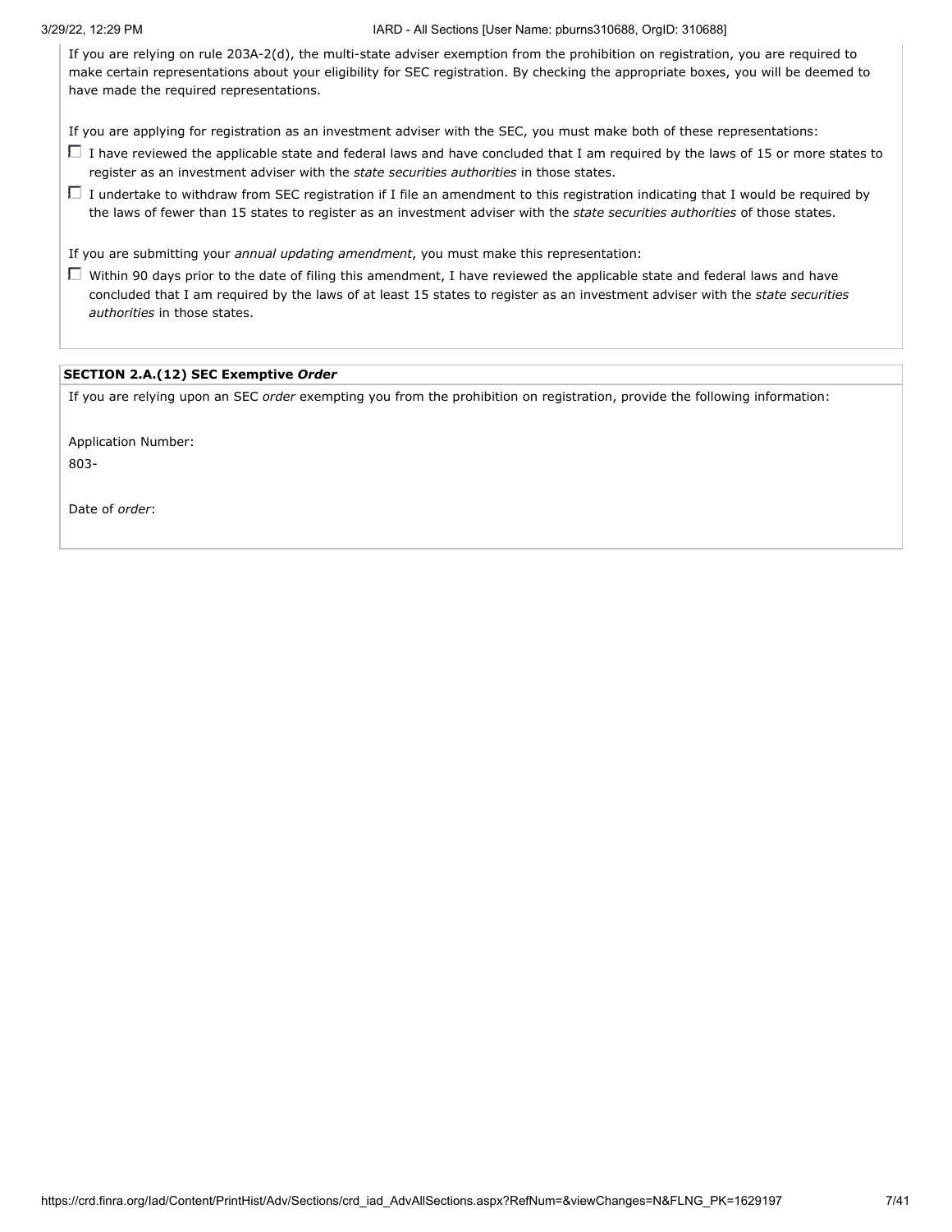If you are relying on rule 203A-2(d), the multi-state adviser exemption from the prohibition on registration, you are required to make certain representations about your eligibility for SEC registration. By checking the appropriate boxes, you will be deemed to have made the required representations.

If you are applying for registration as an investment adviser with the SEC, you must make both of these representations:

☐ I have reviewed the applicable state and federal laws and have concluded that I am required by the laws of 15 or more states to register as an investment adviser with the *state securities authorities* in those states.

☐ I undertake to withdraw from SEC registration if I file an amendment to this registration indicating that I would be required by the laws of fewer than 15 states to register as an investment adviser with the *state securities authorities* of those states.

If you are submitting your *annual updating amendment*, you must make this representation:

☐ Within 90 days prior to the date of filing this amendment, I have reviewed the applicable state and federal laws and have concluded that I am required by the laws of at least 15 states to register as an investment adviser with the *state securities authorities* in those states.

**SECTION 2.A.(12) SEC Exemptive *Order***

If you are relying upon an SEC *order* exempting you from the prohibition on registration, provide the following information:

Application Number:

803-

Date of *order*: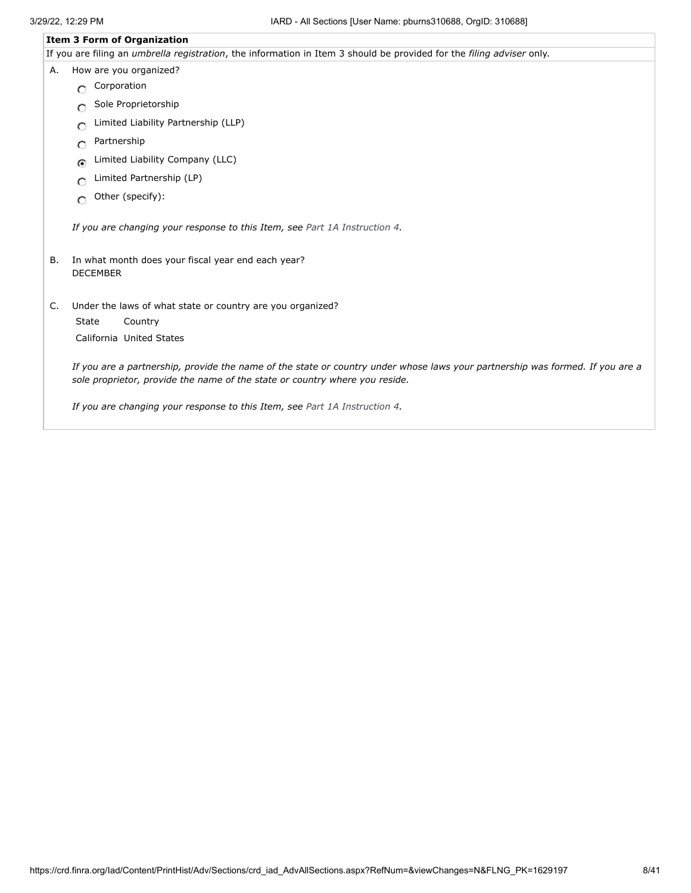**Item 3 Form of Organization**

If you are filing an *umbrella registration*, the information in Item 3 should be provided for the *filing adviser* only.

A. How are you organized?

- ○ Corporation
- ○ Sole Proprietorship
- ○ Limited Liability Partnership (LLP)
- ○ Partnership
- ◉ Limited Liability Company (LLC)
- ○ Limited Partnership (LP)
- ○ Other (specify):

*If you are changing your response to this Item, see Part 1A Instruction 4.*

B. In what month does your fiscal year end each year?
DECEMBER

C. Under the laws of what state or country are you organized?

| State | Country |
| --- | --- |
| California | United States |

*If you are a partnership, provide the name of the state or country under whose laws your partnership was formed. If you are a sole proprietor, provide the name of the state or country where you reside.*

*If you are changing your response to this Item, see Part 1A Instruction 4.*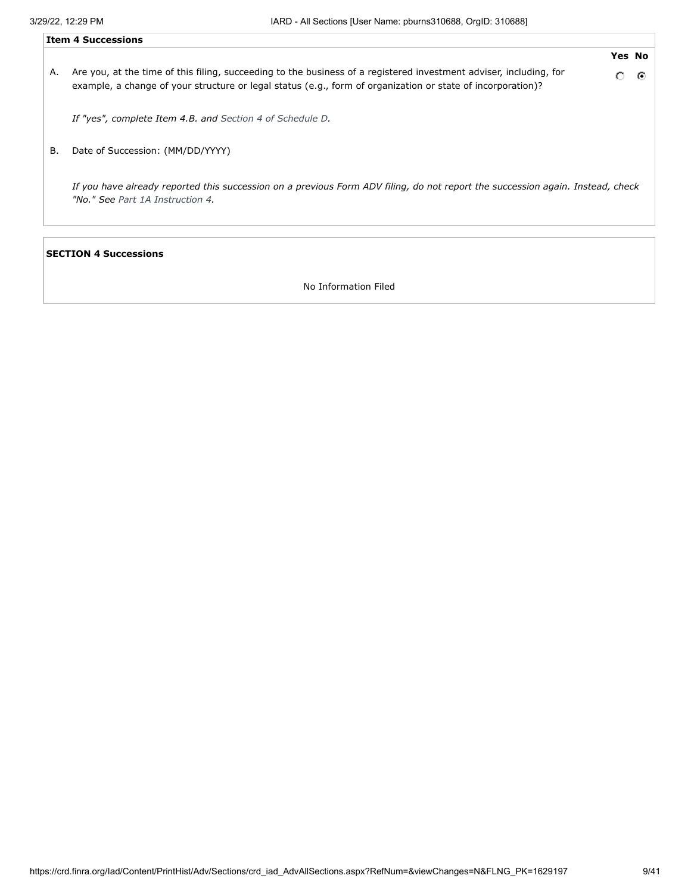**Item 4 Successions**

| | | Yes | No |
|---|---|---|---|
| A. | Are you, at the time of this filing, succeeding to the business of a registered investment adviser, including, for example, a change of your structure or legal status (e.g., form of organization or state of incorporation)? | ○ | ◉ |

*If "yes", complete Item 4.B. and Section 4 of Schedule D.*

B. Date of Succession: (MM/DD/YYYY)

*If you have already reported this succession on a previous Form ADV filing, do not report the succession again. Instead, check "No." See Part 1A Instruction 4.*

**SECTION 4 Successions**

No Information Filed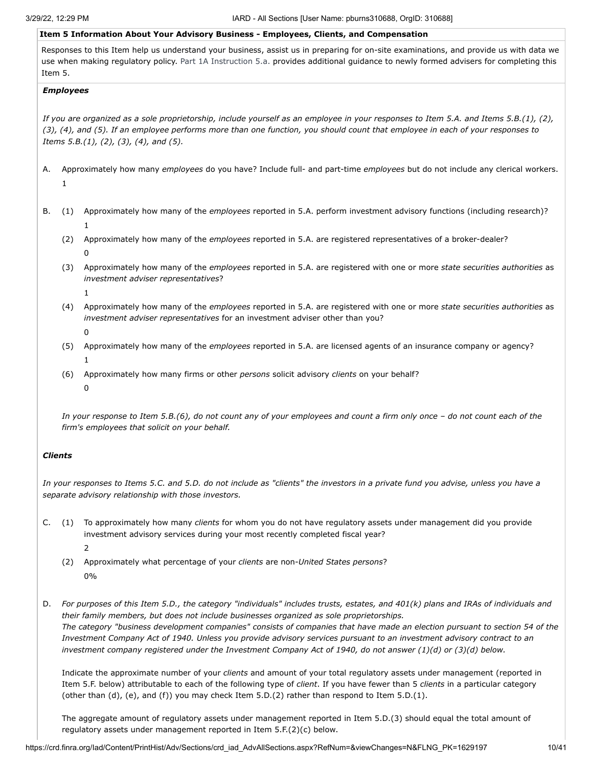**Item 5 Information About Your Advisory Business - Employees, Clients, and Compensation**

Responses to this Item help us understand your business, assist us in preparing for on-site examinations, and provide us with data we use when making regulatory policy. Part 1A Instruction 5.a. provides additional guidance to newly formed advisers for completing this Item 5.

***Employees***

*If you are organized as a sole proprietorship, include yourself as an employee in your responses to Item 5.A. and Items 5.B.(1), (2), (3), (4), and (5). If an employee performs more than one function, you should count that employee in each of your responses to Items 5.B.(1), (2), (3), (4), and (5).*

A. Approximately how many *employees* do you have? Include full- and part-time *employees* but do not include any clerical workers.
   1

B. (1) Approximately how many of the *employees* reported in 5.A. perform investment advisory functions (including research)?
   1

   (2) Approximately how many of the *employees* reported in 5.A. are registered representatives of a broker-dealer?
   0

   (3) Approximately how many of the *employees* reported in 5.A. are registered with one or more *state securities authorities* as *investment adviser representatives*?
   1

   (4) Approximately how many of the *employees* reported in 5.A. are registered with one or more *state securities authorities* as *investment adviser representatives* for an investment adviser other than you?
   0

   (5) Approximately how many of the *employees* reported in 5.A. are licensed agents of an insurance company or agency?
   1

   (6) Approximately how many firms or other *persons* solicit advisory *clients* on your behalf?
   0

*In your response to Item 5.B.(6), do not count any of your employees and count a firm only once – do not count each of the firm's employees that solicit on your behalf.*

***Clients***

*In your responses to Items 5.C. and 5.D. do not include as "clients" the investors in a private fund you advise, unless you have a separate advisory relationship with those investors.*

C. (1) To approximately how many *clients* for whom you do not have regulatory assets under management did you provide investment advisory services during your most recently completed fiscal year?
   2

   (2) Approximately what percentage of your *clients* are non-*United States persons*?
   0%

D. *For purposes of this Item 5.D., the category "individuals" includes trusts, estates, and 401(k) plans and IRAs of individuals and their family members, but does not include businesses organized as sole proprietorships.*
*The category "business development companies" consists of companies that have made an election pursuant to section 54 of the Investment Company Act of 1940. Unless you provide advisory services pursuant to an investment advisory contract to an investment company registered under the Investment Company Act of 1940, do not answer (1)(d) or (3)(d) below.*

Indicate the approximate number of your *clients* and amount of your total regulatory assets under management (reported in Item 5.F. below) attributable to each of the following type of *client*. If you have fewer than 5 *clients* in a particular category (other than (d), (e), and (f)) you may check Item 5.D.(2) rather than respond to Item 5.D.(1).

The aggregate amount of regulatory assets under management reported in Item 5.D.(3) should equal the total amount of regulatory assets under management reported in Item 5.F.(2)(c) below.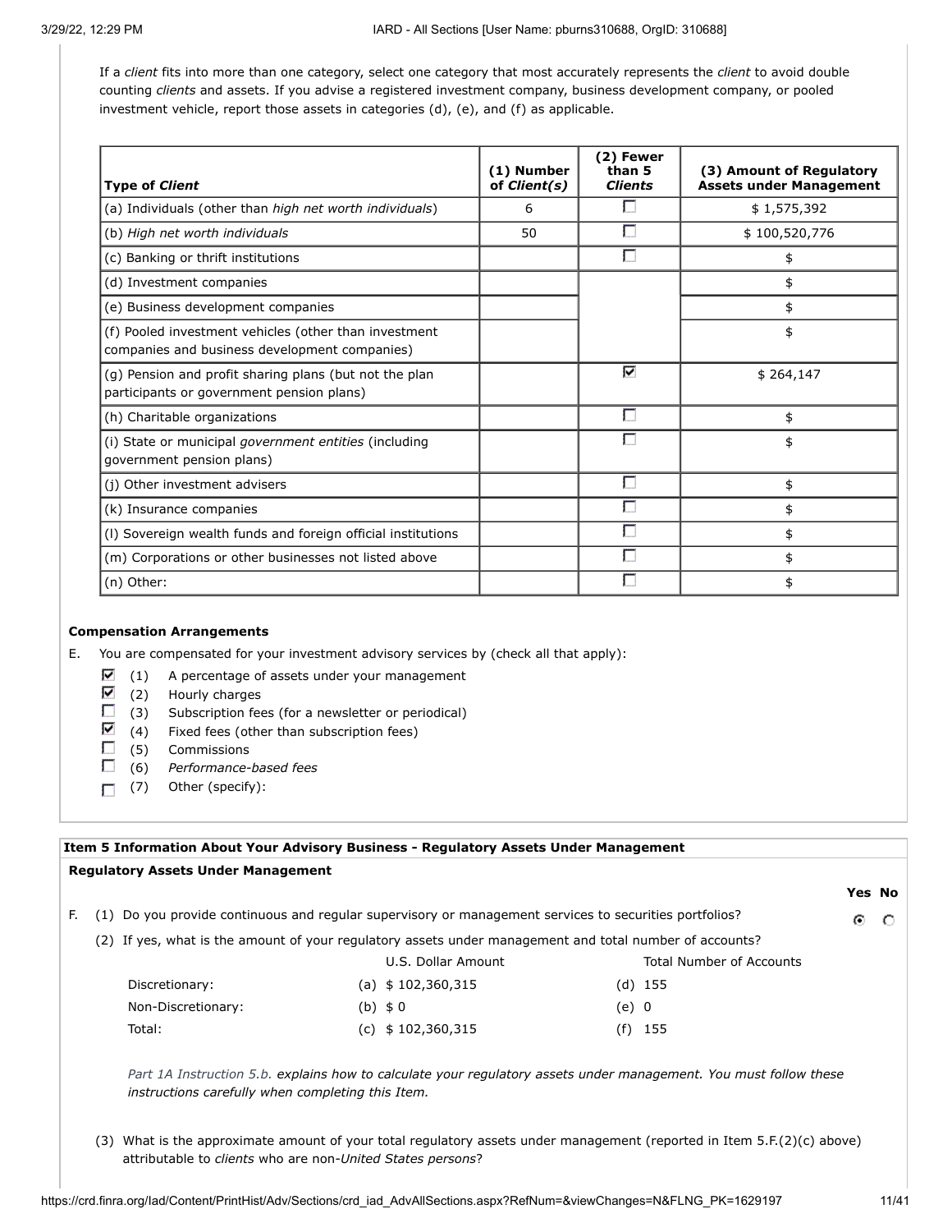If a *client* fits into more than one category, select one category that most accurately represents the *client* to avoid double counting *clients* and assets. If you advise a registered investment company, business development company, or pooled investment vehicle, report those assets in categories (d), (e), and (f) as applicable.

| **Type of *Client*** | **(1) Number of *Client(s)*** | **(2) Fewer than 5 *Clients*** | **(3) Amount of Regulatory Assets under Management** |
|---|---|---|---|
| (a) Individuals (other than *high net worth individuals*) | 6 | ☐ | $ 1,575,392 |
| (b) *High net worth individuals* | 50 | ☐ | $ 100,520,776 |
| (c) Banking or thrift institutions | | ☐ | $ |
| (d) Investment companies | | | $ |
| (e) Business development companies | | | $ |
| (f) Pooled investment vehicles (other than investment companies and business development companies) | | | $ |
| (g) Pension and profit sharing plans (but not the plan participants or government pension plans) | | ☑ | $ 264,147 |
| (h) Charitable organizations | | ☐ | $ |
| (i) State or municipal *government entities* (including government pension plans) | | ☐ | $ |
| (j) Other investment advisers | | ☐ | $ |
| (k) Insurance companies | | ☐ | $ |
| (l) Sovereign wealth funds and foreign official institutions | | ☐ | $ |
| (m) Corporations or other businesses not listed above | | ☐ | $ |
| (n) Other: | | ☐ | $ |

**Compensation Arrangements**

E. You are compensated for your investment advisory services by (check all that apply):

- ☑ (1) A percentage of assets under your management
- ☑ (2) Hourly charges
- ☐ (3) Subscription fees (for a newsletter or periodical)
- ☑ (4) Fixed fees (other than subscription fees)
- ☐ (5) Commissions
- ☐ (6) *Performance-based fees*
- ☐ (7) Other (specify):

**Item 5 Information About Your Advisory Business - Regulatory Assets Under Management**

**Regulatory Assets Under Management**

**Yes No**

F. (1) Do you provide continuous and regular supervisory or management services to securities portfolios? ◉ Yes ○ No

(2) If yes, what is the amount of your regulatory assets under management and total number of accounts?

| | U.S. Dollar Amount | Total Number of Accounts |
|---|---|---|
| Discretionary: | (a) $ 102,360,315 | (d) 155 |
| Non-Discretionary: | (b) $ 0 | (e) 0 |
| Total: | (c) $ 102,360,315 | (f) 155 |

*Part 1A Instruction 5.b. explains how to calculate your regulatory assets under management. You must follow these instructions carefully when completing this Item.*

(3) What is the approximate amount of your total regulatory assets under management (reported in Item 5.F.(2)(c) above) attributable to *clients* who are non-*United States persons*?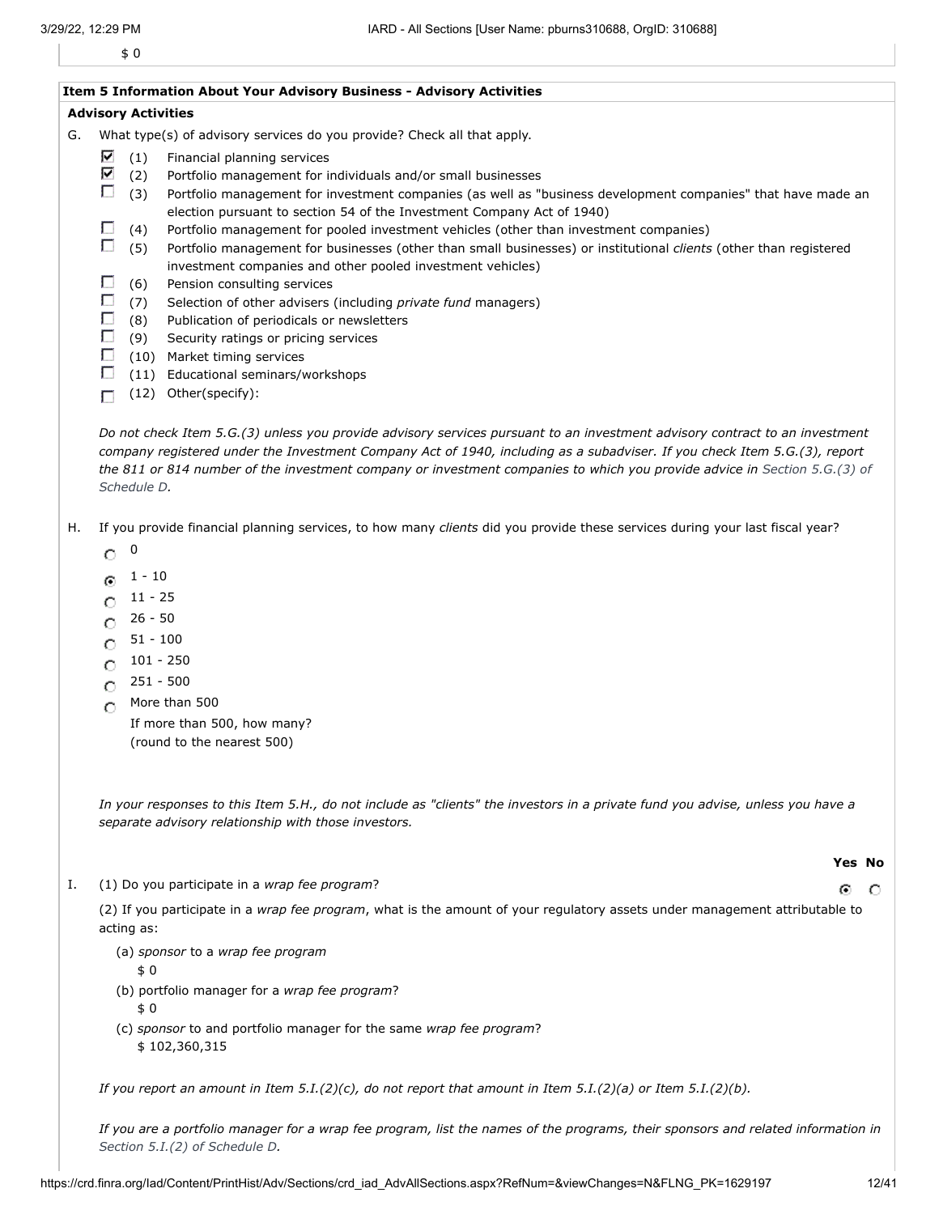$ 0

## Item 5 Information About Your Advisory Business - Advisory Activities

**Advisory Activities**

G. What type(s) of advisory services do you provide? Check all that apply.

- ☑ (1) Financial planning services
- ☑ (2) Portfolio management for individuals and/or small businesses
- ☐ (3) Portfolio management for investment companies (as well as "business development companies" that have made an election pursuant to section 54 of the Investment Company Act of 1940)
- ☐ (4) Portfolio management for pooled investment vehicles (other than investment companies)
- ☐ (5) Portfolio management for businesses (other than small businesses) or institutional *clients* (other than registered investment companies and other pooled investment vehicles)
- ☐ (6) Pension consulting services
- ☐ (7) Selection of other advisers (including *private fund* managers)
- ☐ (8) Publication of periodicals or newsletters
- ☐ (9) Security ratings or pricing services
- ☐ (10) Market timing services
- ☐ (11) Educational seminars/workshops
- ☐ (12) Other(specify):

*Do not check Item 5.G.(3) unless you provide advisory services pursuant to an investment advisory contract to an investment company registered under the Investment Company Act of 1940, including as a subadviser. If you check Item 5.G.(3), report the 811 or 814 number of the investment company or investment companies to which you provide advice in Section 5.G.(3) of Schedule D.*

H. If you provide financial planning services, to how many *clients* did you provide these services during your last fiscal year?

- ○ 0
- ◉ 1 - 10
- ○ 11 - 25
- ○ 26 - 50
- ○ 51 - 100
- ○ 101 - 250
- ○ 251 - 500
- ○ More than 500

  If more than 500, how many?
  (round to the nearest 500)

*In your responses to this Item 5.H., do not include as "clients" the investors in a private fund you advise, unless you have a separate advisory relationship with those investors.*

| | Yes | No |
|---|---|---|
| I. (1) Do you participate in a *wrap fee program*? | ◉ | ○ |

(2) If you participate in a *wrap fee program*, what is the amount of your regulatory assets under management attributable to acting as:

(a) *sponsor* to a *wrap fee program*
$ 0

(b) portfolio manager for a *wrap fee program*?
$ 0

(c) *sponsor* to and portfolio manager for the same *wrap fee program*?
$ 102,360,315

*If you report an amount in Item 5.I.(2)(c), do not report that amount in Item 5.I.(2)(a) or Item 5.I.(2)(b).*

*If you are a portfolio manager for a wrap fee program, list the names of the programs, their sponsors and related information in Section 5.I.(2) of Schedule D.*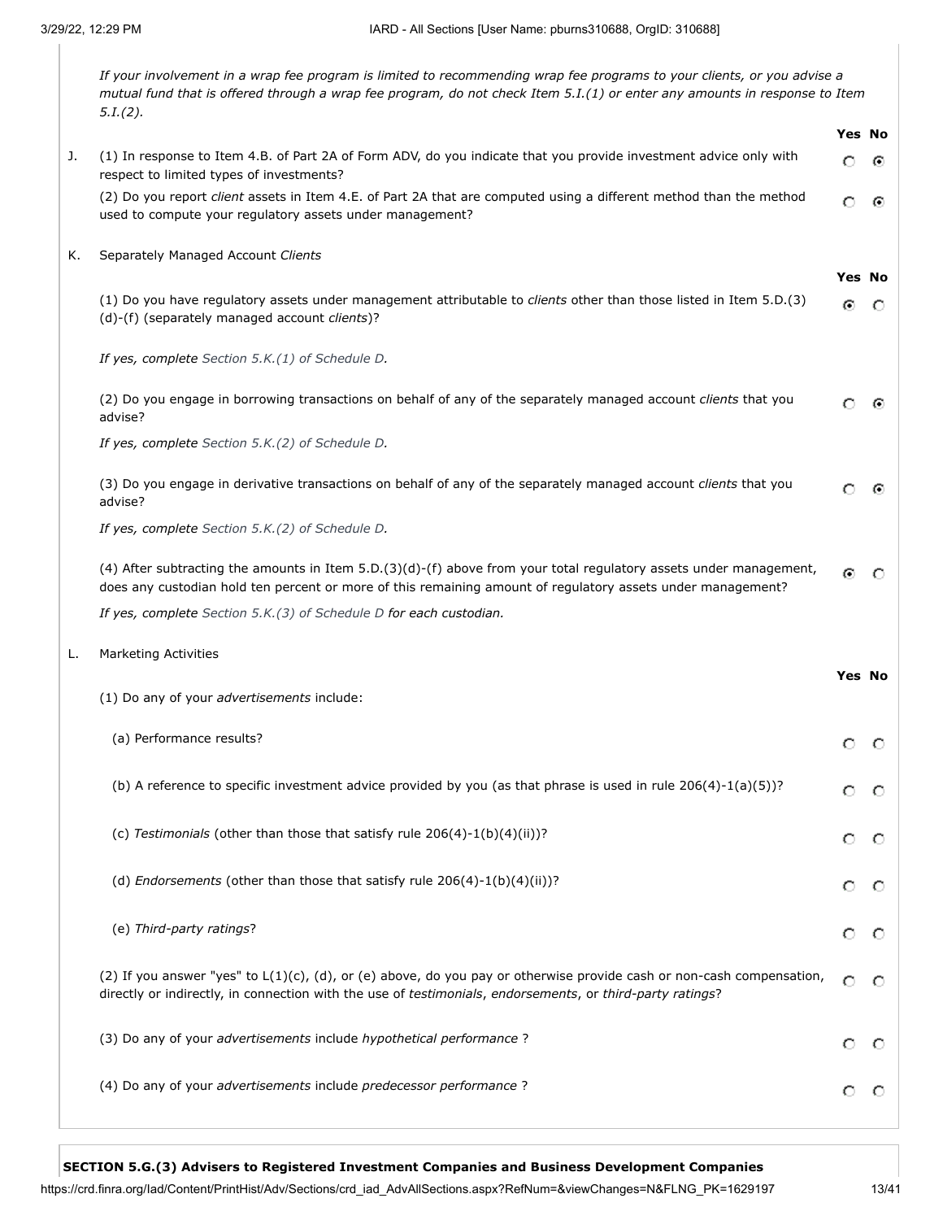*If your involvement in a wrap fee program is limited to recommending wrap fee programs to your clients, or you advise a mutual fund that is offered through a wrap fee program, do not check Item 5.I.(1) or enter any amounts in response to Item 5.I.(2).*

| | | Yes | No |
|---|---|---|---|
| J. | (1) In response to Item 4.B. of Part 2A of Form ADV, do you indicate that you provide investment advice only with respect to limited types of investments? | ○ | ◉ |
| | (2) Do you report *client* assets in Item 4.E. of Part 2A that are computed using a different method than the method used to compute your regulatory assets under management? | ○ | ◉ |

K. Separately Managed Account *Clients*

| | Yes | No |
|---|---|---|
| (1) Do you have regulatory assets under management attributable to *clients* other than those listed in Item 5.D.(3)(d)-(f) (separately managed account *clients*)? | ◉ | ○ |

*If yes, complete Section 5.K.(1) of Schedule D.*

| | Yes | No |
|---|---|---|
| (2) Do you engage in borrowing transactions on behalf of any of the separately managed account *clients* that you advise? | ○ | ◉ |

*If yes, complete Section 5.K.(2) of Schedule D.*

| | Yes | No |
|---|---|---|
| (3) Do you engage in derivative transactions on behalf of any of the separately managed account *clients* that you advise? | ○ | ◉ |

*If yes, complete Section 5.K.(2) of Schedule D.*

| | Yes | No |
|---|---|---|
| (4) After subtracting the amounts in Item 5.D.(3)(d)-(f) above from your total regulatory assets under management, does any custodian hold ten percent or more of this remaining amount of regulatory assets under management? | ◉ | ○ |

*If yes, complete Section 5.K.(3) of Schedule D for each custodian.*

L. Marketing Activities

| | Yes | No |
|---|---|---|
| (1) Do any of your *advertisements* include: | | |
| (a) Performance results? | ○ | ○ |
| (b) A reference to specific investment advice provided by you (as that phrase is used in rule 206(4)-1(a)(5))? | ○ | ○ |
| (c) *Testimonials* (other than those that satisfy rule 206(4)-1(b)(4)(ii))? | ○ | ○ |
| (d) *Endorsements* (other than those that satisfy rule 206(4)-1(b)(4)(ii))? | ○ | ○ |
| (e) *Third-party ratings*? | ○ | ○ |
| (2) If you answer "yes" to L(1)(c), (d), or (e) above, do you pay or otherwise provide cash or non-cash compensation, directly or indirectly, in connection with the use of *testimonials*, *endorsements*, or *third-party ratings*? | ○ | ○ |
| (3) Do any of your *advertisements* include *hypothetical performance* ? | ○ | ○ |
| (4) Do any of your *advertisements* include *predecessor performance* ? | ○ | ○ |

**SECTION 5.G.(3) Advisers to Registered Investment Companies and Business Development Companies**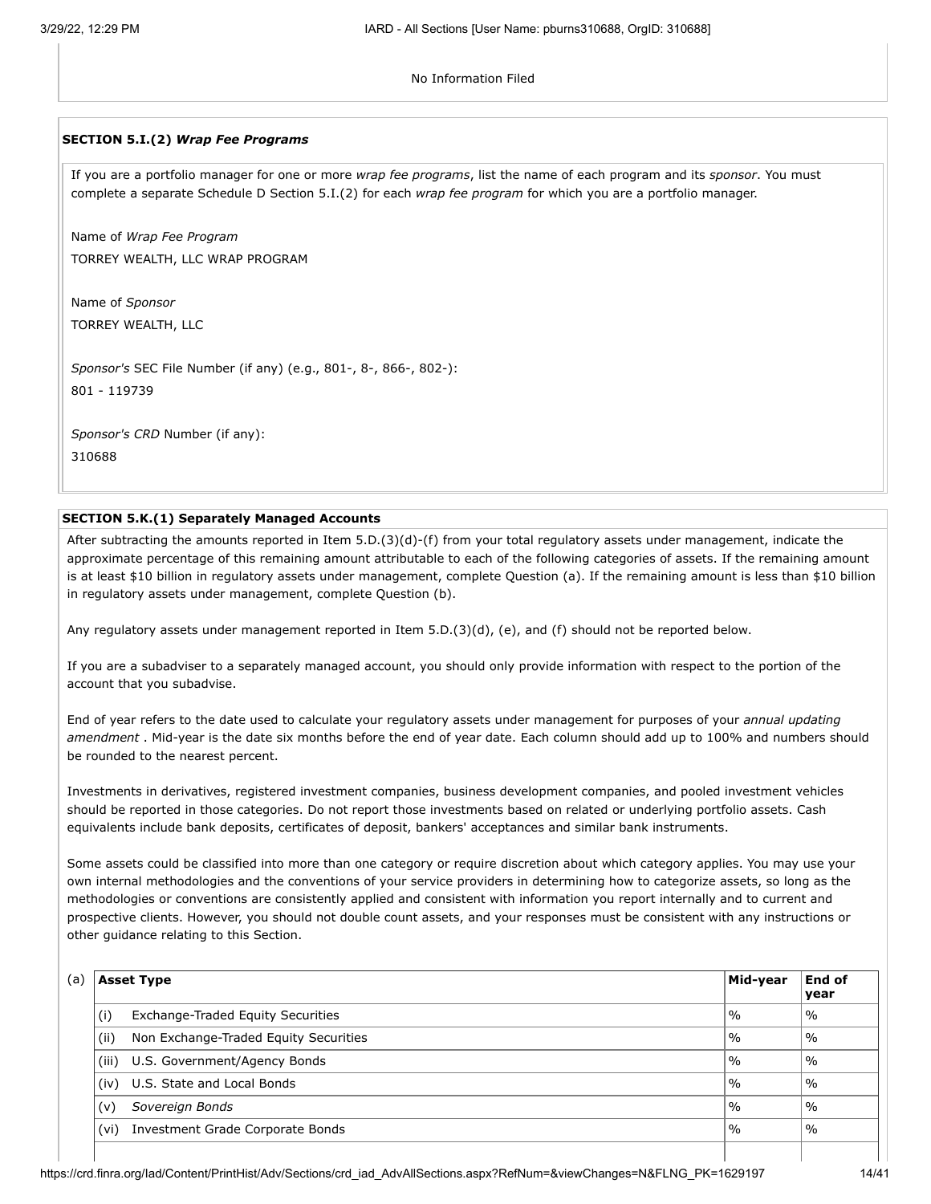No Information Filed

**SECTION 5.I.(2)** ***Wrap Fee Programs***

If you are a portfolio manager for one or more *wrap fee programs*, list the name of each program and its *sponsor*. You must complete a separate Schedule D Section 5.I.(2) for each *wrap fee program* for which you are a portfolio manager.

Name of *Wrap Fee Program*

TORREY WEALTH, LLC WRAP PROGRAM

Name of *Sponsor*

TORREY WEALTH, LLC

*Sponsor's* SEC File Number (if any) (e.g., 801-, 8-, 866-, 802-):

801 - 119739

*Sponsor's CRD* Number (if any):

310688

**SECTION 5.K.(1) Separately Managed Accounts**

After subtracting the amounts reported in Item 5.D.(3)(d)-(f) from your total regulatory assets under management, indicate the approximate percentage of this remaining amount attributable to each of the following categories of assets. If the remaining amount is at least $10 billion in regulatory assets under management, complete Question (a). If the remaining amount is less than $10 billion in regulatory assets under management, complete Question (b).

Any regulatory assets under management reported in Item 5.D.(3)(d), (e), and (f) should not be reported below.

If you are a subadviser to a separately managed account, you should only provide information with respect to the portion of the account that you subadvise.

End of year refers to the date used to calculate your regulatory assets under management for purposes of your *annual updating amendment* . Mid-year is the date six months before the end of year date. Each column should add up to 100% and numbers should be rounded to the nearest percent.

Investments in derivatives, registered investment companies, business development companies, and pooled investment vehicles should be reported in those categories. Do not report those investments based on related or underlying portfolio assets. Cash equivalents include bank deposits, certificates of deposit, bankers' acceptances and similar bank instruments.

Some assets could be classified into more than one category or require discretion about which category applies. You may use your own internal methodologies and the conventions of your service providers in determining how to categorize assets, so long as the methodologies or conventions are consistently applied and consistent with information you report internally and to current and prospective clients. However, you should not double count assets, and your responses must be consistent with any instructions or other guidance relating to this Section.

(a)

| | Asset Type | Mid-year | End of year |
|---|---|---|---|
| (i) | Exchange-Traded Equity Securities | % | % |
| (ii) | Non Exchange-Traded Equity Securities | % | % |
| (iii) | U.S. Government/Agency Bonds | % | % |
| (iv) | U.S. State and Local Bonds | % | % |
| (v) | *Sovereign Bonds* | % | % |
| (vi) | Investment Grade Corporate Bonds | % | % |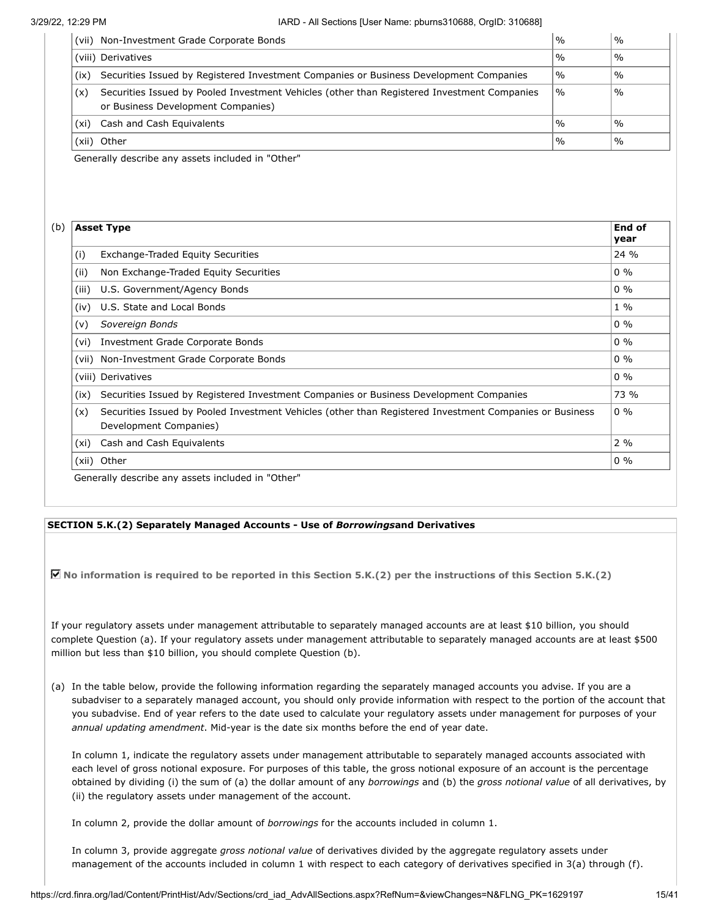| | | | |
|---|---|---|---|
| (vii) | Non-Investment Grade Corporate Bonds | % | % |
| (viii) | Derivatives | % | % |
| (ix) | Securities Issued by Registered Investment Companies or Business Development Companies | % | % |
| (x) | Securities Issued by Pooled Investment Vehicles (other than Registered Investment Companies or Business Development Companies) | % | % |
| (xi) | Cash and Cash Equivalents | % | % |
| (xii) | Other | % | % |

Generally describe any assets included in "Other"

(b)

| | **Asset Type** | **End of year** |
|---|---|---|
| (i) | Exchange-Traded Equity Securities | 24 % |
| (ii) | Non Exchange-Traded Equity Securities | 0 % |
| (iii) | U.S. Government/Agency Bonds | 0 % |
| (iv) | U.S. State and Local Bonds | 1 % |
| (v) | *Sovereign Bonds* | 0 % |
| (vi) | Investment Grade Corporate Bonds | 0 % |
| (vii) | Non-Investment Grade Corporate Bonds | 0 % |
| (viii) | Derivatives | 0 % |
| (ix) | Securities Issued by Registered Investment Companies or Business Development Companies | 73 % |
| (x) | Securities Issued by Pooled Investment Vehicles (other than Registered Investment Companies or Business Development Companies) | 0 % |
| (xi) | Cash and Cash Equivalents | 2 % |
| (xii) | Other | 0 % |

Generally describe any assets included in "Other"

**SECTION 5.K.(2) Separately Managed Accounts - Use of *Borrowings*and Derivatives**

☑ **No information is required to be reported in this Section 5.K.(2) per the instructions of this Section 5.K.(2)**

If your regulatory assets under management attributable to separately managed accounts are at least $10 billion, you should complete Question (a). If your regulatory assets under management attributable to separately managed accounts are at least $500 million but less than $10 billion, you should complete Question (b).

(a) In the table below, provide the following information regarding the separately managed accounts you advise. If you are a subadviser to a separately managed account, you should only provide information with respect to the portion of the account that you subadvise. End of year refers to the date used to calculate your regulatory assets under management for purposes of your *annual updating amendment*. Mid-year is the date six months before the end of year date.

In column 1, indicate the regulatory assets under management attributable to separately managed accounts associated with each level of gross notional exposure. For purposes of this table, the gross notional exposure of an account is the percentage obtained by dividing (i) the sum of (a) the dollar amount of any *borrowings* and (b) the *gross notional value* of all derivatives, by (ii) the regulatory assets under management of the account.

In column 2, provide the dollar amount of *borrowings* for the accounts included in column 1.

In column 3, provide aggregate *gross notional value* of derivatives divided by the aggregate regulatory assets under management of the accounts included in column 1 with respect to each category of derivatives specified in 3(a) through (f).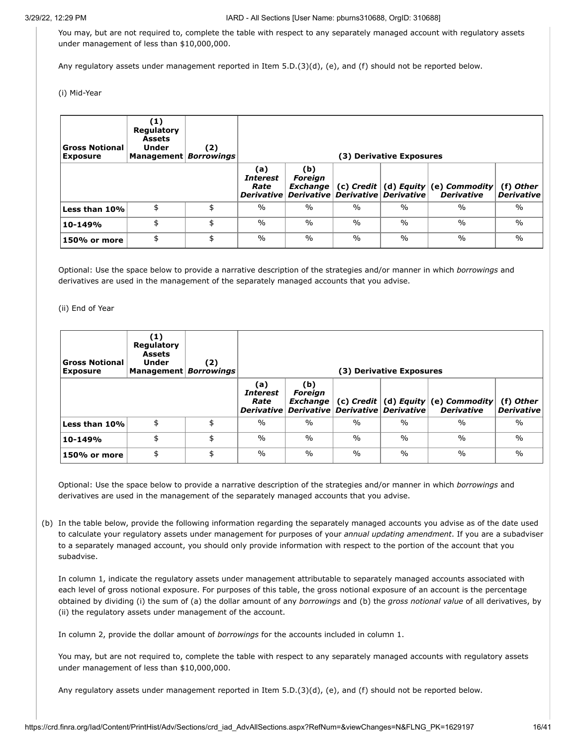You may, but are not required to, complete the table with respect to any separately managed account with regulatory assets under management of less than $10,000,000.

Any regulatory assets under management reported in Item 5.D.(3)(d), (e), and (f) should not be reported below.

(i) Mid-Year

| Gross Notional Exposure | (1) Regulatory Assets Under Management | (2) *Borrowings* | (3) Derivative Exposures | | | | | |
|---|---|---|---|---|---|---|---|---|
| | | | (a) *Interest Rate Derivative* | (b) *Foreign Exchange Derivative* | (c) *Credit Derivative* | (d) *Equity Derivative* | (e) *Commodity Derivative* | (f) *Other Derivative* |
| **Less than 10%** | $ | $ | % | % | % | % | % | % |
| **10-149%** | $ | $ | % | % | % | % | % | % |
| **150% or more** | $ | $ | % | % | % | % | % | % |

Optional: Use the space below to provide a narrative description of the strategies and/or manner in which *borrowings* and derivatives are used in the management of the separately managed accounts that you advise.

(ii) End of Year

| Gross Notional Exposure | (1) Regulatory Assets Under Management | (2) *Borrowings* | (3) Derivative Exposures | | | | | |
|---|---|---|---|---|---|---|---|---|
| | | | (a) *Interest Rate Derivative* | (b) *Foreign Exchange Derivative* | (c) *Credit Derivative* | (d) *Equity Derivative* | (e) *Commodity Derivative* | (f) *Other Derivative* |
| **Less than 10%** | $ | $ | % | % | % | % | % | % |
| **10-149%** | $ | $ | % | % | % | % | % | % |
| **150% or more** | $ | $ | % | % | % | % | % | % |

Optional: Use the space below to provide a narrative description of the strategies and/or manner in which *borrowings* and derivatives are used in the management of the separately managed accounts that you advise.

(b) In the table below, provide the following information regarding the separately managed accounts you advise as of the date used to calculate your regulatory assets under management for purposes of your *annual updating amendment*. If you are a subadviser to a separately managed account, you should only provide information with respect to the portion of the account that you subadvise.

In column 1, indicate the regulatory assets under management attributable to separately managed accounts associated with each level of gross notional exposure. For purposes of this table, the gross notional exposure of an account is the percentage obtained by dividing (i) the sum of (a) the dollar amount of any *borrowings* and (b) the *gross notional value* of all derivatives, by (ii) the regulatory assets under management of the account.

In column 2, provide the dollar amount of *borrowings* for the accounts included in column 1.

You may, but are not required to, complete the table with respect to any separately managed accounts with regulatory assets under management of less than $10,000,000.

Any regulatory assets under management reported in Item 5.D.(3)(d), (e), and (f) should not be reported below.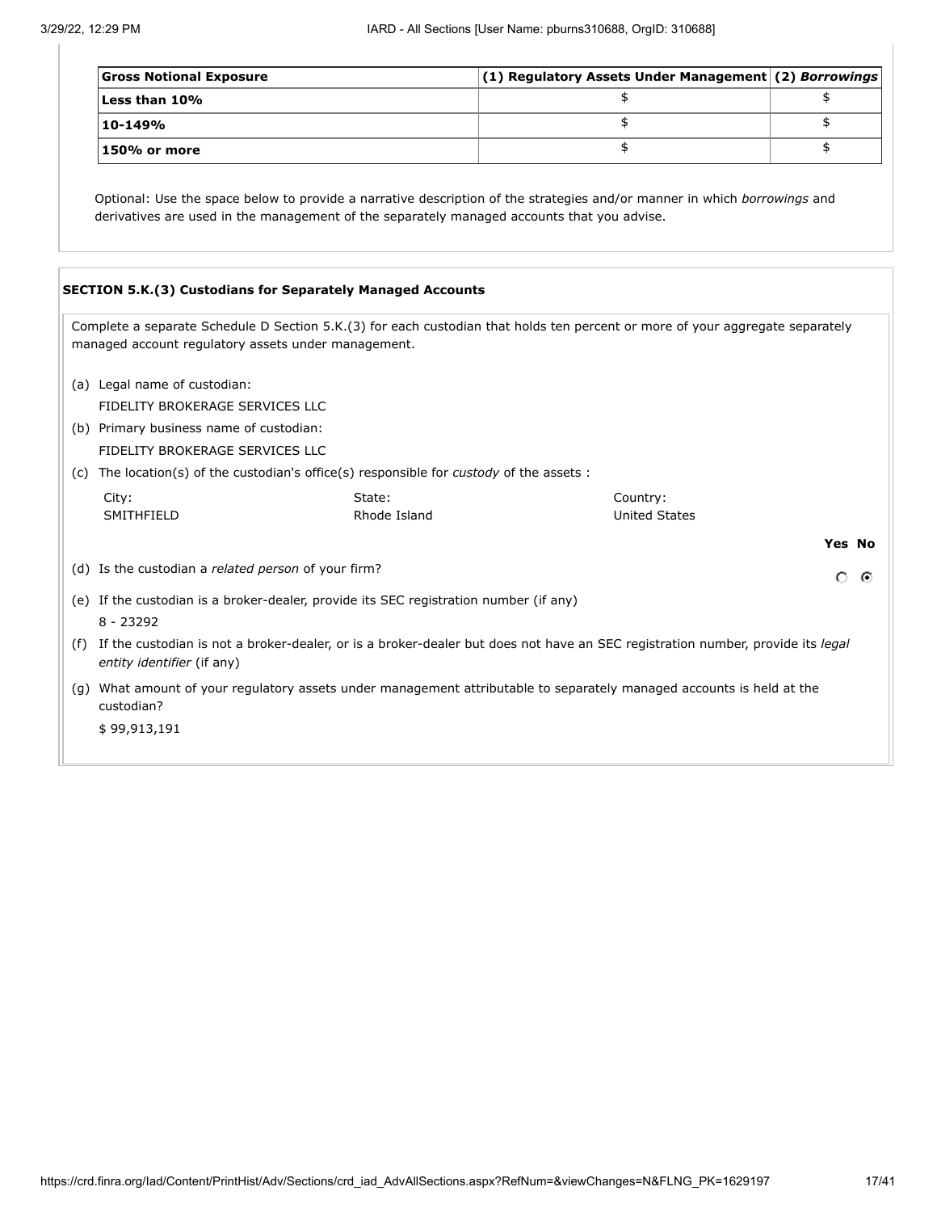| Gross Notional Exposure | (1) Regulatory Assets Under Management | (2) *Borrowings* |
|---|---|---|
| Less than 10% | $ | $ |
| 10-149% | $ | $ |
| 150% or more | $ | $ |

Optional: Use the space below to provide a narrative description of the strategies and/or manner in which *borrowings* and derivatives are used in the management of the separately managed accounts that you advise.

**SECTION 5.K.(3) Custodians for Separately Managed Accounts**

Complete a separate Schedule D Section 5.K.(3) for each custodian that holds ten percent or more of your aggregate separately managed account regulatory assets under management.

(a) Legal name of custodian:
FIDELITY BROKERAGE SERVICES LLC

(b) Primary business name of custodian:
FIDELITY BROKERAGE SERVICES LLC

(c) The location(s) of the custodian's office(s) responsible for *custody* of the assets :

| City: | State: | Country: |
|---|---|---|
| SMITHFIELD | Rhode Island | United States |

| | Yes | No |
|---|---|---|
| (d) Is the custodian a *related person* of your firm? | ○ | ◉ |

(e) If the custodian is a broker-dealer, provide its SEC registration number (if any)
8 - 23292

(f) If the custodian is not a broker-dealer, or is a broker-dealer but does not have an SEC registration number, provide its *legal entity identifier* (if any)

(g) What amount of your regulatory assets under management attributable to separately managed accounts is held at the custodian?
$ 99,913,191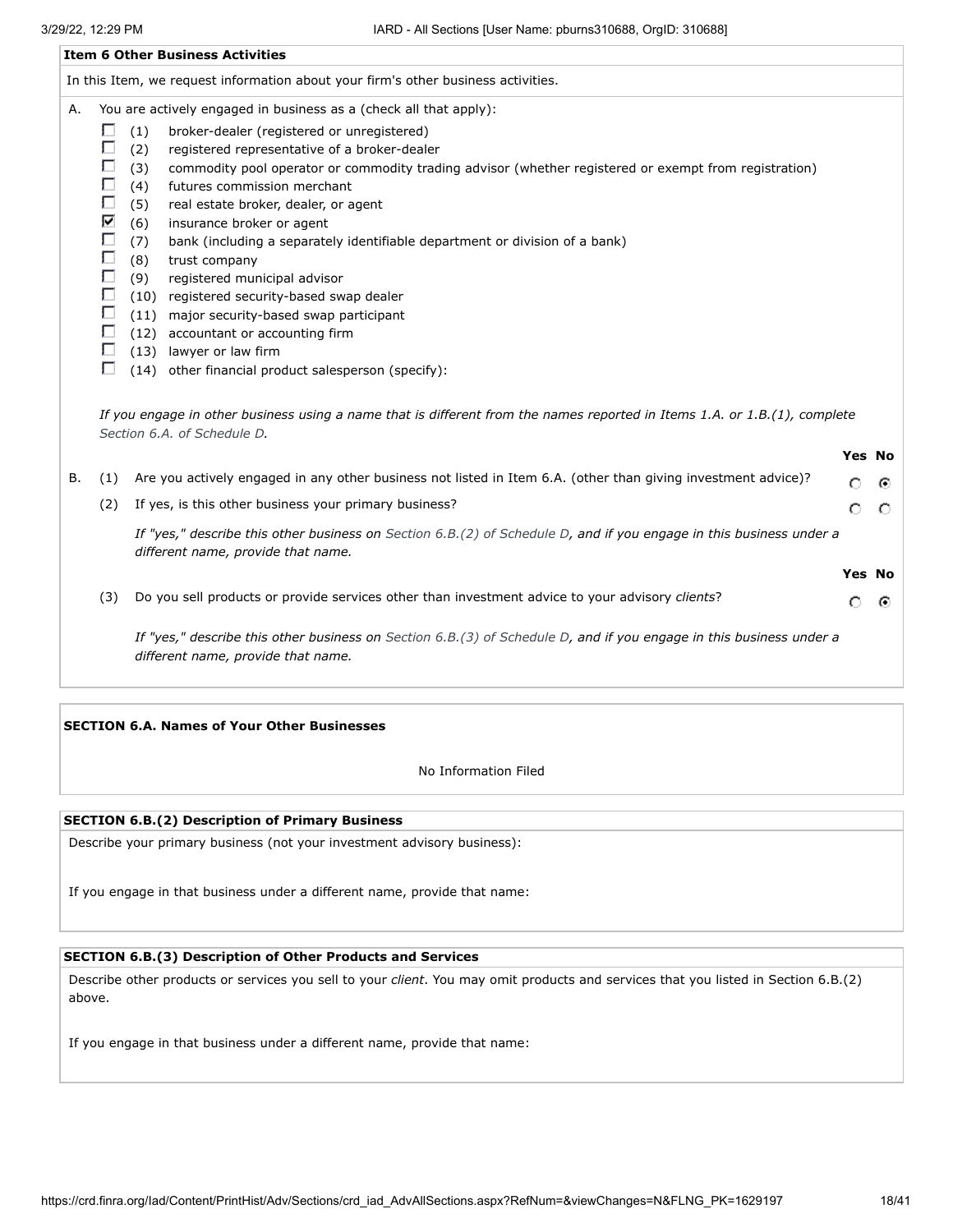## Item 6 Other Business Activities

In this Item, we request information about your firm's other business activities.

A. You are actively engaged in business as a (check all that apply):

- [ ] (1) broker-dealer (registered or unregistered)
- [ ] (2) registered representative of a broker-dealer
- [ ] (3) commodity pool operator or commodity trading advisor (whether registered or exempt from registration)
- [ ] (4) futures commission merchant
- [ ] (5) real estate broker, dealer, or agent
- [x] (6) insurance broker or agent
- [ ] (7) bank (including a separately identifiable department or division of a bank)
- [ ] (8) trust company
- [ ] (9) registered municipal advisor
- [ ] (10) registered security-based swap dealer
- [ ] (11) major security-based swap participant
- [ ] (12) accountant or accounting firm
- [ ] (13) lawyer or law firm
- [ ] (14) other financial product salesperson (specify):

*If you engage in other business using a name that is different from the names reported in Items 1.A. or 1.B.(1), complete Section 6.A. of Schedule D.*

| | | Yes | No |
|---|---|---|---|
| B. (1) | Are you actively engaged in any other business not listed in Item 6.A. (other than giving investment advice)? | ○ | ◉ |
| (2) | If yes, is this other business your primary business? | ○ | ○ |

*If "yes," describe this other business on Section 6.B.(2) of Schedule D, and if you engage in this business under a different name, provide that name.*

| | | Yes | No |
|---|---|---|---|
| (3) | Do you sell products or provide services other than investment advice to your advisory *clients*? | ○ | ◉ |

*If "yes," describe this other business on Section 6.B.(3) of Schedule D, and if you engage in this business under a different name, provide that name.*

---

**SECTION 6.A. Names of Your Other Businesses**

No Information Filed

---

**SECTION 6.B.(2) Description of Primary Business**

Describe your primary business (not your investment advisory business):

If you engage in that business under a different name, provide that name:

---

**SECTION 6.B.(3) Description of Other Products and Services**

Describe other products or services you sell to your *client*. You may omit products and services that you listed in Section 6.B.(2) above.

If you engage in that business under a different name, provide that name: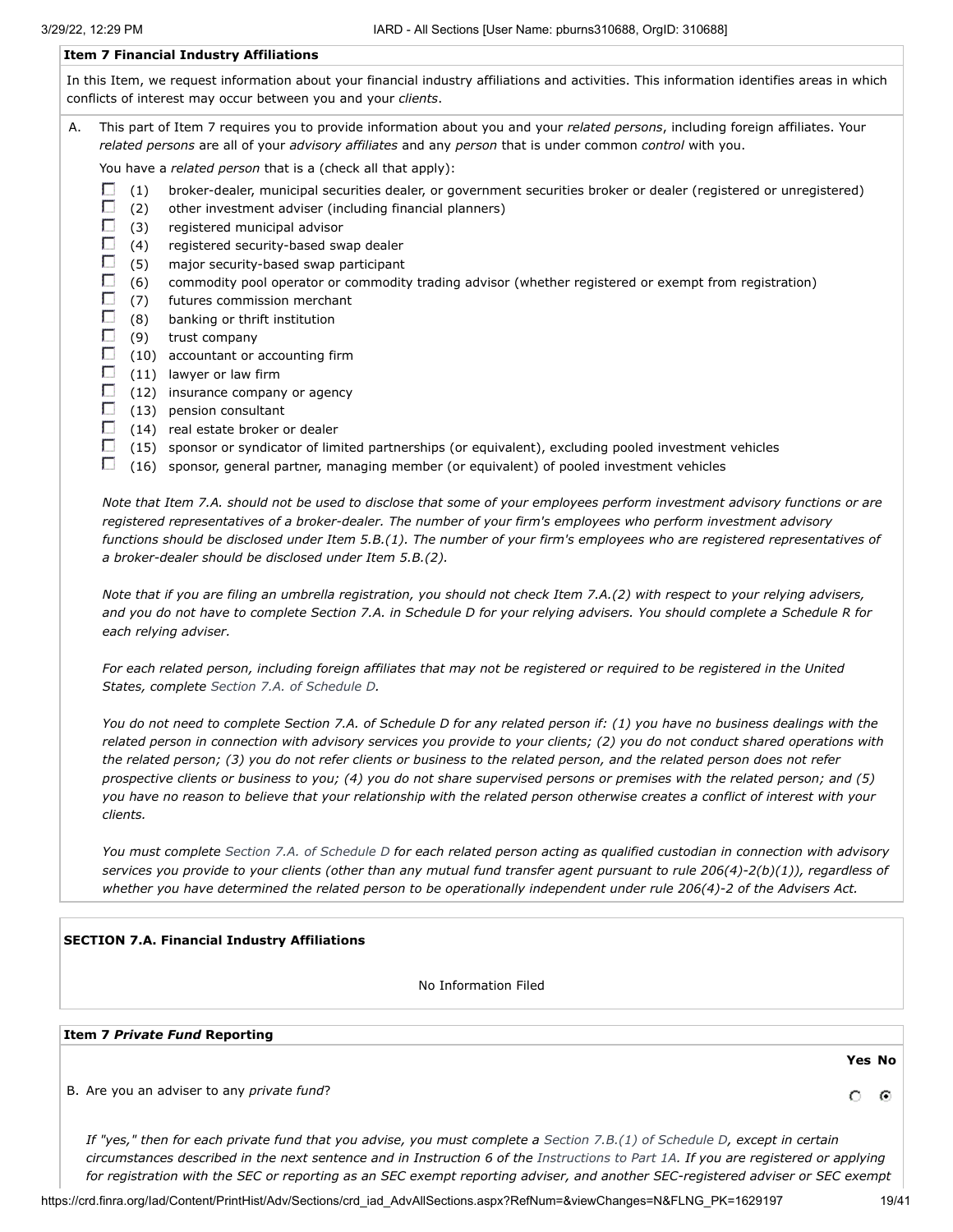**Item 7 Financial Industry Affiliations**

In this Item, we request information about your financial industry affiliations and activities. This information identifies areas in which conflicts of interest may occur between you and your *clients*.

A. This part of Item 7 requires you to provide information about you and your *related persons*, including foreign affiliates. Your *related persons* are all of your *advisory affiliates* and any *person* that is under common *control* with you.

You have a *related person* that is a (check all that apply):

- ☐ (1) broker-dealer, municipal securities dealer, or government securities broker or dealer (registered or unregistered)
- ☐ (2) other investment adviser (including financial planners)
- ☐ (3) registered municipal advisor
- ☐ (4) registered security-based swap dealer
- ☐ (5) major security-based swap participant
- ☐ (6) commodity pool operator or commodity trading advisor (whether registered or exempt from registration)
- ☐ (7) futures commission merchant
- ☐ (8) banking or thrift institution
- ☐ (9) trust company
- ☐ (10) accountant or accounting firm
- ☐ (11) lawyer or law firm
- ☐ (12) insurance company or agency
- ☐ (13) pension consultant
- ☐ (14) real estate broker or dealer
- ☐ (15) sponsor or syndicator of limited partnerships (or equivalent), excluding pooled investment vehicles
- ☐ (16) sponsor, general partner, managing member (or equivalent) of pooled investment vehicles

*Note that Item 7.A. should not be used to disclose that some of your employees perform investment advisory functions or are registered representatives of a broker-dealer. The number of your firm's employees who perform investment advisory functions should be disclosed under Item 5.B.(1). The number of your firm's employees who are registered representatives of a broker-dealer should be disclosed under Item 5.B.(2).*

*Note that if you are filing an umbrella registration, you should not check Item 7.A.(2) with respect to your relying advisers, and you do not have to complete Section 7.A. in Schedule D for your relying advisers. You should complete a Schedule R for each relying adviser.*

*For each related person, including foreign affiliates that may not be registered or required to be registered in the United States, complete Section 7.A. of Schedule D.*

*You do not need to complete Section 7.A. of Schedule D for any related person if: (1) you have no business dealings with the related person in connection with advisory services you provide to your clients; (2) you do not conduct shared operations with the related person; (3) you do not refer clients or business to the related person, and the related person does not refer prospective clients or business to you; (4) you do not share supervised persons or premises with the related person; and (5) you have no reason to believe that your relationship with the related person otherwise creates a conflict of interest with your clients.*

*You must complete Section 7.A. of Schedule D for each related person acting as qualified custodian in connection with advisory services you provide to your clients (other than any mutual fund transfer agent pursuant to rule 206(4)-2(b)(1)), regardless of whether you have determined the related person to be operationally independent under rule 206(4)-2 of the Advisers Act.*

**SECTION 7.A. Financial Industry Affiliations**

No Information Filed

**Item 7 *Private Fund* Reporting**

| | Yes | No |
|---|---|---|
| B. Are you an adviser to any *private fund*? | ○ | ◉ |

*If "yes," then for each private fund that you advise, you must complete a Section 7.B.(1) of Schedule D, except in certain circumstances described in the next sentence and in Instruction 6 of the Instructions to Part 1A. If you are registered or applying for registration with the SEC or reporting as an SEC exempt reporting adviser, and another SEC-registered adviser or SEC exempt*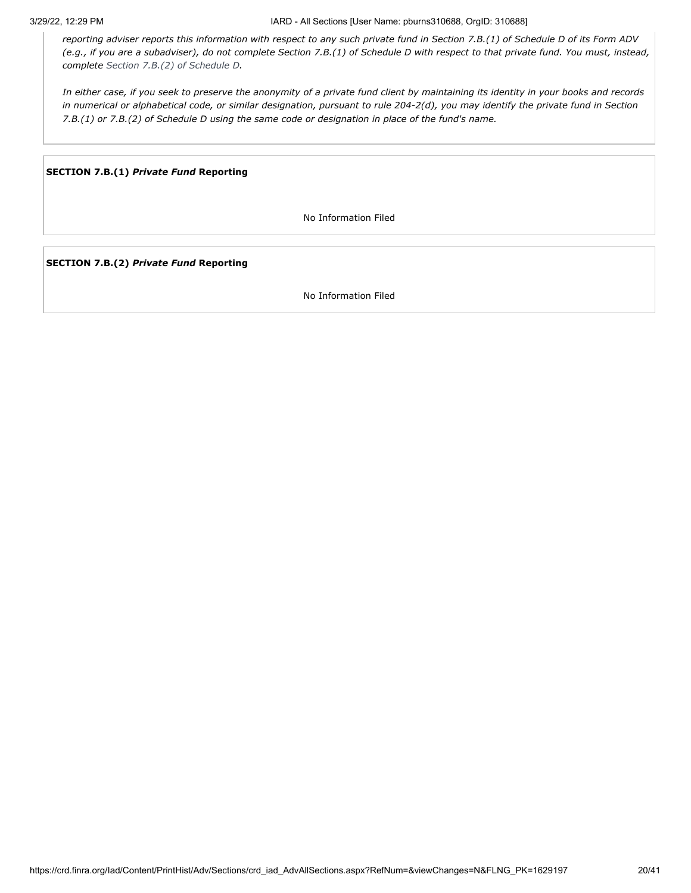*reporting adviser reports this information with respect to any such private fund in Section 7.B.(1) of Schedule D of its Form ADV (e.g., if you are a subadviser), do not complete Section 7.B.(1) of Schedule D with respect to that private fund. You must, instead, complete Section 7.B.(2) of Schedule D.*

*In either case, if you seek to preserve the anonymity of a private fund client by maintaining its identity in your books and records in numerical or alphabetical code, or similar designation, pursuant to rule 204-2(d), you may identify the private fund in Section 7.B.(1) or 7.B.(2) of Schedule D using the same code or designation in place of the fund's name.*

**SECTION 7.B.(1) *Private Fund* Reporting**

No Information Filed

**SECTION 7.B.(2) *Private Fund* Reporting**

No Information Filed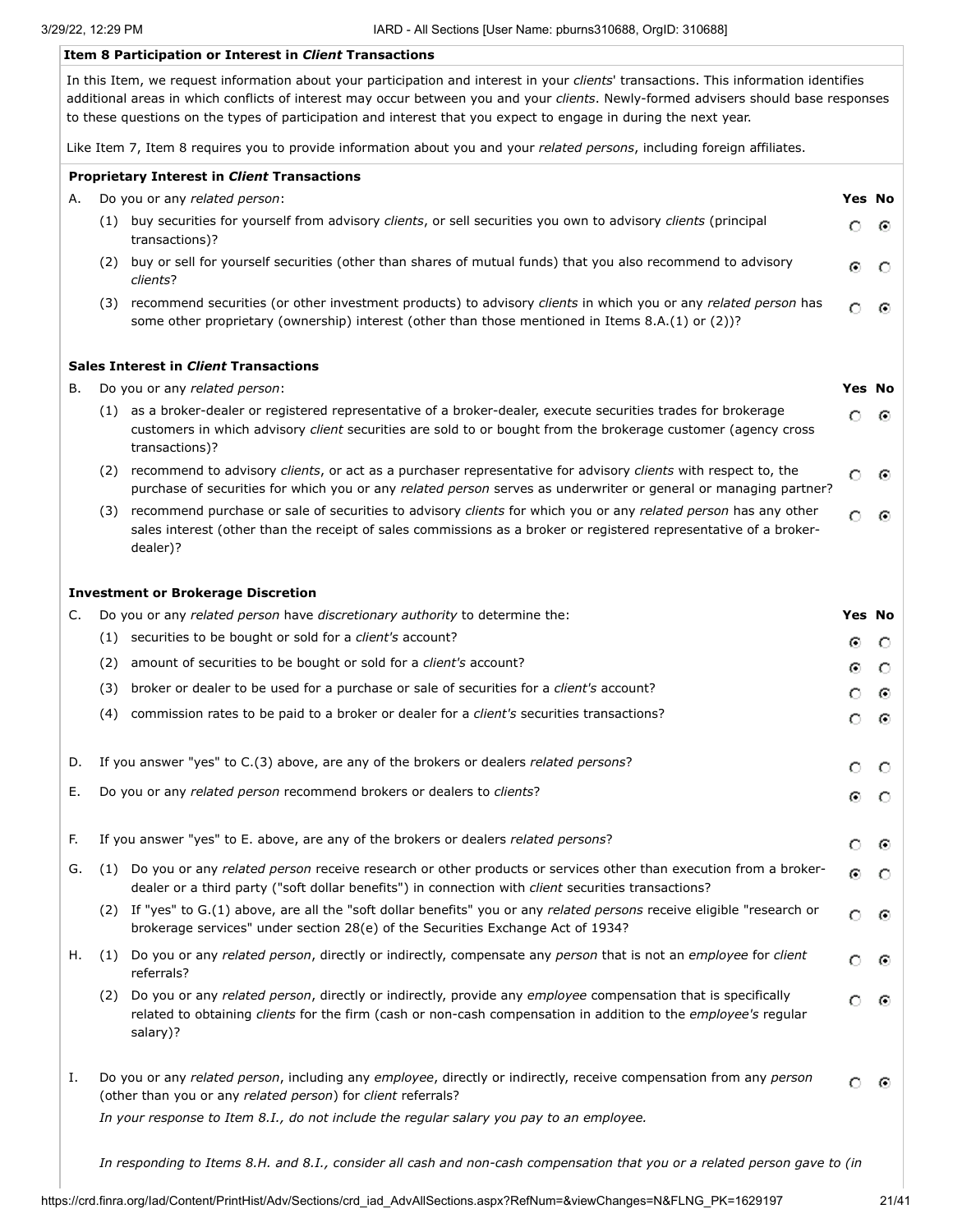## Item 8 Participation or Interest in *Client* Transactions

In this Item, we request information about your participation and interest in your *clients*' transactions. This information identifies additional areas in which conflicts of interest may occur between you and your *clients*. Newly-formed advisers should base responses to these questions on the types of participation and interest that you expect to engage in during the next year.

Like Item 7, Item 8 requires you to provide information about you and your *related persons*, including foreign affiliates.

### Proprietary Interest in *Client* Transactions

| | | | Yes | No |
|---|---|---|---|---|
| A. | | Do you or any *related person*: | | |
| | (1) | buy securities for yourself from advisory *clients*, or sell securities you own to advisory *clients* (principal transactions)? | ○ | ◉ |
| | (2) | buy or sell for yourself securities (other than shares of mutual funds) that you also recommend to advisory *clients*? | ◉ | ○ |
| | (3) | recommend securities (or other investment products) to advisory *clients* in which you or any *related person* has some other proprietary (ownership) interest (other than those mentioned in Items 8.A.(1) or (2))? | ○ | ◉ |

### Sales Interest in *Client* Transactions

| | | | Yes | No |
|---|---|---|---|---|
| B. | | Do you or any *related person*: | | |
| | (1) | as a broker-dealer or registered representative of a broker-dealer, execute securities trades for brokerage customers in which advisory *client* securities are sold to or bought from the brokerage customer (agency cross transactions)? | ○ | ◉ |
| | (2) | recommend to advisory *clients*, or act as a purchaser representative for advisory *clients* with respect to, the purchase of securities for which you or any *related person* serves as underwriter or general or managing partner? | ○ | ◉ |
| | (3) | recommend purchase or sale of securities to advisory *clients* for which you or any *related person* has any other sales interest (other than the receipt of sales commissions as a broker or registered representative of a broker-dealer)? | ○ | ◉ |

### Investment or Brokerage Discretion

| | | | Yes | No |
|---|---|---|---|---|
| C. | | Do you or any *related person* have *discretionary authority* to determine the: | | |
| | (1) | securities to be bought or sold for a *client's* account? | ◉ | ○ |
| | (2) | amount of securities to be bought or sold for a *client's* account? | ◉ | ○ |
| | (3) | broker or dealer to be used for a purchase or sale of securities for a *client's* account? | ○ | ◉ |
| | (4) | commission rates to be paid to a broker or dealer for a *client's* securities transactions? | ○ | ◉ |
| D. | | If you answer "yes" to C.(3) above, are any of the brokers or dealers *related persons*? | ○ | ○ |
| E. | | Do you or any *related person* recommend brokers or dealers to *clients*? | ◉ | ○ |
| F. | | If you answer "yes" to E. above, are any of the brokers or dealers *related persons*? | ○ | ◉ |
| G. | (1) | Do you or any *related person* receive research or other products or services other than execution from a broker-dealer or a third party ("soft dollar benefits") in connection with *client* securities transactions? | ◉ | ○ |
| | (2) | If "yes" to G.(1) above, are all the "soft dollar benefits" you or any *related persons* receive eligible "research or brokerage services" under section 28(e) of the Securities Exchange Act of 1934? | ○ | ◉ |
| H. | (1) | Do you or any *related person*, directly or indirectly, compensate any *person* that is not an *employee* for *client* referrals? | ○ | ◉ |
| | (2) | Do you or any *related person*, directly or indirectly, provide any *employee* compensation that is specifically related to obtaining *clients* for the firm (cash or non-cash compensation in addition to the *employee's* regular salary)? | ○ | ◉ |
| I. | | Do you or any *related person*, including any *employee*, directly or indirectly, receive compensation from any *person* (other than you or any *related person*) for *client* referrals? | ○ | ◉ |

*In your response to Item 8.I., do not include the regular salary you pay to an employee.*

*In responding to Items 8.H. and 8.I., consider all cash and non-cash compensation that you or a related person gave to (in*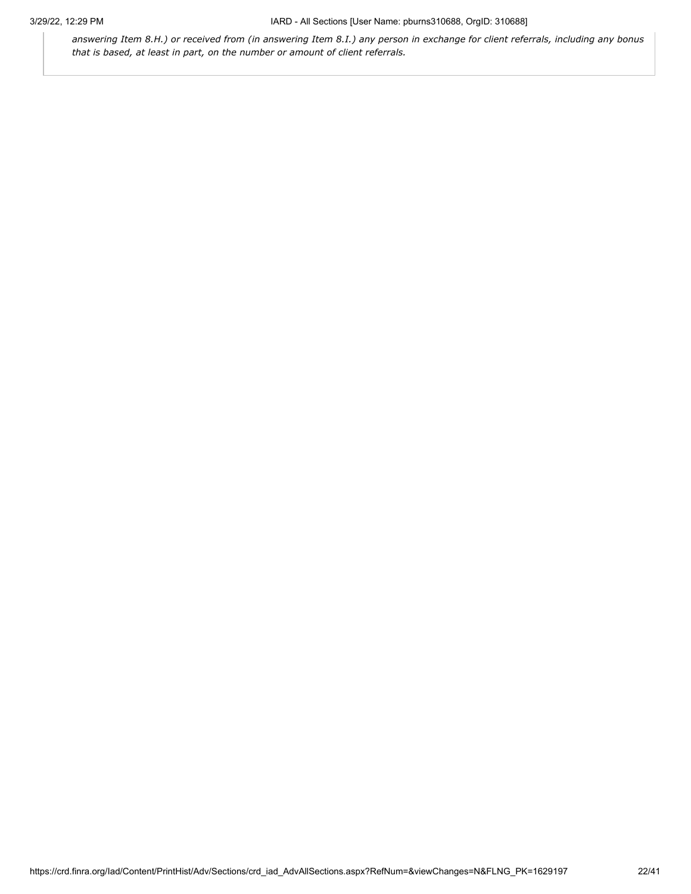*answering Item 8.H.) or received from (in answering Item 8.I.) any person in exchange for client referrals, including any bonus that is based, at least in part, on the number or amount of client referrals.*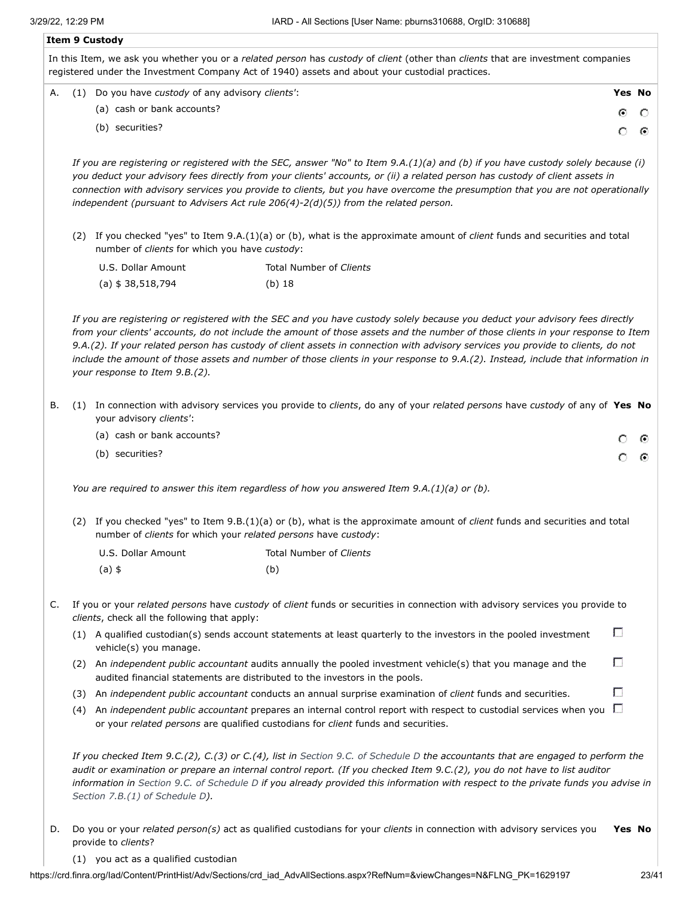**Item 9 Custody**

In this Item, we ask you whether you or a *related person* has *custody* of *client* (other than *clients* that are investment companies registered under the Investment Company Act of 1940) assets and about your custodial practices.

| | | | Yes | No |
|---|---|---|---|---|
| A. | (1) | Do you have *custody* of any advisory *clients'*: | | |
| | | (a) cash or bank accounts? | ◉ | ○ |
| | | (b) securities? | ○ | ◉ |

*If you are registering or registered with the SEC, answer "No" to Item 9.A.(1)(a) and (b) if you have custody solely because (i) you deduct your advisory fees directly from your clients' accounts, or (ii) a related person has custody of client assets in connection with advisory services you provide to clients, but you have overcome the presumption that you are not operationally independent (pursuant to Advisers Act rule 206(4)-2(d)(5)) from the related person.*

(2) If you checked "yes" to Item 9.A.(1)(a) or (b), what is the approximate amount of *client* funds and securities and total number of *clients* for which you have *custody*:

| U.S. Dollar Amount | Total Number of *Clients* |
|---|---|
| (a) $ 38,518,794 | (b) 18 |

*If you are registering or registered with the SEC and you have custody solely because you deduct your advisory fees directly from your clients' accounts, do not include the amount of those assets and the number of those clients in your response to Item 9.A.(2). If your related person has custody of client assets in connection with advisory services you provide to clients, do not include the amount of those assets and number of those clients in your response to 9.A.(2). Instead, include that information in your response to Item 9.B.(2).*

| | | | Yes | No |
|---|---|---|---|---|
| B. | (1) | In connection with advisory services you provide to *clients*, do any of your *related persons* have *custody* of any of your advisory *clients'*: | | |
| | | (a) cash or bank accounts? | ○ | ◉ |
| | | (b) securities? | ○ | ◉ |

*You are required to answer this item regardless of how you answered Item 9.A.(1)(a) or (b).*

(2) If you checked "yes" to Item 9.B.(1)(a) or (b), what is the approximate amount of *client* funds and securities and total number of *clients* for which your *related persons* have *custody*:

| U.S. Dollar Amount | Total Number of *Clients* |
|---|---|
| (a) $ | (b) |

C. If you or your *related persons* have *custody* of *client* funds or securities in connection with advisory services you provide to *clients*, check all the following that apply:

- (1) A qualified custodian(s) sends account statements at least quarterly to the investors in the pooled investment vehicle(s) you manage. ☐
- (2) An *independent public accountant* audits annually the pooled investment vehicle(s) that you manage and the audited financial statements are distributed to the investors in the pools. ☐
- (3) An *independent public accountant* conducts an annual surprise examination of *client* funds and securities. ☐
- (4) An *independent public accountant* prepares an internal control report with respect to custodial services when you or your *related persons* are qualified custodians for *client* funds and securities. ☐

*If you checked Item 9.C.(2), C.(3) or C.(4), list in Section 9.C. of Schedule D the accountants that are engaged to perform the audit or examination or prepare an internal control report. (If you checked Item 9.C.(2), you do not have to list auditor information in Section 9.C. of Schedule D if you already provided this information with respect to the private funds you advise in Section 7.B.(1) of Schedule D).*

| | | Yes | No |
|---|---|---|---|
| D. | Do you or your *related person(s)* act as qualified custodians for your *clients* in connection with advisory services you provide to *clients*? | | |
| | (1) you act as a qualified custodian | | |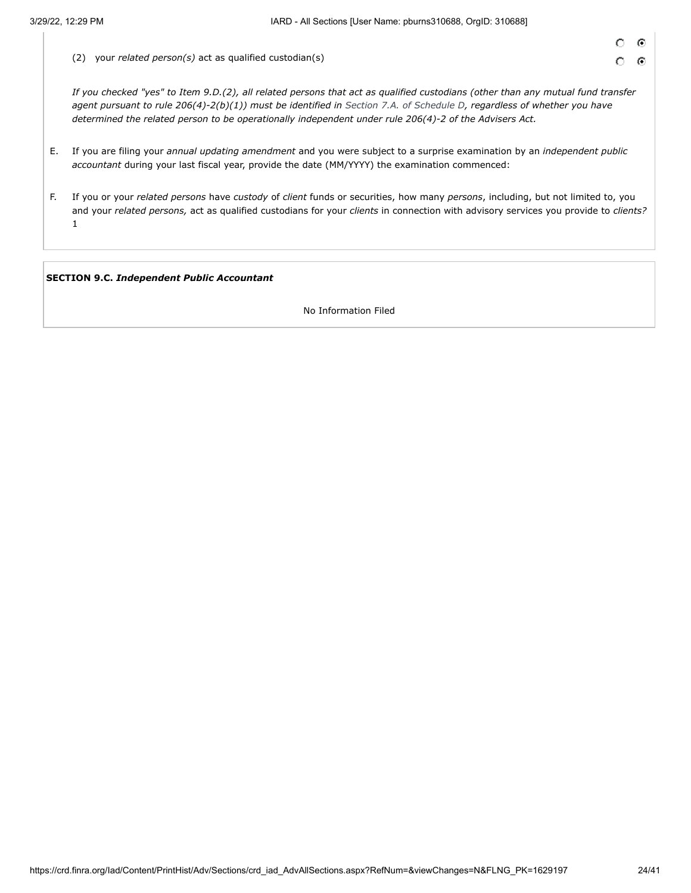(2) your *related person(s)* act as qualified custodian(s)

*If you checked "yes" to Item 9.D.(2), all related persons that act as qualified custodians (other than any mutual fund transfer agent pursuant to rule 206(4)-2(b)(1)) must be identified in Section 7.A. of Schedule D, regardless of whether you have determined the related person to be operationally independent under rule 206(4)-2 of the Advisers Act.*

E. If you are filing your *annual updating amendment* and you were subject to a surprise examination by an *independent public accountant* during your last fiscal year, provide the date (MM/YYYY) the examination commenced:

F. If you or your *related persons* have *custody* of *client* funds or securities, how many *persons*, including, but not limited to, you and your *related persons,* act as qualified custodians for your *clients* in connection with advisory services you provide to *clients?*
1

**SECTION 9.C.** ***Independent Public Accountant***

No Information Filed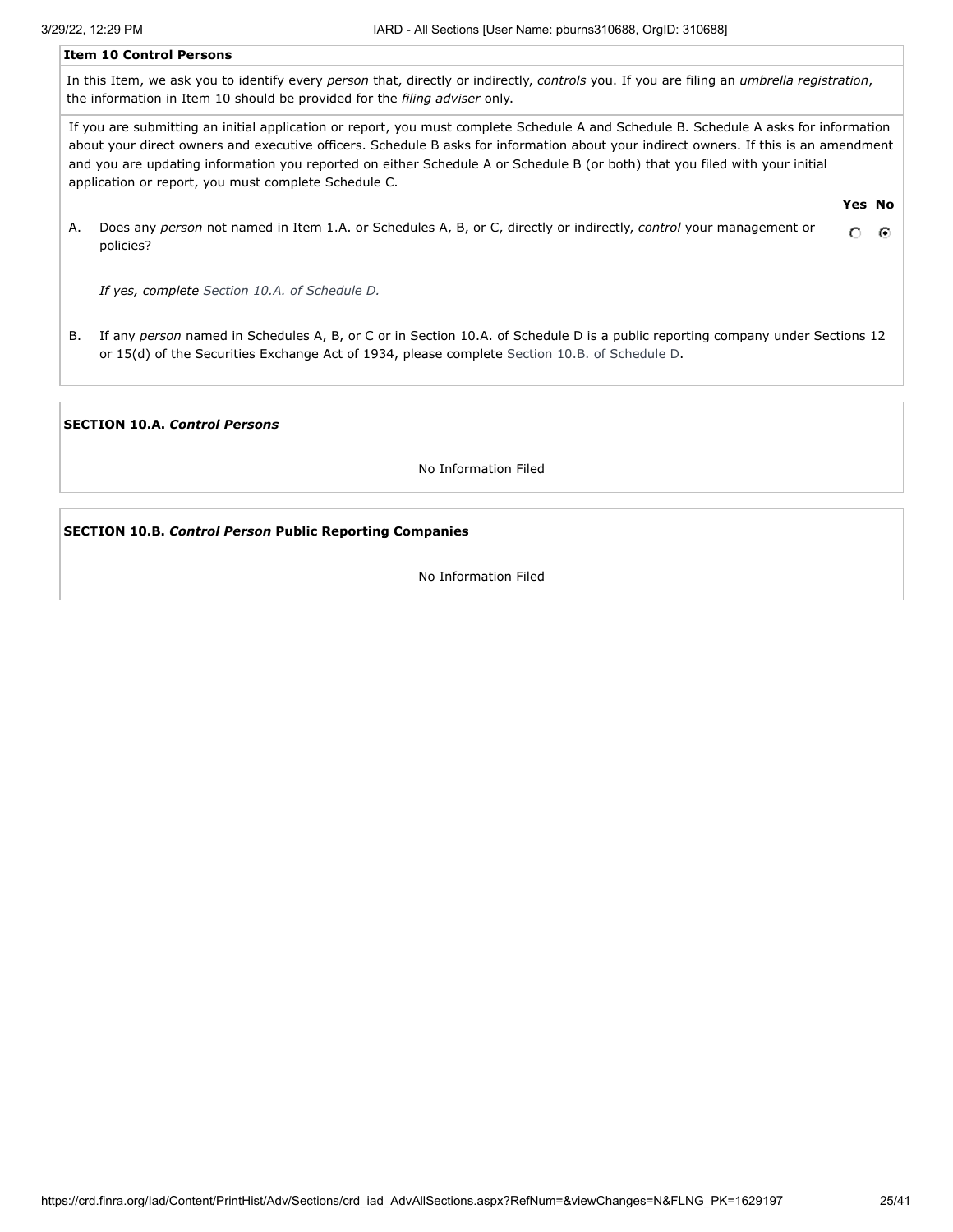**Item 10 Control Persons**

In this Item, we ask you to identify every *person* that, directly or indirectly, *controls* you. If you are filing an *umbrella registration*, the information in Item 10 should be provided for the *filing adviser* only.

If you are submitting an initial application or report, you must complete Schedule A and Schedule B. Schedule A asks for information about your direct owners and executive officers. Schedule B asks for information about your indirect owners. If this is an amendment and you are updating information you reported on either Schedule A or Schedule B (or both) that you filed with your initial application or report, you must complete Schedule C.

| | | Yes | No |
|---|---|---|---|
| A. | Does any *person* not named in Item 1.A. or Schedules A, B, or C, directly or indirectly, *control* your management or policies? | ○ | ◉ |

*If yes, complete Section 10.A. of Schedule D.*

B. If any *person* named in Schedules A, B, or C or in Section 10.A. of Schedule D is a public reporting company under Sections 12 or 15(d) of the Securities Exchange Act of 1934, please complete Section 10.B. of Schedule D.

**SECTION 10.A. *Control Persons***

No Information Filed

**SECTION 10.B. *Control Person* Public Reporting Companies**

No Information Filed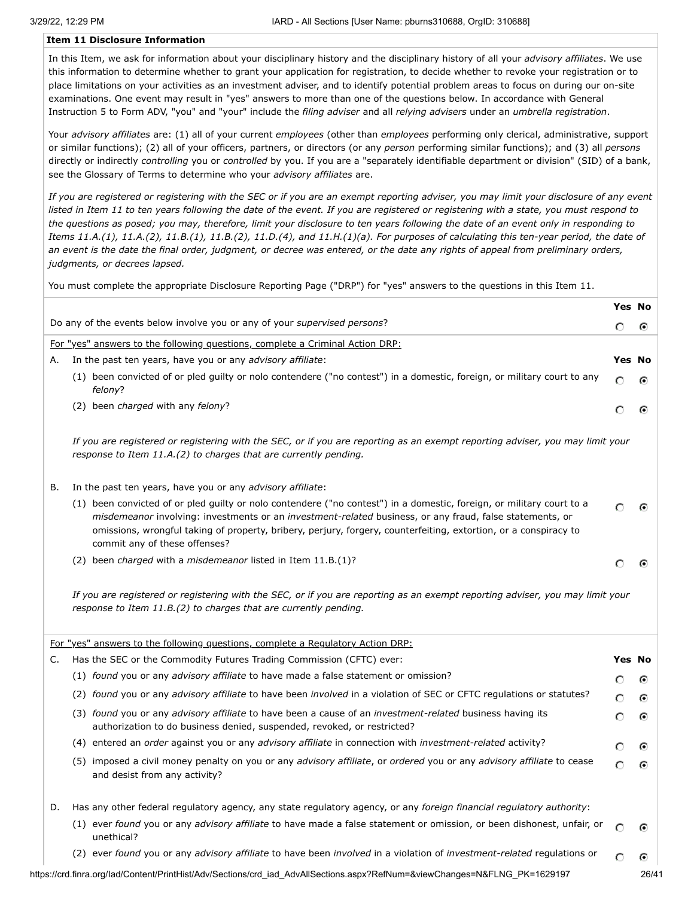**Item 11 Disclosure Information**

In this Item, we ask for information about your disciplinary history and the disciplinary history of all your *advisory affiliates*. We use this information to determine whether to grant your application for registration, to decide whether to revoke your registration or to place limitations on your activities as an investment adviser, and to identify potential problem areas to focus on during our on-site examinations. One event may result in "yes" answers to more than one of the questions below. In accordance with General Instruction 5 to Form ADV, "you" and "your" include the *filing adviser* and all *relying advisers* under an *umbrella registration*.

Your *advisory affiliates* are: (1) all of your current *employees* (other than *employees* performing only clerical, administrative, support or similar functions); (2) all of your officers, partners, or directors (or any *person* performing similar functions); and (3) all *persons* directly or indirectly *controlling* you or *controlled* by you. If you are a "separately identifiable department or division" (SID) of a bank, see the Glossary of Terms to determine who your *advisory affiliates* are.

*If you are registered or registering with the SEC or if you are an exempt reporting adviser, you may limit your disclosure of any event listed in Item 11 to ten years following the date of the event. If you are registered or registering with a state, you must respond to the questions as posed; you may, therefore, limit your disclosure to ten years following the date of an event only in responding to Items 11.A.(1), 11.A.(2), 11.B.(1), 11.B.(2), 11.D.(4), and 11.H.(1)(a). For purposes of calculating this ten-year period, the date of an event is the date the final order, judgment, or decree was entered, or the date any rights of appeal from preliminary orders, judgments, or decrees lapsed.*

You must complete the appropriate Disclosure Reporting Page ("DRP") for "yes" answers to the questions in this Item 11.

| | Yes | No |
|---|---|---|
| Do any of the events below involve you or any of your *supervised persons*? | ○ | ◉ |

For "yes" answers to the following questions, complete a Criminal Action DRP:

| A. In the past ten years, have you or any *advisory affiliate*: | Yes | No |
|---|---|---|
| (1) been convicted of or pled guilty or nolo contendere ("no contest") in a domestic, foreign, or military court to any *felony*? | ○ | ◉ |
| (2) been *charged* with any *felony*? | ○ | ◉ |

*If you are registered or registering with the SEC, or if you are reporting as an exempt reporting adviser, you may limit your response to Item 11.A.(2) to charges that are currently pending.*

| B. In the past ten years, have you or any *advisory affiliate*: | Yes | No |
|---|---|---|
| (1) been convicted of or pled guilty or nolo contendere ("no contest") in a domestic, foreign, or military court to a *misdemeanor* involving: investments or an *investment-related* business, or any fraud, false statements, or omissions, wrongful taking of property, bribery, perjury, forgery, counterfeiting, extortion, or a conspiracy to commit any of these offenses? | ○ | ◉ |
| (2) been *charged* with a *misdemeanor* listed in Item 11.B.(1)? | ○ | ◉ |

*If you are registered or registering with the SEC, or if you are reporting as an exempt reporting adviser, you may limit your response to Item 11.B.(2) to charges that are currently pending.*

For "yes" answers to the following questions, complete a Regulatory Action DRP:

| C. Has the SEC or the Commodity Futures Trading Commission (CFTC) ever: | Yes | No |
|---|---|---|
| (1) *found* you or any *advisory affiliate* to have made a false statement or omission? | ○ | ◉ |
| (2) *found* you or any *advisory affiliate* to have been *involved* in a violation of SEC or CFTC regulations or statutes? | ○ | ◉ |
| (3) *found* you or any *advisory affiliate* to have been a cause of an *investment-related* business having its authorization to do business denied, suspended, revoked, or restricted? | ○ | ◉ |
| (4) entered an *order* against you or any *advisory affiliate* in connection with *investment-related* activity? | ○ | ◉ |
| (5) imposed a civil money penalty on you or any *advisory affiliate*, or *ordered* you or any *advisory affiliate* to cease and desist from any activity? | ○ | ◉ |

| D. Has any other federal regulatory agency, any state regulatory agency, or any *foreign financial regulatory authority*: | Yes | No |
|---|---|---|
| (1) ever *found* you or any *advisory affiliate* to have made a false statement or omission, or been dishonest, unfair, or unethical? | ○ | ◉ |
| (2) ever *found* you or any *advisory affiliate* to have been *involved* in a violation of *investment-related* regulations or | ○ | ◉ |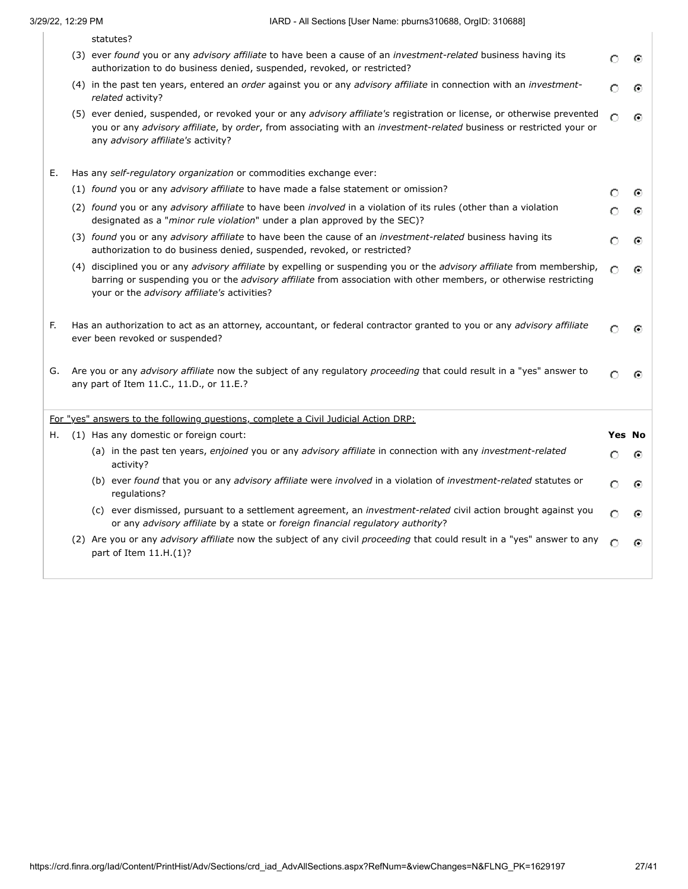statutes?

(3) ever *found* you or any *advisory affiliate* to have been a cause of an *investment-related* business having its authorization to do business denied, suspended, revoked, or restricted? ○ Yes ◉ No

(4) in the past ten years, entered an *order* against you or any *advisory affiliate* in connection with an *investment-related* activity? ○ Yes ◉ No

(5) ever denied, suspended, or revoked your or any *advisory affiliate's* registration or license, or otherwise prevented you or any *advisory affiliate*, by *order*, from associating with an *investment-related* business or restricted your or any *advisory affiliate's* activity? ○ Yes ◉ No

E. Has any *self-regulatory organization* or commodities exchange ever:

(1) *found* you or any *advisory affiliate* to have made a false statement or omission? ○ Yes ◉ No

(2) *found* you or any *advisory affiliate* to have been *involved* in a violation of its rules (other than a violation designated as a "*minor rule violation*" under a plan approved by the SEC)? ○ Yes ◉ No

(3) *found* you or any *advisory affiliate* to have been the cause of an *investment-related* business having its authorization to do business denied, suspended, revoked, or restricted? ○ Yes ◉ No

(4) disciplined you or any *advisory affiliate* by expelling or suspending you or the *advisory affiliate* from membership, barring or suspending you or the *advisory affiliate* from association with other members, or otherwise restricting your or the *advisory affiliate's* activities? ○ Yes ◉ No

F. Has an authorization to act as an attorney, accountant, or federal contractor granted to you or any *advisory affiliate* ever been revoked or suspended? ○ Yes ◉ No

G. Are you or any *advisory affiliate* now the subject of any regulatory *proceeding* that could result in a "yes" answer to any part of Item 11.C., 11.D., or 11.E.? ○ Yes ◉ No

For "yes" answers to the following questions, complete a Civil Judicial Action DRP:

H. (1) Has any domestic or foreign court: **Yes No**

(a) in the past ten years, *enjoined* you or any *advisory affiliate* in connection with any *investment-related* activity? ○ Yes ◉ No

(b) ever *found* that you or any *advisory affiliate* were *involved* in a violation of *investment-related* statutes or regulations? ○ Yes ◉ No

(c) ever dismissed, pursuant to a settlement agreement, an *investment-related* civil action brought against you or any *advisory affiliate* by a state or *foreign financial regulatory authority*? ○ Yes ◉ No

(2) Are you or any *advisory affiliate* now the subject of any civil *proceeding* that could result in a "yes" answer to any part of Item 11.H.(1)? ○ Yes ◉ No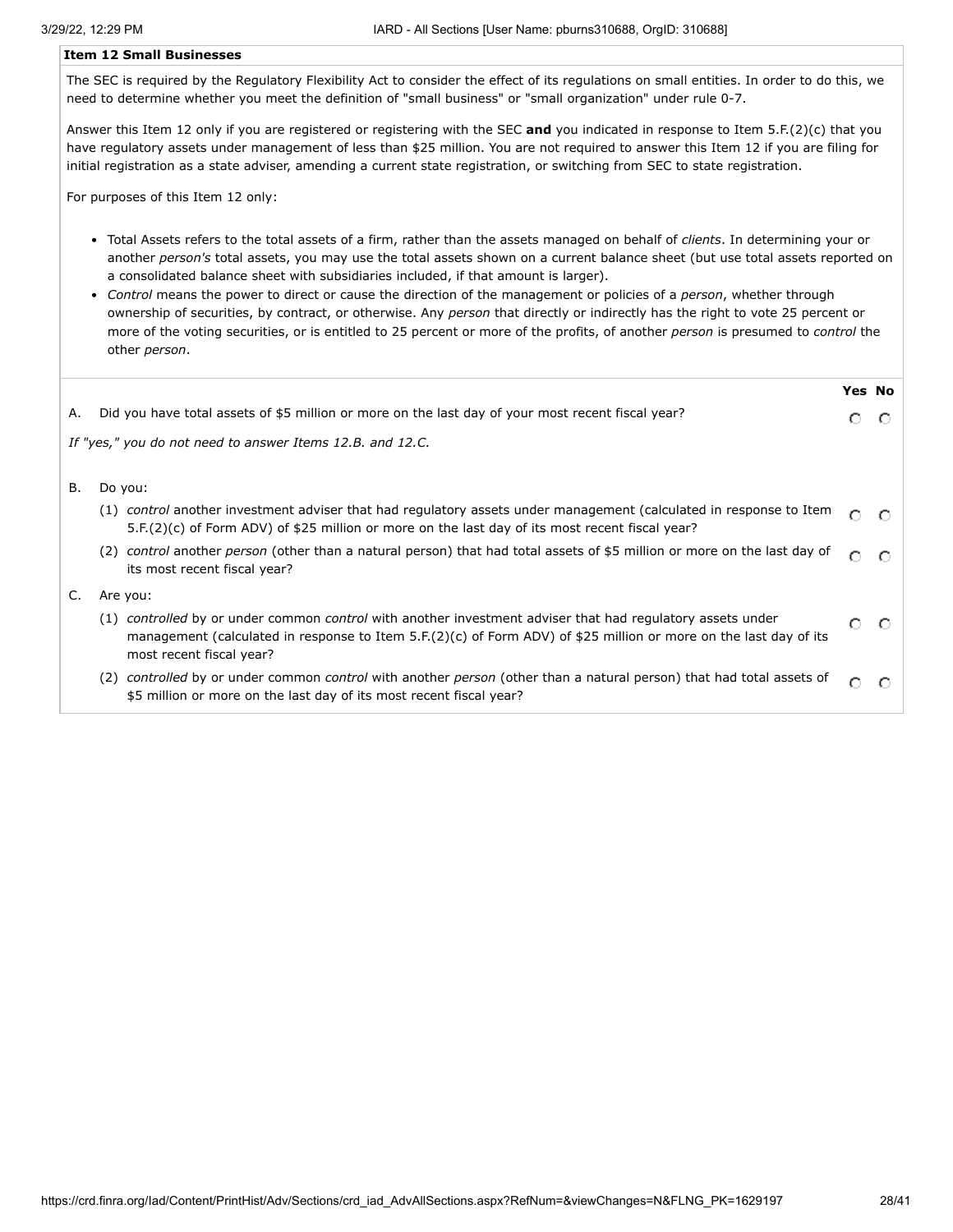## Item 12 Small Businesses

The SEC is required by the Regulatory Flexibility Act to consider the effect of its regulations on small entities. In order to do this, we need to determine whether you meet the definition of "small business" or "small organization" under rule 0-7.

Answer this Item 12 only if you are registered or registering with the SEC **and** you indicated in response to Item 5.F.(2)(c) that you have regulatory assets under management of less than $25 million. You are not required to answer this Item 12 if you are filing for initial registration as a state adviser, amending a current state registration, or switching from SEC to state registration.

For purposes of this Item 12 only:

- Total Assets refers to the total assets of a firm, rather than the assets managed on behalf of *clients*. In determining your or another *person's* total assets, you may use the total assets shown on a current balance sheet (but use total assets reported on a consolidated balance sheet with subsidiaries included, if that amount is larger).
- *Control* means the power to direct or cause the direction of the management or policies of a *person*, whether through ownership of securities, by contract, or otherwise. Any *person* that directly or indirectly has the right to vote 25 percent or more of the voting securities, or is entitled to 25 percent or more of the profits, of another *person* is presumed to *control* the other *person*.

| | | Yes | No |
|---|---|---|---|
| A. | Did you have total assets of $5 million or more on the last day of your most recent fiscal year? | ○ | ○ |
| | *If "yes," you do not need to answer Items 12.B. and 12.C.* | | |
| B. | Do you: | | |
| | (1) *control* another investment adviser that had regulatory assets under management (calculated in response to Item 5.F.(2)(c) of Form ADV) of $25 million or more on the last day of its most recent fiscal year? | ○ | ○ |
| | (2) *control* another *person* (other than a natural person) that had total assets of $5 million or more on the last day of its most recent fiscal year? | ○ | ○ |
| C. | Are you: | | |
| | (1) *controlled* by or under common *control* with another investment adviser that had regulatory assets under management (calculated in response to Item 5.F.(2)(c) of Form ADV) of $25 million or more on the last day of its most recent fiscal year? | ○ | ○ |
| | (2) *controlled* by or under common *control* with another *person* (other than a natural person) that had total assets of $5 million or more on the last day of its most recent fiscal year? | ○ | ○ |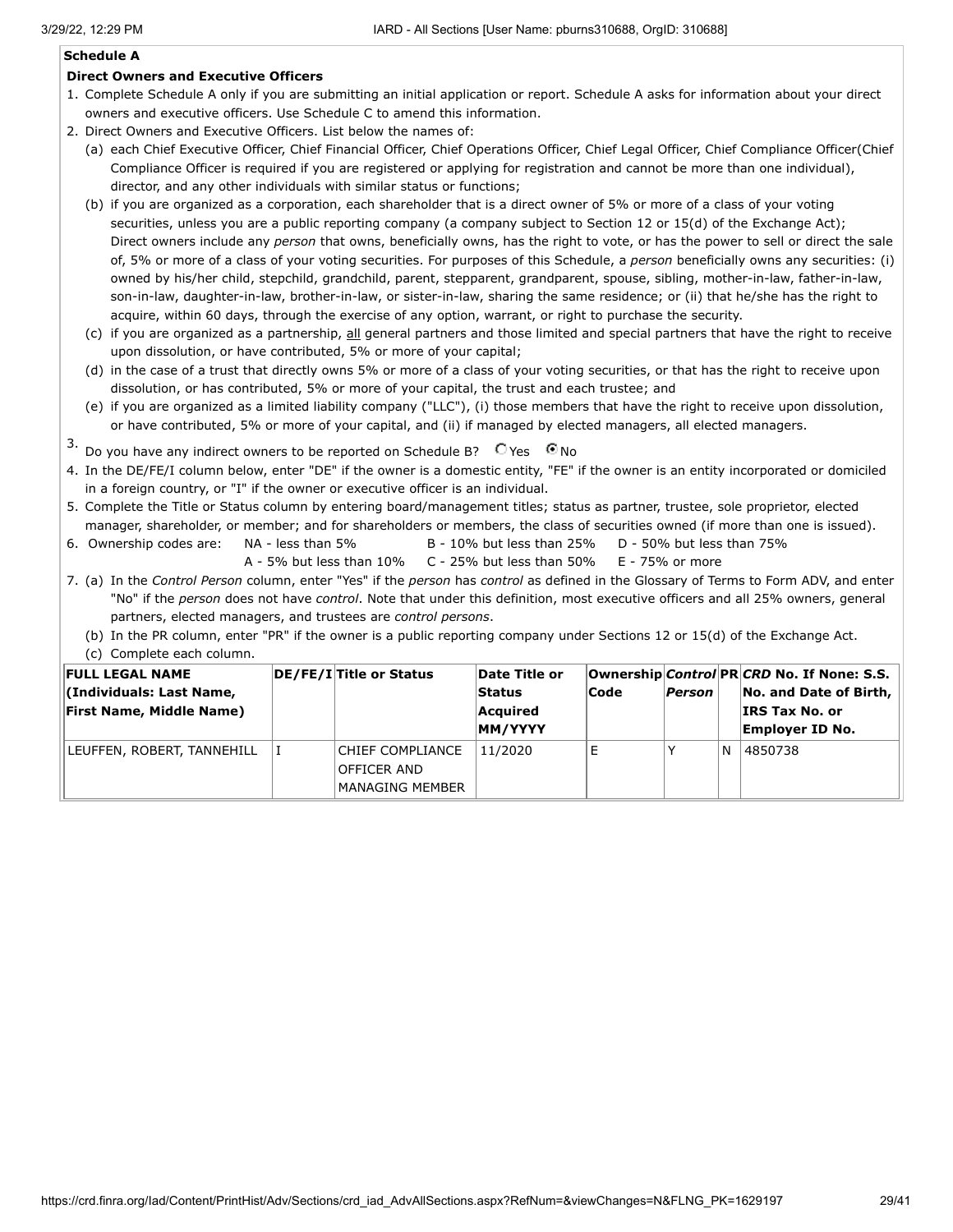**Schedule A**

**Direct Owners and Executive Officers**

1. Complete Schedule A only if you are submitting an initial application or report. Schedule A asks for information about your direct owners and executive officers. Use Schedule C to amend this information.
2. Direct Owners and Executive Officers. List below the names of:
   (a) each Chief Executive Officer, Chief Financial Officer, Chief Operations Officer, Chief Legal Officer, Chief Compliance Officer(Chief Compliance Officer is required if you are registered or applying for registration and cannot be more than one individual), director, and any other individuals with similar status or functions;
   (b) if you are organized as a corporation, each shareholder that is a direct owner of 5% or more of a class of your voting securities, unless you are a public reporting company (a company subject to Section 12 or 15(d) of the Exchange Act); Direct owners include any *person* that owns, beneficially owns, has the right to vote, or has the power to sell or direct the sale of, 5% or more of a class of your voting securities. For purposes of this Schedule, a *person* beneficially owns any securities: (i) owned by his/her child, stepchild, grandchild, parent, stepparent, grandparent, spouse, sibling, mother-in-law, father-in-law, son-in-law, daughter-in-law, brother-in-law, or sister-in-law, sharing the same residence; or (ii) that he/she has the right to acquire, within 60 days, through the exercise of any option, warrant, or right to purchase the security.
   (c) if you are organized as a partnership, all general partners and those limited and special partners that have the right to receive upon dissolution, or have contributed, 5% or more of your capital;
   (d) in the case of a trust that directly owns 5% or more of a class of your voting securities, or that has the right to receive upon dissolution, or has contributed, 5% or more of your capital, the trust and each trustee; and
   (e) if you are organized as a limited liability company ("LLC"), (i) those members that have the right to receive upon dissolution, or have contributed, 5% or more of your capital, and (ii) if managed by elected managers, all elected managers.
3. Do you have any indirect owners to be reported on Schedule B? ○ Yes ◉ No
4. In the DE/FE/I column below, enter "DE" if the owner is a domestic entity, "FE" if the owner is an entity incorporated or domiciled in a foreign country, or "I" if the owner or executive officer is an individual.
5. Complete the Title or Status column by entering board/management titles; status as partner, trustee, sole proprietor, elected manager, shareholder, or member; and for shareholders or members, the class of securities owned (if more than one is issued).
6. Ownership codes are: NA - less than 5%, A - 5% but less than 10%, B - 10% but less than 25%, C - 25% but less than 50%, D - 50% but less than 75%, E - 75% or more
7. (a) In the *Control Person* column, enter "Yes" if the *person* has *control* as defined in the Glossary of Terms to Form ADV, and enter "No" if the *person* does not have *control*. Note that under this definition, most executive officers and all 25% owners, general partners, elected managers, and trustees are *control persons*.
   (b) In the PR column, enter "PR" if the owner is a public reporting company under Sections 12 or 15(d) of the Exchange Act.
   (c) Complete each column.

| FULL LEGAL NAME (Individuals: Last Name, First Name, Middle Name) | DE/FE/I | Title or Status | Date Title or Status Acquired MM/YYYY | Ownership Code | *Control Person* | PR | *CRD* No. If None: S.S. No. and Date of Birth, IRS Tax No. or Employer ID No. |
|---|---|---|---|---|---|---|---|
| LEUFFEN, ROBERT, TANNEHILL | I | CHIEF COMPLIANCE OFFICER AND MANAGING MEMBER | 11/2020 | E | Y | N | 4850738 |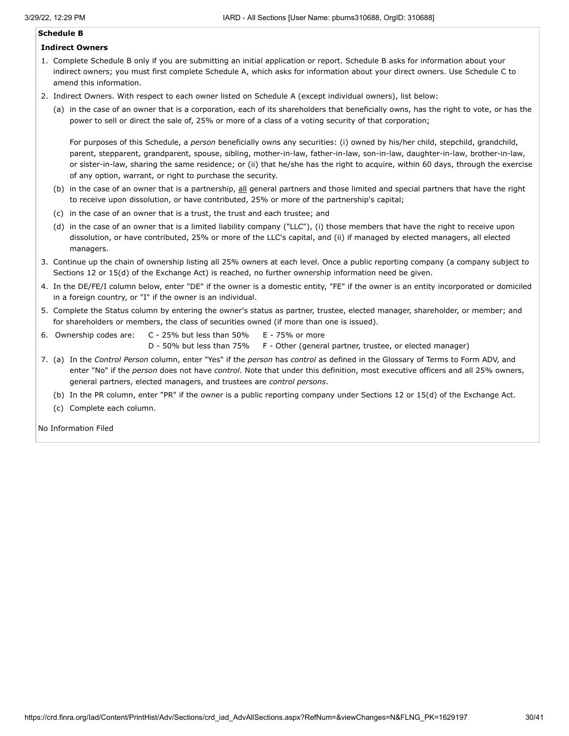**Schedule B**

**Indirect Owners**

1. Complete Schedule B only if you are submitting an initial application or report. Schedule B asks for information about your indirect owners; you must first complete Schedule A, which asks for information about your direct owners. Use Schedule C to amend this information.
2. Indirect Owners. With respect to each owner listed on Schedule A (except individual owners), list below:
   (a) in the case of an owner that is a corporation, each of its shareholders that beneficially owns, has the right to vote, or has the power to sell or direct the sale of, 25% or more of a class of a voting security of that corporation;

   For purposes of this Schedule, a *person* beneficially owns any securities: (i) owned by his/her child, stepchild, grandchild, parent, stepparent, grandparent, spouse, sibling, mother-in-law, father-in-law, son-in-law, daughter-in-law, brother-in-law, or sister-in-law, sharing the same residence; or (ii) that he/she has the right to acquire, within 60 days, through the exercise of any option, warrant, or right to purchase the security.

   (b) in the case of an owner that is a partnership, all general partners and those limited and special partners that have the right to receive upon dissolution, or have contributed, 25% or more of the partnership's capital;
   (c) in the case of an owner that is a trust, the trust and each trustee; and
   (d) in the case of an owner that is a limited liability company ("LLC"), (i) those members that have the right to receive upon dissolution, or have contributed, 25% or more of the LLC's capital, and (ii) if managed by elected managers, all elected managers.
3. Continue up the chain of ownership listing all 25% owners at each level. Once a public reporting company (a company subject to Sections 12 or 15(d) of the Exchange Act) is reached, no further ownership information need be given.
4. In the DE/FE/I column below, enter "DE" if the owner is a domestic entity, "FE" if the owner is an entity incorporated or domiciled in a foreign country, or "I" if the owner is an individual.
5. Complete the Status column by entering the owner's status as partner, trustee, elected manager, shareholder, or member; and for shareholders or members, the class of securities owned (if more than one is issued).
6. Ownership codes are: C - 25% but less than 50%, D - 50% but less than 75%, E - 75% or more, F - Other (general partner, trustee, or elected manager)
7. (a) In the *Control Person* column, enter "Yes" if the *person* has *control* as defined in the Glossary of Terms to Form ADV, and enter "No" if the *person* does not have *control*. Note that under this definition, most executive officers and all 25% owners, general partners, elected managers, and trustees are *control persons*.
   (b) In the PR column, enter "PR" if the owner is a public reporting company under Sections 12 or 15(d) of the Exchange Act.
   (c) Complete each column.

No Information Filed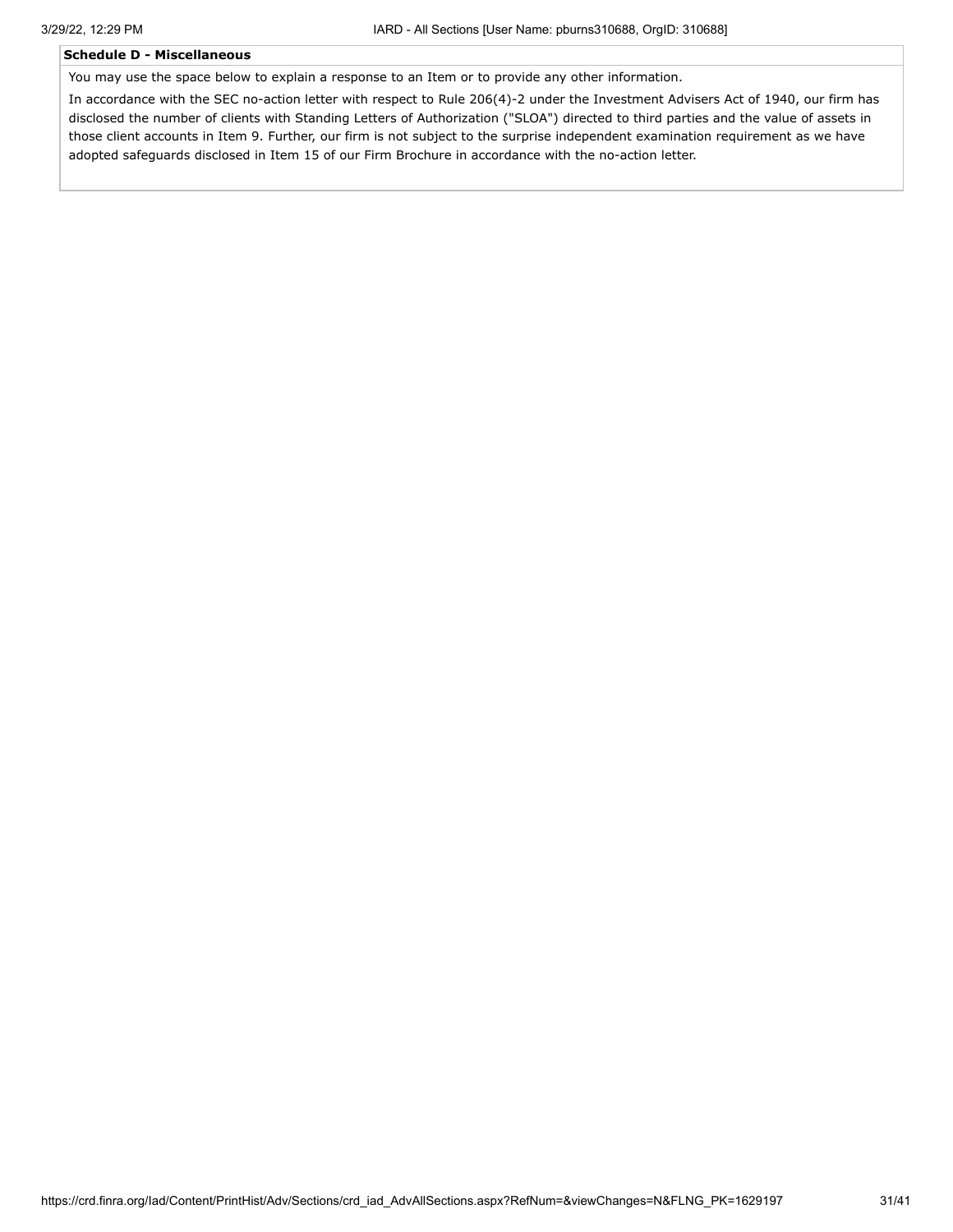**Schedule D - Miscellaneous**

You may use the space below to explain a response to an Item or to provide any other information.

In accordance with the SEC no-action letter with respect to Rule 206(4)-2 under the Investment Advisers Act of 1940, our firm has disclosed the number of clients with Standing Letters of Authorization ("SLOA") directed to third parties and the value of assets in those client accounts in Item 9. Further, our firm is not subject to the surprise independent examination requirement as we have adopted safeguards disclosed in Item 15 of our Firm Brochure in accordance with the no-action letter.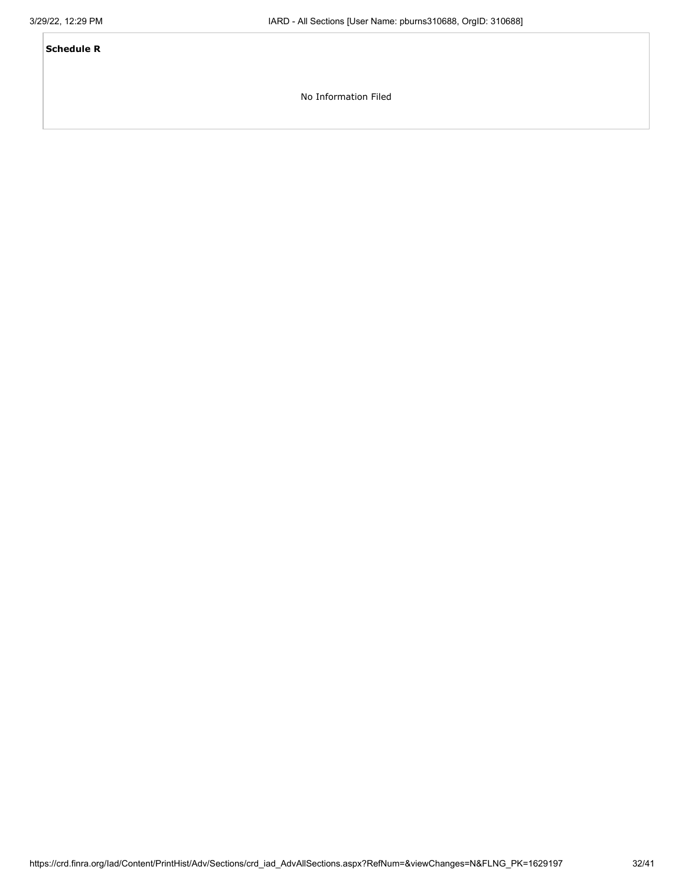**Schedule R**

No Information Filed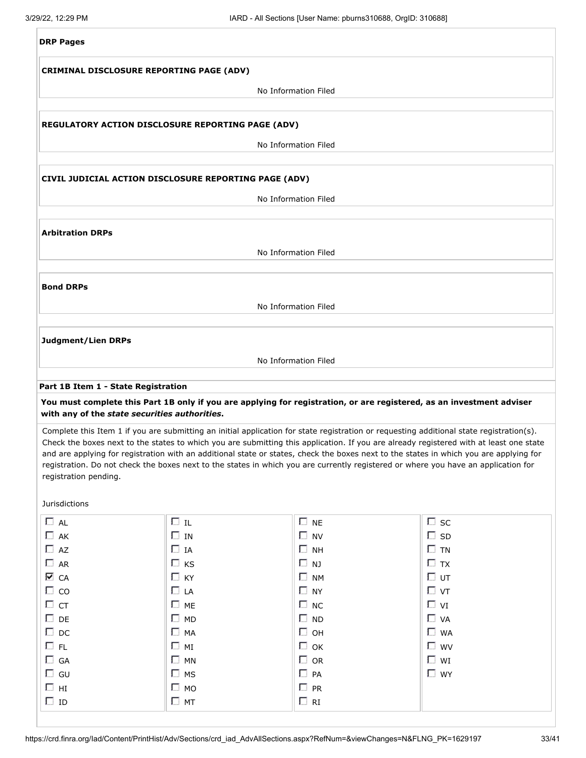**DRP Pages**

**CRIMINAL DISCLOSURE REPORTING PAGE (ADV)**

No Information Filed

**REGULATORY ACTION DISCLOSURE REPORTING PAGE (ADV)**

No Information Filed

**CIVIL JUDICIAL ACTION DISCLOSURE REPORTING PAGE (ADV)**

No Information Filed

**Arbitration DRPs**

No Information Filed

**Bond DRPs**

No Information Filed

**Judgment/Lien DRPs**

No Information Filed

**Part 1B Item 1 - State Registration**

**You must complete this Part 1B only if you are applying for registration, or are registered, as an investment adviser with any of the *state securities authorities*.**

Complete this Item 1 if you are submitting an initial application for state registration or requesting additional state registration(s). Check the boxes next to the states to which you are submitting this application. If you are already registered with at least one state and are applying for registration with an additional state or states, check the boxes next to the states in which you are applying for registration. Do not check the boxes next to the states in which you are currently registered or where you have an application for registration pending.

Jurisdictions

| | | | |
|---|---|---|---|
| ☐ AL | ☐ IL | ☐ NE | ☐ SC |
| ☐ AK | ☐ IN | ☐ NV | ☐ SD |
| ☐ AZ | ☐ IA | ☐ NH | ☐ TN |
| ☐ AR | ☐ KS | ☐ NJ | ☐ TX |
| ☑ CA | ☐ KY | ☐ NM | ☐ UT |
| ☐ CO | ☐ LA | ☐ NY | ☐ VT |
| ☐ CT | ☐ ME | ☐ NC | ☐ VI |
| ☐ DE | ☐ MD | ☐ ND | ☐ VA |
| ☐ DC | ☐ MA | ☐ OH | ☐ WA |
| ☐ FL | ☐ MI | ☐ OK | ☐ WV |
| ☐ GA | ☐ MN | ☐ OR | ☐ WI |
| ☐ GU | ☐ MS | ☐ PA | ☐ WY |
| ☐ HI | ☐ MO | ☐ PR | |
| ☐ ID | ☐ MT | ☐ RI | |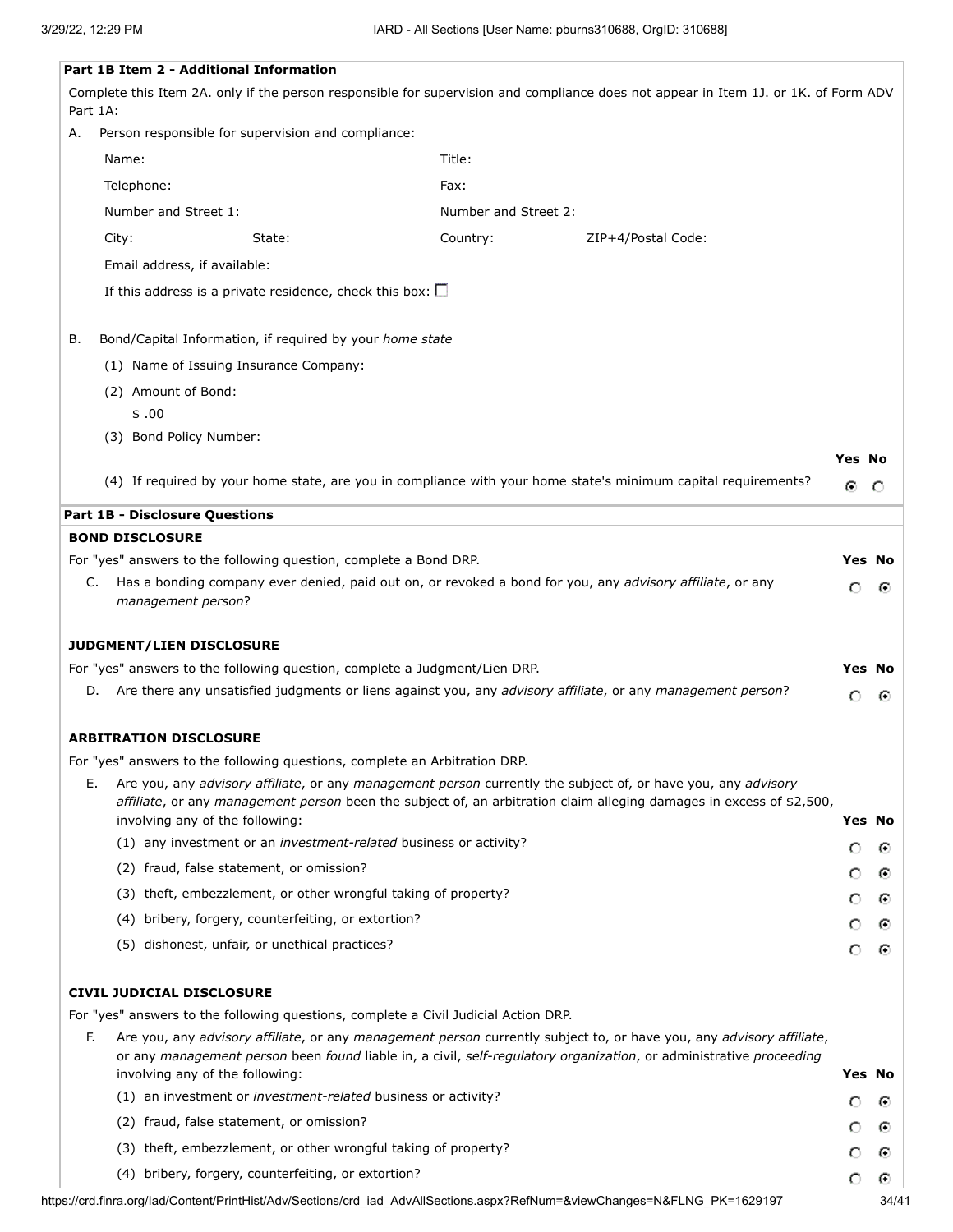### Part 1B Item 2 - Additional Information

Complete this Item 2A. only if the person responsible for supervision and compliance does not appear in Item 1J. or 1K. of Form ADV Part 1A:

A. Person responsible for supervision and compliance:

Name: 

Title: 

Telephone: 

Fax: 

Number and Street 1: 

Number and Street 2: 

City: 

State: 

Country: 

ZIP+4/Postal Code: 

Email address, if available:

If this address is a private residence, check this box: ☐

B. Bond/Capital Information, if required by your *home state*

(1) Name of Issuing Insurance Company:

(2) Amount of Bond:

$ .00

(3) Bond Policy Number:

| | Yes | No |
|---|---|---|
| (4) If required by your home state, are you in compliance with your home state's minimum capital requirements? | ⦿ | ○ |

### Part 1B - Disclosure Questions

**BOND DISCLOSURE**

For "yes" answers to the following question, complete a Bond DRP.

| | Yes | No |
|---|---|---|
| C. Has a bonding company ever denied, paid out on, or revoked a bond for you, any *advisory affiliate*, or any *management person*? | ○ | ⦿ |

**JUDGMENT/LIEN DISCLOSURE**

For "yes" answers to the following question, complete a Judgment/Lien DRP.

| | Yes | No |
|---|---|---|
| D. Are there any unsatisfied judgments or liens against you, any *advisory affiliate*, or any *management person*? | ○ | ⦿ |

**ARBITRATION DISCLOSURE**

For "yes" answers to the following questions, complete an Arbitration DRP.

E. Are you, any *advisory affiliate*, or any *management person* currently the subject of, or have you, any *advisory affiliate*, or any *management person* been the subject of, an arbitration claim alleging damages in excess of $2,500, involving any of the following:

| | Yes | No |
|---|---|---|
| (1) any investment or an *investment-related* business or activity? | ○ | ⦿ |
| (2) fraud, false statement, or omission? | ○ | ⦿ |
| (3) theft, embezzlement, or other wrongful taking of property? | ○ | ⦿ |
| (4) bribery, forgery, counterfeiting, or extortion? | ○ | ⦿ |
| (5) dishonest, unfair, or unethical practices? | ○ | ⦿ |

**CIVIL JUDICIAL DISCLOSURE**

For "yes" answers to the following questions, complete a Civil Judicial Action DRP.

F. Are you, any *advisory affiliate*, or any *management person* currently subject to, or have you, any *advisory affiliate*, or any *management person* been *found* liable in, a civil, *self-regulatory organization*, or administrative *proceeding* involving any of the following:

| | Yes | No |
|---|---|---|
| (1) an investment or *investment-related* business or activity? | ○ | ⦿ |
| (2) fraud, false statement, or omission? | ○ | ⦿ |
| (3) theft, embezzlement, or other wrongful taking of property? | ○ | ⦿ |
| (4) bribery, forgery, counterfeiting, or extortion? | ○ | ⦿ |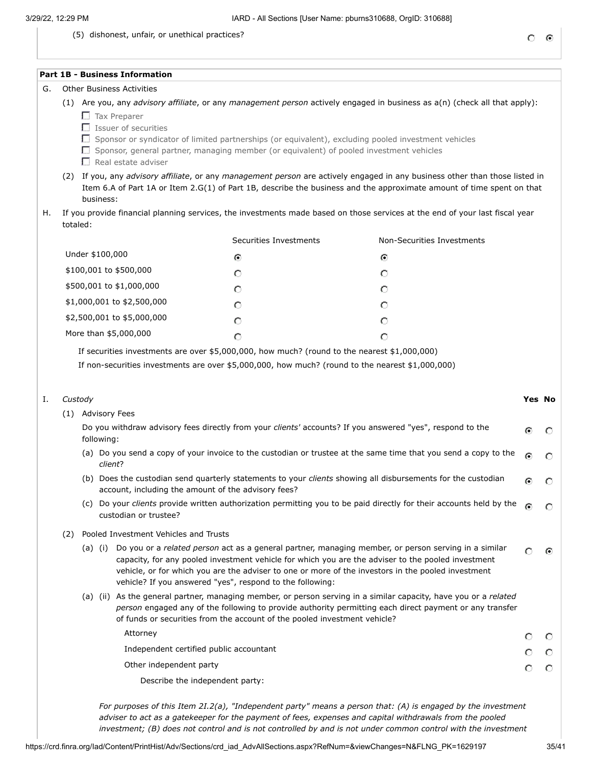(5) dishonest, unfair, or unethical practices? ○ ◉

**Part 1B - Business Information**

G. Other Business Activities

(1) Are you, any *advisory affiliate*, or any *management person* actively engaged in business as a(n) (check all that apply):

- ☐ Tax Preparer
- ☐ Issuer of securities
- ☐ Sponsor or syndicator of limited partnerships (or equivalent), excluding pooled investment vehicles
- ☐ Sponsor, general partner, managing member (or equivalent) of pooled investment vehicles
- ☐ Real estate adviser

(2) If you, any *advisory affiliate*, or any *management person* are actively engaged in any business other than those listed in Item 6.A of Part 1A or Item 2.G(1) of Part 1B, describe the business and the approximate amount of time spent on that business:

H. If you provide financial planning services, the investments made based on those services at the end of your last fiscal year totaled:

| | Securities Investments | Non-Securities Investments |
|---|---|---|
| Under $100,000 | ◉ | ◉ |
| $100,001 to $500,000 | ○ | ○ |
| $500,001 to $1,000,000 | ○ | ○ |
| $1,000,001 to $2,500,000 | ○ | ○ |
| $2,500,001 to $5,000,000 | ○ | ○ |
| More than $5,000,000 | ○ | ○ |

If securities investments are over $5,000,000, how much? (round to the nearest $1,000,000)

If non-securities investments are over $5,000,000, how much? (round to the nearest $1,000,000)

I. *Custody* **Yes No**

(1) Advisory Fees

Do you withdraw advisory fees directly from your *clients'* accounts? If you answered "yes", respond to the following: ◉ ○

(a) Do you send a copy of your invoice to the custodian or trustee at the same time that you send a copy to the *client*? ◉ ○

(b) Does the custodian send quarterly statements to your *clients* showing all disbursements for the custodian account, including the amount of the advisory fees? ◉ ○

(c) Do your *clients* provide written authorization permitting you to be paid directly for their accounts held by the custodian or trustee? ◉ ○

(2) Pooled Investment Vehicles and Trusts

(a) (i) Do you or a *related person* act as a general partner, managing member, or person serving in a similar capacity, for any pooled investment vehicle for which you are the adviser to the pooled investment vehicle, or for which you are the adviser to one or more of the investors in the pooled investment vehicle? If you answered "yes", respond to the following: ○ ◉

(a) (ii) As the general partner, managing member, or person serving in a similar capacity, have you or a *related person* engaged any of the following to provide authority permitting each direct payment or any transfer of funds or securities from the account of the pooled investment vehicle?

Attorney ○ ○

Independent certified public accountant ○ ○

Other independent party ○ ○

Describe the independent party:

*For purposes of this Item 2I.2(a), "Independent party" means a person that: (A) is engaged by the investment adviser to act as a gatekeeper for the payment of fees, expenses and capital withdrawals from the pooled investment; (B) does not control and is not controlled by and is not under common control with the investment*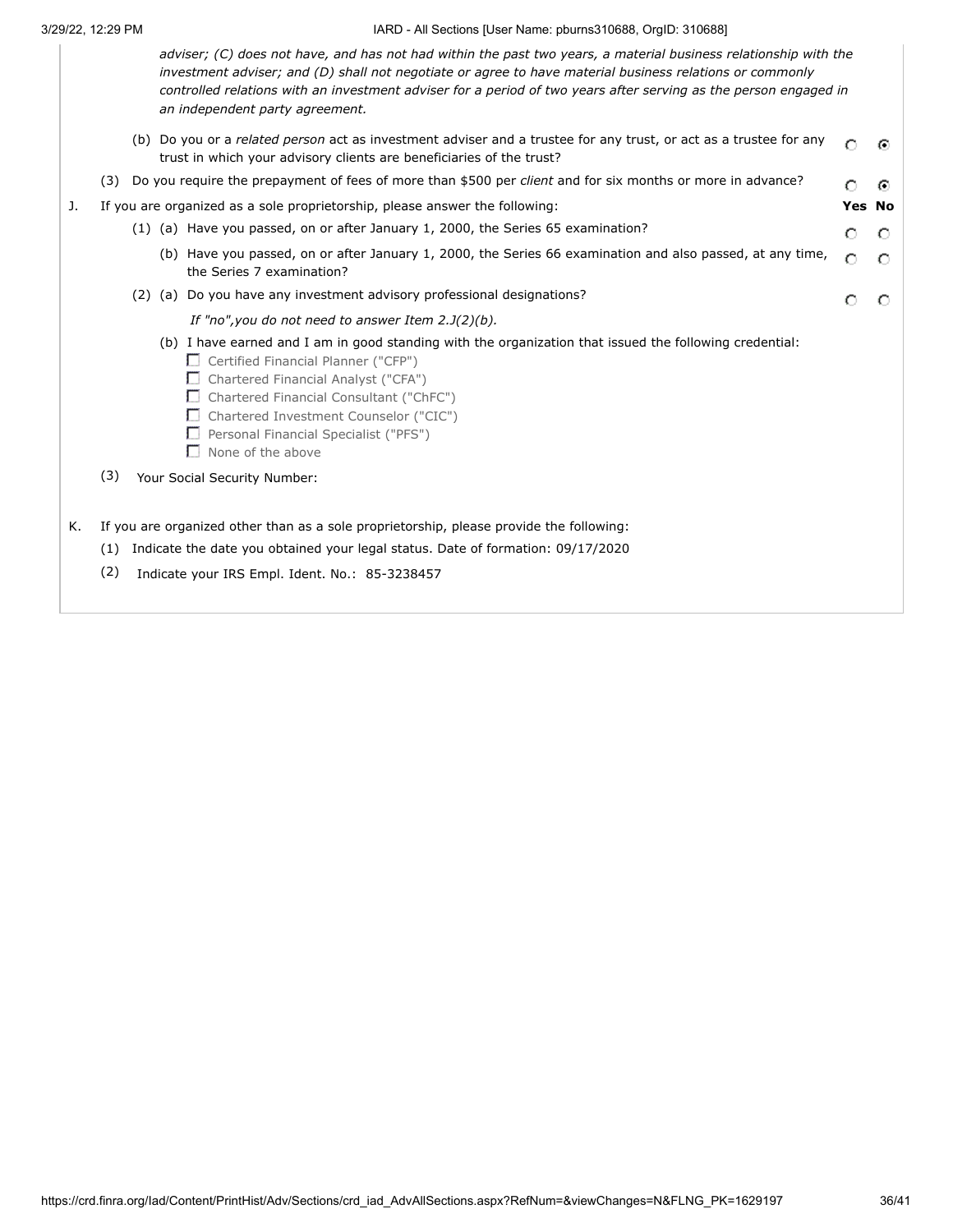*adviser; (C) does not have, and has not had within the past two years, a material business relationship with the investment adviser; and (D) shall not negotiate or agree to have material business relations or commonly controlled relations with an investment adviser for a period of two years after serving as the person engaged in an independent party agreement.*

| | | Yes | No |
|---|---|---|---|
| | (b) Do you or a *related person* act as investment adviser and a trustee for any trust, or act as a trustee for any trust in which your advisory clients are beneficiaries of the trust? | ○ | ◉ |
| (3) | Do you require the prepayment of fees of more than $500 per *client* and for six months or more in advance? | ○ | ◉ |

J. If you are organized as a sole proprietorship, please answer the following:

| | | Yes | No |
|---|---|---|---|
| (1) | (a) Have you passed, on or after January 1, 2000, the Series 65 examination? | ○ | ○ |
| | (b) Have you passed, on or after January 1, 2000, the Series 66 examination and also passed, at any time, the Series 7 examination? | ○ | ○ |
| (2) | (a) Do you have any investment advisory professional designations? | ○ | ○ |

*If "no",you do not need to answer Item 2.J(2)(b).*

(b) I have earned and I am in good standing with the organization that issued the following credential:

- ☐ Certified Financial Planner ("CFP")
- ☐ Chartered Financial Analyst ("CFA")
- ☐ Chartered Financial Consultant ("ChFC")
- ☐ Chartered Investment Counselor ("CIC")
- ☐ Personal Financial Specialist ("PFS")
- ☐ None of the above

(3) Your Social Security Number:

K. If you are organized other than as a sole proprietorship, please provide the following:

(1) Indicate the date you obtained your legal status. Date of formation: 09/17/2020

(2) Indicate your IRS Empl. Ident. No.: 85-3238457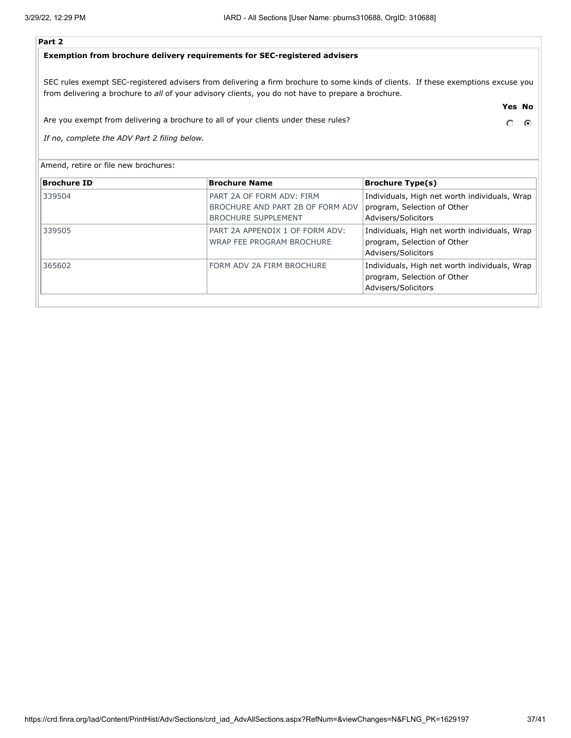## Part 2

### Exemption from brochure delivery requirements for SEC-registered advisers

SEC rules exempt SEC-registered advisers from delivering a firm brochure to some kinds of clients. If these exemptions excuse you from delivering a brochure to *all* of your advisory clients, you do not have to prepare a brochure.

| | Yes | No |
|---|---|---|
| Are you exempt from delivering a brochure to all of your clients under these rules? | ○ | ◉ |

*If no, complete the ADV Part 2 filing below.*

Amend, retire or file new brochures:

| Brochure ID | Brochure Name | Brochure Type(s) |
|---|---|---|
| 339504 | PART 2A OF FORM ADV: FIRM BROCHURE AND PART 2B OF FORM ADV BROCHURE SUPPLEMENT | Individuals, High net worth individuals, Wrap program, Selection of Other Advisers/Solicitors |
| 339505 | PART 2A APPENDIX 1 OF FORM ADV: WRAP FEE PROGRAM BROCHURE | Individuals, High net worth individuals, Wrap program, Selection of Other Advisers/Solicitors |
| 365602 | FORM ADV 2A FIRM BROCHURE | Individuals, High net worth individuals, Wrap program, Selection of Other Advisers/Solicitors |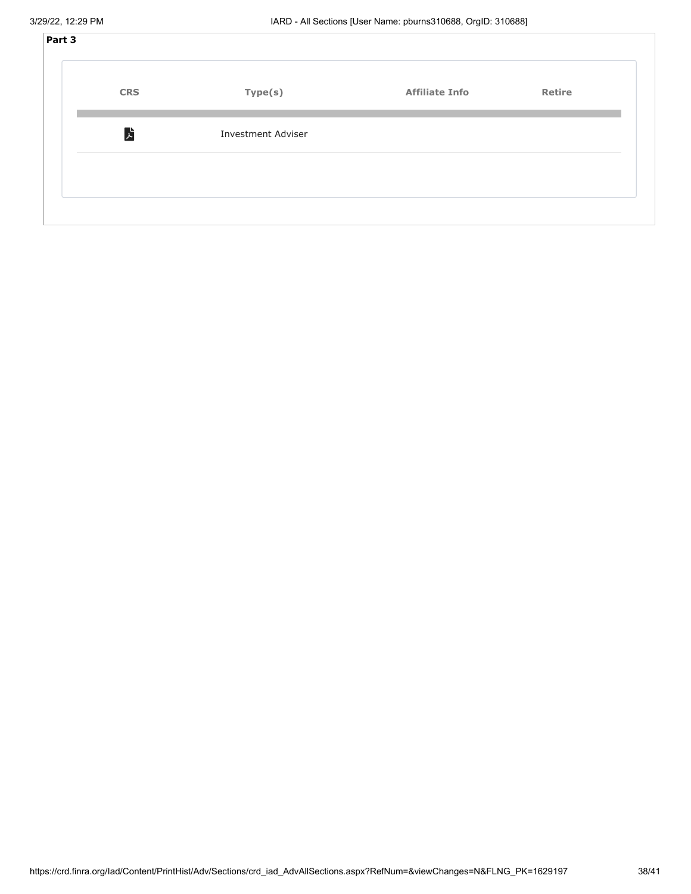**Part 3**

| CRS | Type(s) | Affiliate Info | Retire |
|---|---|---|---|
| | Investment Adviser | | |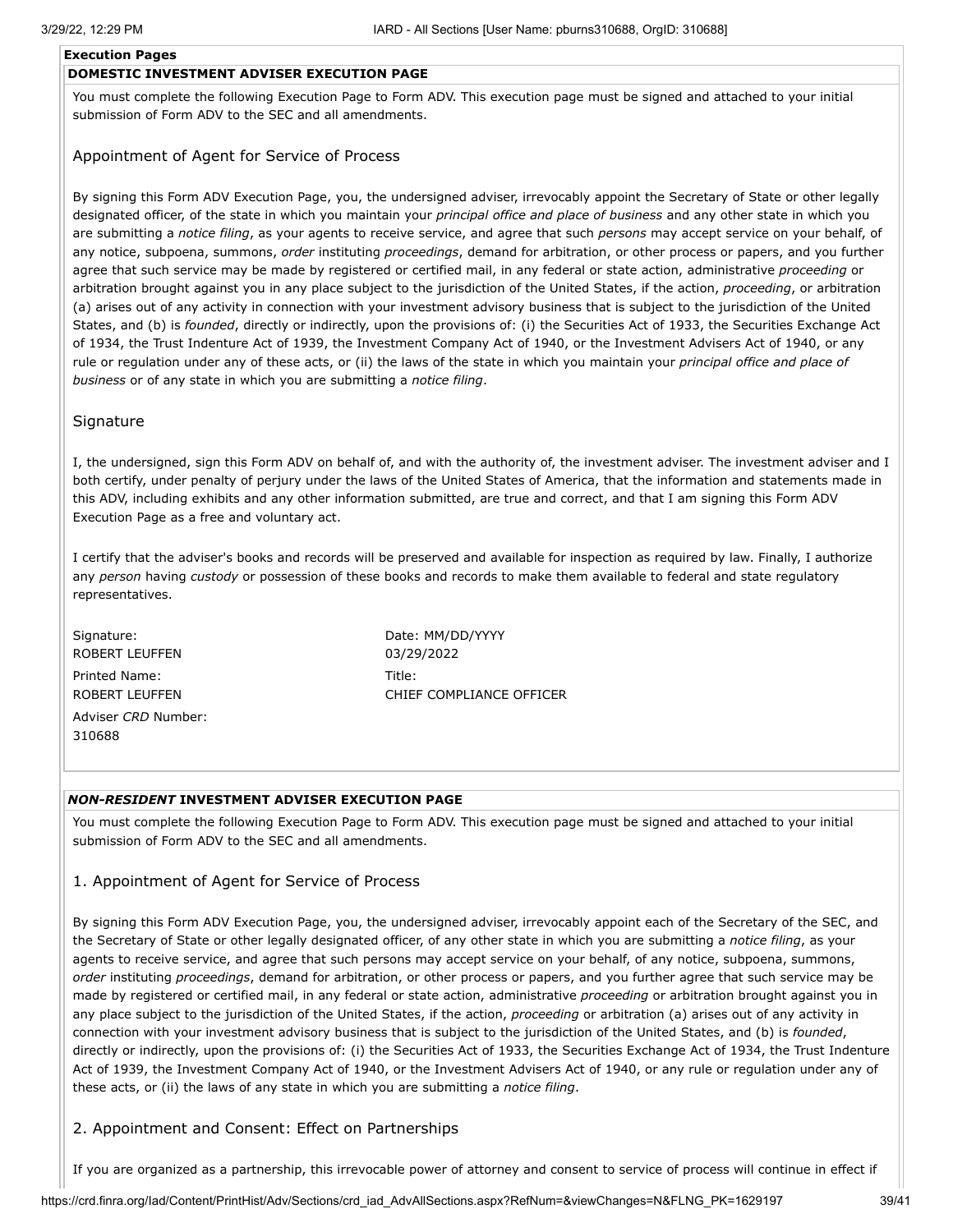**Execution Pages**

**DOMESTIC INVESTMENT ADVISER EXECUTION PAGE**

You must complete the following Execution Page to Form ADV. This execution page must be signed and attached to your initial submission of Form ADV to the SEC and all amendments.

### Appointment of Agent for Service of Process

By signing this Form ADV Execution Page, you, the undersigned adviser, irrevocably appoint the Secretary of State or other legally designated officer, of the state in which you maintain your *principal office and place of business* and any other state in which you are submitting a *notice filing*, as your agents to receive service, and agree that such *persons* may accept service on your behalf, of any notice, subpoena, summons, *order* instituting *proceedings*, demand for arbitration, or other process or papers, and you further agree that such service may be made by registered or certified mail, in any federal or state action, administrative *proceeding* or arbitration brought against you in any place subject to the jurisdiction of the United States, if the action, *proceeding*, or arbitration (a) arises out of any activity in connection with your investment advisory business that is subject to the jurisdiction of the United States, and (b) is *founded*, directly or indirectly, upon the provisions of: (i) the Securities Act of 1933, the Securities Exchange Act of 1934, the Trust Indenture Act of 1939, the Investment Company Act of 1940, or the Investment Advisers Act of 1940, or any rule or regulation under any of these acts, or (ii) the laws of the state in which you maintain your *principal office and place of business* or of any state in which you are submitting a *notice filing*.

### Signature

I, the undersigned, sign this Form ADV on behalf of, and with the authority of, the investment adviser. The investment adviser and I both certify, under penalty of perjury under the laws of the United States of America, that the information and statements made in this ADV, including exhibits and any other information submitted, are true and correct, and that I am signing this Form ADV Execution Page as a free and voluntary act.

I certify that the adviser's books and records will be preserved and available for inspection as required by law. Finally, I authorize any *person* having *custody* or possession of these books and records to make them available to federal and state regulatory representatives.

Signature:
ROBERT LEUFFEN

Date: MM/DD/YYYY
03/29/2022

Printed Name:
ROBERT LEUFFEN

Title:
CHIEF COMPLIANCE OFFICER

Adviser *CRD* Number:
310688

***NON-RESIDENT* INVESTMENT ADVISER EXECUTION PAGE**

You must complete the following Execution Page to Form ADV. This execution page must be signed and attached to your initial submission of Form ADV to the SEC and all amendments.

### 1. Appointment of Agent for Service of Process

By signing this Form ADV Execution Page, you, the undersigned adviser, irrevocably appoint each of the Secretary of the SEC, and the Secretary of State or other legally designated officer, of any other state in which you are submitting a *notice filing*, as your agents to receive service, and agree that such persons may accept service on your behalf, of any notice, subpoena, summons, *order* instituting *proceedings*, demand for arbitration, or other process or papers, and you further agree that such service may be made by registered or certified mail, in any federal or state action, administrative *proceeding* or arbitration brought against you in any place subject to the jurisdiction of the United States, if the action, *proceeding* or arbitration (a) arises out of any activity in connection with your investment advisory business that is subject to the jurisdiction of the United States, and (b) is *founded*, directly or indirectly, upon the provisions of: (i) the Securities Act of 1933, the Securities Exchange Act of 1934, the Trust Indenture Act of 1939, the Investment Company Act of 1940, or the Investment Advisers Act of 1940, or any rule or regulation under any of these acts, or (ii) the laws of any state in which you are submitting a *notice filing*.

### 2. Appointment and Consent: Effect on Partnerships

If you are organized as a partnership, this irrevocable power of attorney and consent to service of process will continue in effect if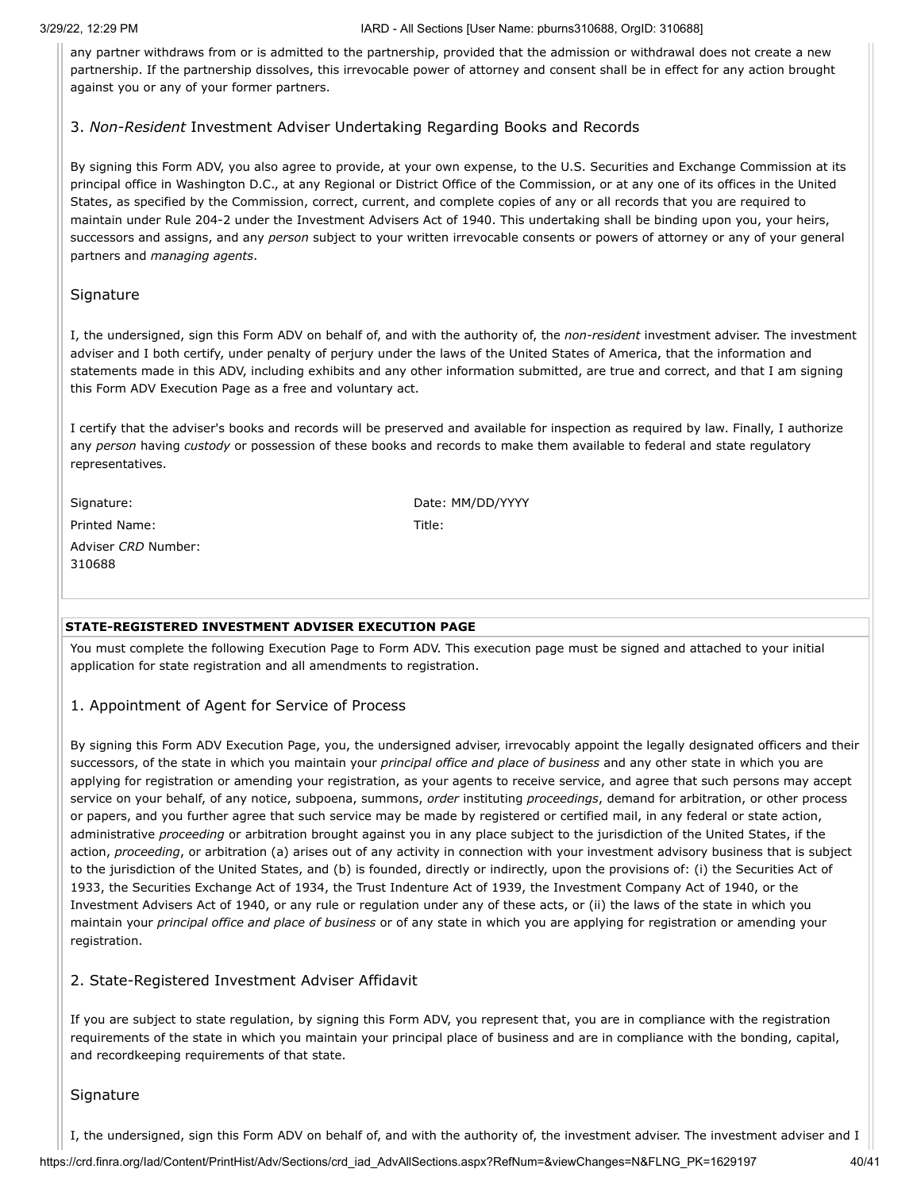any partner withdraws from or is admitted to the partnership, provided that the admission or withdrawal does not create a new partnership. If the partnership dissolves, this irrevocable power of attorney and consent shall be in effect for any action brought against you or any of your former partners.

### 3. *Non-Resident* Investment Adviser Undertaking Regarding Books and Records

By signing this Form ADV, you also agree to provide, at your own expense, to the U.S. Securities and Exchange Commission at its principal office in Washington D.C., at any Regional or District Office of the Commission, or at any one of its offices in the United States, as specified by the Commission, correct, current, and complete copies of any or all records that you are required to maintain under Rule 204-2 under the Investment Advisers Act of 1940. This undertaking shall be binding upon you, your heirs, successors and assigns, and any *person* subject to your written irrevocable consents or powers of attorney or any of your general partners and *managing agents*.

### Signature

I, the undersigned, sign this Form ADV on behalf of, and with the authority of, the *non-resident* investment adviser. The investment adviser and I both certify, under penalty of perjury under the laws of the United States of America, that the information and statements made in this ADV, including exhibits and any other information submitted, are true and correct, and that I am signing this Form ADV Execution Page as a free and voluntary act.

I certify that the adviser's books and records will be preserved and available for inspection as required by law. Finally, I authorize any *person* having *custody* or possession of these books and records to make them available to federal and state regulatory representatives.

| | |
|---|---|
| Signature: | Date: MM/DD/YYYY |
| Printed Name: | Title: |
| Adviser *CRD* Number: 310688 | |

## STATE-REGISTERED INVESTMENT ADVISER EXECUTION PAGE

You must complete the following Execution Page to Form ADV. This execution page must be signed and attached to your initial application for state registration and all amendments to registration.

### 1. Appointment of Agent for Service of Process

By signing this Form ADV Execution Page, you, the undersigned adviser, irrevocably appoint the legally designated officers and their successors, of the state in which you maintain your *principal office and place of business* and any other state in which you are applying for registration or amending your registration, as your agents to receive service, and agree that such persons may accept service on your behalf, of any notice, subpoena, summons, *order* instituting *proceedings*, demand for arbitration, or other process or papers, and you further agree that such service may be made by registered or certified mail, in any federal or state action, administrative *proceeding* or arbitration brought against you in any place subject to the jurisdiction of the United States, if the action, *proceeding*, or arbitration (a) arises out of any activity in connection with your investment advisory business that is subject to the jurisdiction of the United States, and (b) is founded, directly or indirectly, upon the provisions of: (i) the Securities Act of 1933, the Securities Exchange Act of 1934, the Trust Indenture Act of 1939, the Investment Company Act of 1940, or the Investment Advisers Act of 1940, or any rule or regulation under any of these acts, or (ii) the laws of the state in which you maintain your *principal office and place of business* or of any state in which you are applying for registration or amending your registration.

### 2. State-Registered Investment Adviser Affidavit

If you are subject to state regulation, by signing this Form ADV, you represent that, you are in compliance with the registration requirements of the state in which you maintain your principal place of business and are in compliance with the bonding, capital, and recordkeeping requirements of that state.

### Signature

I, the undersigned, sign this Form ADV on behalf of, and with the authority of, the investment adviser. The investment adviser and I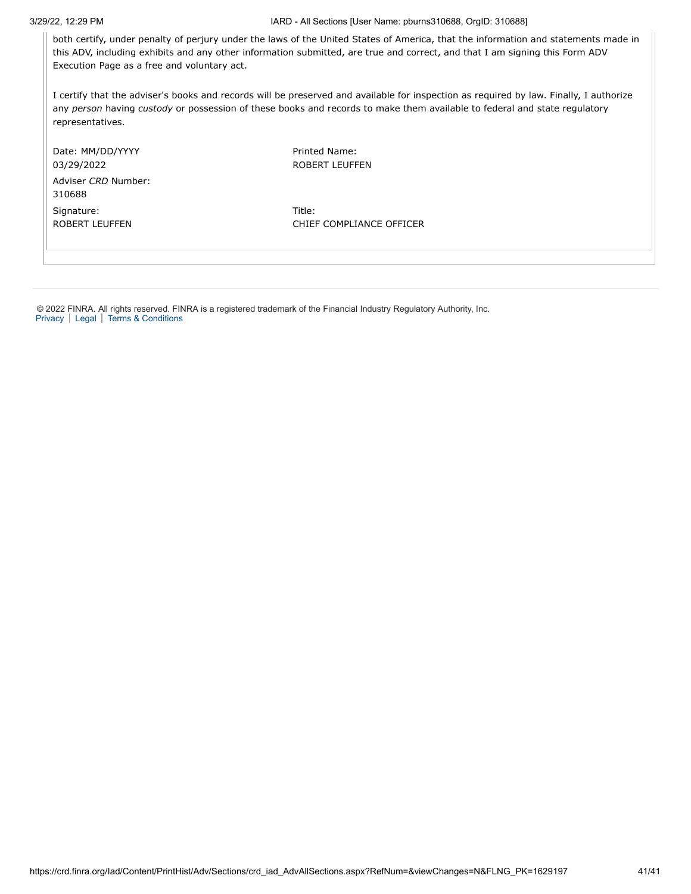both certify, under penalty of perjury under the laws of the United States of America, that the information and statements made in this ADV, including exhibits and any other information submitted, are true and correct, and that I am signing this Form ADV Execution Page as a free and voluntary act.

I certify that the adviser's books and records will be preserved and available for inspection as required by law. Finally, I authorize any *person* having *custody* or possession of these books and records to make them available to federal and state regulatory representatives.

| | |
|---|---|
| Date: MM/DD/YYYY<br>03/29/2022 | Printed Name:<br>ROBERT LEUFFEN |
| Adviser *CRD* Number:<br>310688 | |
| Signature:<br>ROBERT LEUFFEN | Title:<br>CHIEF COMPLIANCE OFFICER |

© 2022 FINRA. All rights reserved. FINRA is a registered trademark of the Financial Industry Regulatory Authority, Inc.
Privacy | Legal | Terms & Conditions